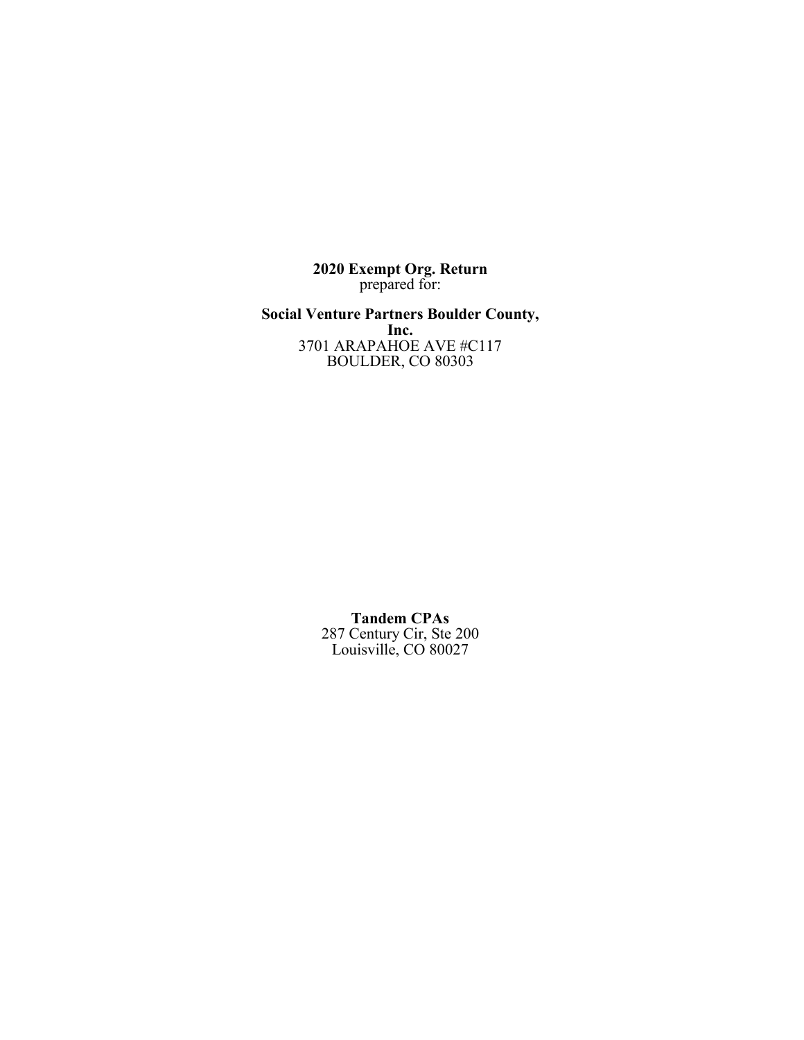**2020 Exempt Org. Return**
prepared for:

**Social Venture Partners Boulder County, Inc.**
3701 ARAPAHOE AVE #C117
BOULDER, CO 80303

**Tandem CPAs**
287 Century Cir, Ste 200
Louisville, CO 80027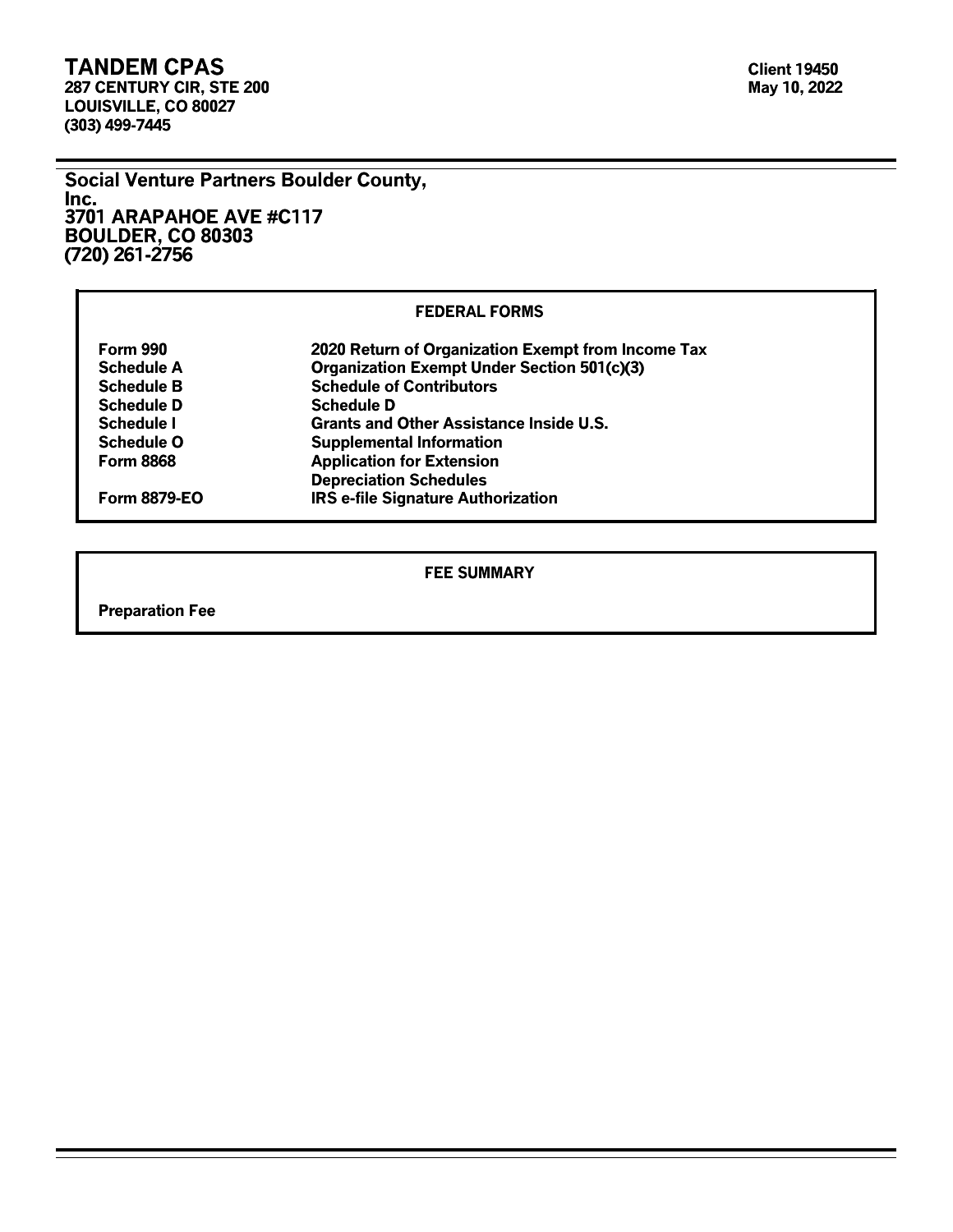**TANDEM CPAS**
**287 CENTURY CIR, STE 200**
**LOUISVILLE, CO 80027**
**(303) 499-7445**

**Client 19450**
**May 10, 2022**

**Social Venture Partners Boulder County, Inc.**
**3701 ARAPAHOE AVE #C117**
**BOULDER, CO 80303**
**(720) 261-2756**

## FEDERAL FORMS

| Form | Description |
|---|---|
| Form 990 | 2020 Return of Organization Exempt from Income Tax |
| Schedule A | Organization Exempt Under Section 501(c)(3) |
| Schedule B | Schedule of Contributors |
| Schedule D | Schedule D |
| Schedule I | Grants and Other Assistance Inside U.S. |
| Schedule O | Supplemental Information |
| Form 8868 | Application for Extension |
| | Depreciation Schedules |
| Form 8879-EO | IRS e-file Signature Authorization |

## FEE SUMMARY

**Preparation Fee**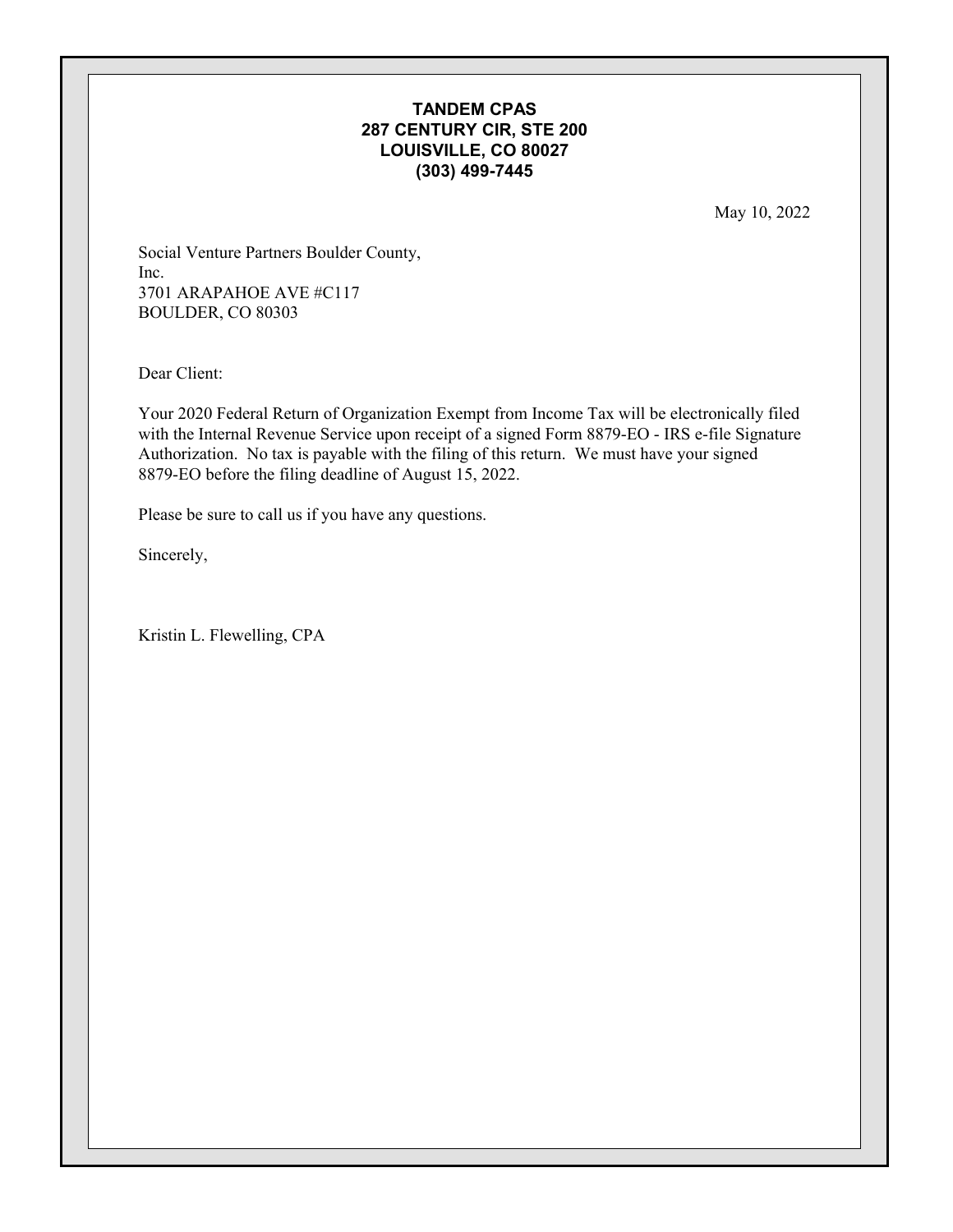**TANDEM CPAS**
**287 CENTURY CIR, STE 200**
**LOUISVILLE, CO 80027**
**(303) 499-7445**

May 10, 2022

Social Venture Partners Boulder County,
Inc.
3701 ARAPAHOE AVE #C117
BOULDER, CO 80303

Dear Client:

Your 2020 Federal Return of Organization Exempt from Income Tax will be electronically filed with the Internal Revenue Service upon receipt of a signed Form 8879-EO - IRS e-file Signature Authorization. No tax is payable with the filing of this return. We must have your signed 8879-EO before the filing deadline of August 15, 2022.

Please be sure to call us if you have any questions.

Sincerely,

Kristin L. Flewelling, CPA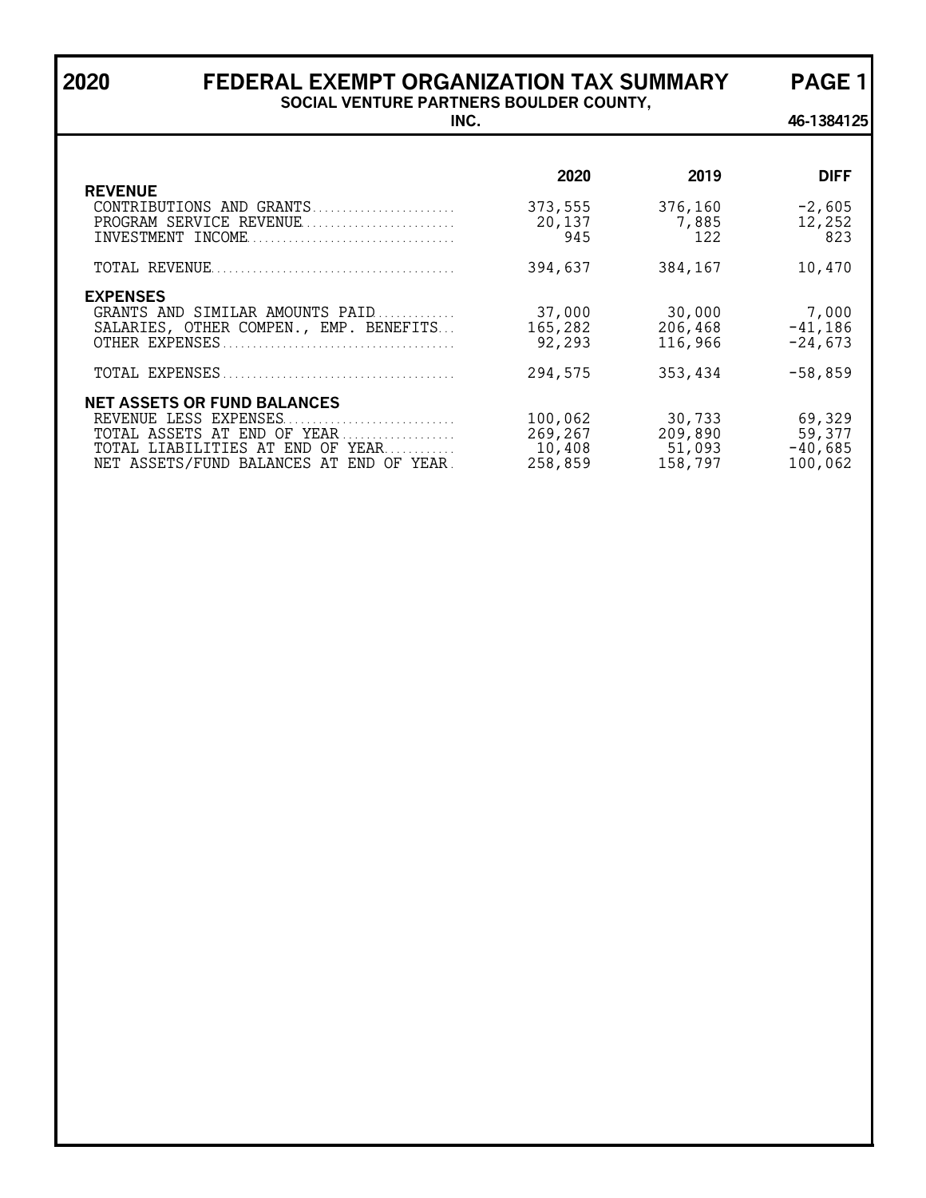# 2020 FEDERAL EXEMPT ORGANIZATION TAX SUMMARY PAGE 1

**SOCIAL VENTURE PARTNERS BOULDER COUNTY, INC.** **46-1384125**

| | 2020 | 2019 | DIFF |
|---|---|---|---|
| **REVENUE** | | | |
| CONTRIBUTIONS AND GRANTS | 373,555 | 376,160 | -2,605 |
| PROGRAM SERVICE REVENUE | 20,137 | 7,885 | 12,252 |
| INVESTMENT INCOME | 945 | 122 | 823 |
| TOTAL REVENUE | 394,637 | 384,167 | 10,470 |
| **EXPENSES** | | | |
| GRANTS AND SIMILAR AMOUNTS PAID | 37,000 | 30,000 | 7,000 |
| SALARIES, OTHER COMPEN., EMP. BENEFITS | 165,282 | 206,468 | -41,186 |
| OTHER EXPENSES | 92,293 | 116,966 | -24,673 |
| TOTAL EXPENSES | 294,575 | 353,434 | -58,859 |
| **NET ASSETS OR FUND BALANCES** | | | |
| REVENUE LESS EXPENSES | 100,062 | 30,733 | 69,329 |
| TOTAL ASSETS AT END OF YEAR | 269,267 | 209,890 | 59,377 |
| TOTAL LIABILITIES AT END OF YEAR | 10,408 | 51,093 | -40,685 |
| NET ASSETS/FUND BALANCES AT END OF YEAR | 258,859 | 158,797 | 100,062 |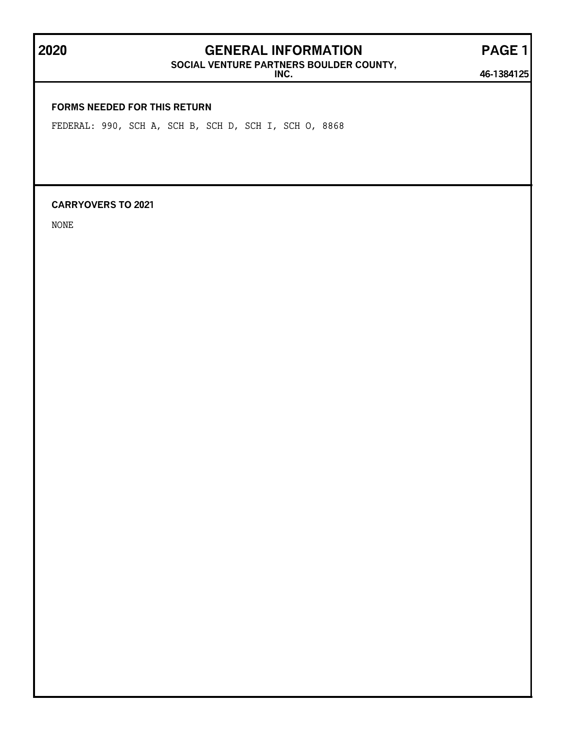# 2020 GENERAL INFORMATION PAGE 1

**SOCIAL VENTURE PARTNERS BOULDER COUNTY, INC.**

**46-1384125**

**FORMS NEEDED FOR THIS RETURN**

FEDERAL: 990, SCH A, SCH B, SCH D, SCH I, SCH O, 8868

**CARRYOVERS TO 2021**

NONE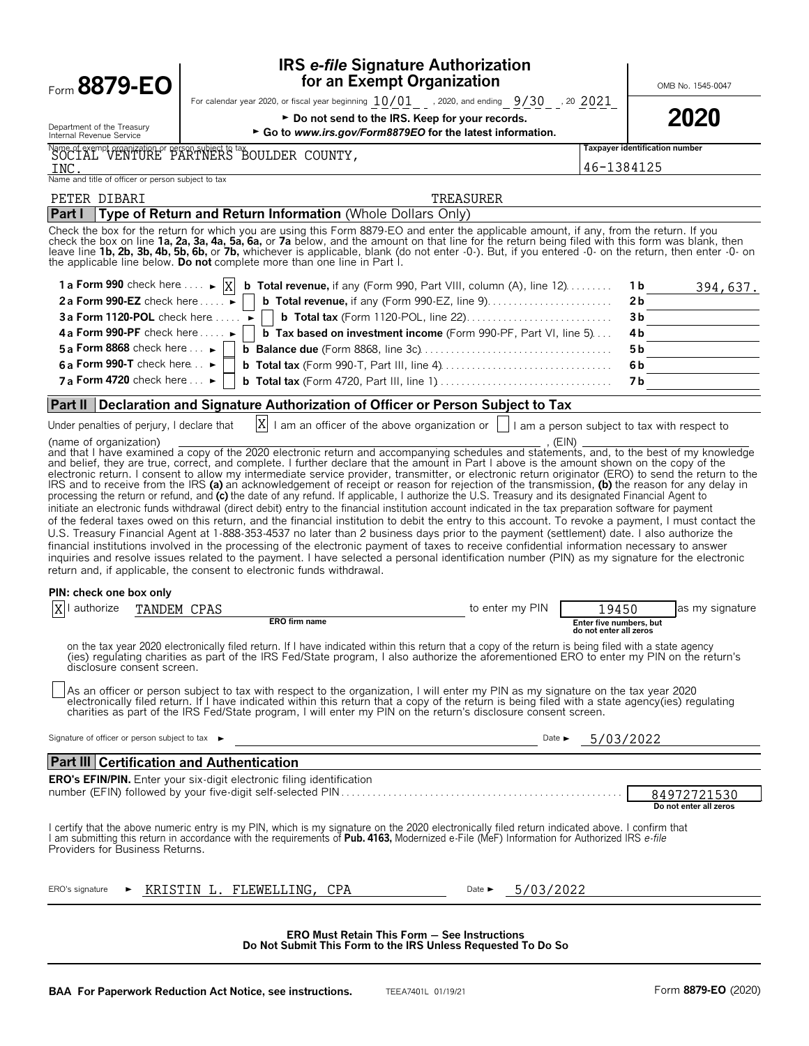# Form 8879-EO

## IRS *e-file* Signature Authorization for an Exempt Organization

OMB No. 1545-0047

For calendar year 2020, or fiscal year beginning 10/01, 2020, and ending 9/30, 20 2021

► Do not send to the IRS. Keep for your records.

► Go to *www.irs.gov/Form8879EO* for the latest information.

**2020**

Department of the Treasury
Internal Revenue Service

Name of exempt organization or person subject to tax: SOCIAL VENTURE PARTNERS BOULDER COUNTY, INC.

Taxpayer identification number: 46-1384125

Name and title of officer or person subject to tax: PETER DIBARI TREASURER

### Part I — Type of Return and Return Information (Whole Dollars Only)

Check the box for the return for which you are using this Form 8879-EO and enter the applicable amount, if any, from the return. If you check the box on line **1a, 2a, 3a, 4a, 5a, 6a,** or **7a** below, and the amount on that line for the return being filed with this form was blank, then leave line **1b, 2b, 3b, 4b, 5b, 6b,** or **7b,** whichever is applicable, blank (do not enter -0-). But, if you entered -0- on the return, then enter -0- on the applicable line below. **Do not** complete more than one line in Part I.

| | | | |
|---|---|---|---|
| **1 a Form 990** check here ► [X] | **b Total revenue,** if any (Form 990, Part VIII, column (A), line 12) | 1 b | 394,637. |
| **2 a Form 990-EZ** check here ► [ ] | **b Total revenue,** if any (Form 990-EZ, line 9) | 2 b | |
| **3 a Form 1120-POL** check here ► [ ] | **b Total tax** (Form 1120-POL, line 22) | 3 b | |
| **4 a Form 990-PF** check here ► [ ] | **b Tax based on investment income** (Form 990-PF, Part VI, line 5) | 4 b | |
| **5 a Form 8868** check here ► [ ] | **b Balance due** (Form 8868, line 3c) | 5 b | |
| **6 a Form 990-T** check here ► [ ] | **b Total tax** (Form 990-T, Part III, line 4) | 6 b | |
| **7 a Form 4720** check here ► [ ] | **b Total tax** (Form 4720, Part III, line 1) | 7 b | |

### Part II — Declaration and Signature Authorization of Officer or Person Subject to Tax

Under penalties of perjury, I declare that [X] I am an officer of the above organization or [ ] I am a person subject to tax with respect to (name of organization) ____________, (EIN) ____________

and that I have examined a copy of the 2020 electronic return and accompanying schedules and statements, and, to the best of my knowledge and belief, they are true, correct, and complete. I further declare that the amount in Part I above is the amount shown on the copy of the electronic return. I consent to allow my intermediate service provider, transmitter, or electronic return originator (ERO) to send the return to the IRS and to receive from the IRS **(a)** an acknowledgement of receipt or reason for rejection of the transmission, **(b)** the reason for any delay in processing the return or refund, and **(c)** the date of any refund. If applicable, I authorize the U.S. Treasury and its designated Financial Agent to initiate an electronic funds withdrawal (direct debit) entry to the financial institution account indicated in the tax preparation software for payment of the federal taxes owed on this return, and the financial institution to debit the entry to this account. To revoke a payment, I must contact the U.S. Treasury Financial Agent at 1-888-353-4537 no later than 2 business days prior to the payment (settlement) date. I also authorize the financial institutions involved in the processing of the electronic payment of taxes to receive confidential information necessary to answer inquiries and resolve issues related to the payment. I have selected a personal identification number (PIN) as my signature for the electronic return and, if applicable, the consent to electronic funds withdrawal.

**PIN: check one box only**

[X] I authorize TANDEM CPAS (ERO firm name) to enter my PIN 19450 (Enter five numbers, but do not enter all zeros) as my signature on the tax year 2020 electronically filed return. If I have indicated within this return that a copy of the return is being filed with a state agency (ies) regulating charities as part of the IRS Fed/State program, I also authorize the aforementioned ERO to enter my PIN on the return's disclosure consent screen.

[ ] As an officer or person subject to tax with respect to the organization, I will enter my PIN as my signature on the tax year 2020 electronically filed return. If I have indicated within this return that a copy of the return is being filed with a state agency(ies) regulating charities as part of the IRS Fed/State program, I will enter my PIN on the return's disclosure consent screen.

Signature of officer or person subject to tax ► ____________ Date ► 5/03/2022

### Part III — Certification and Authentication

**ERO's EFIN/PIN.** Enter your six-digit electronic filing identification number (EFIN) followed by your five-digit self-selected PIN: 84972721530 (Do not enter all zeros)

I certify that the above numeric entry is my PIN, which is my signature on the 2020 electronically filed return indicated above. I confirm that I am submitting this return in accordance with the requirements of **Pub. 4163,** Modernized e-File (MeF) Information for Authorized IRS *e-file* Providers for Business Returns.

ERO's signature ► KRISTIN L. FLEWELLING, CPA Date ► 5/03/2022

**ERO Must Retain This Form — See Instructions**
**Do Not Submit This Form to the IRS Unless Requested To Do So**

**BAA For Paperwork Reduction Act Notice, see instructions.** TEEA7401L 01/19/21 Form **8879-EO** (2020)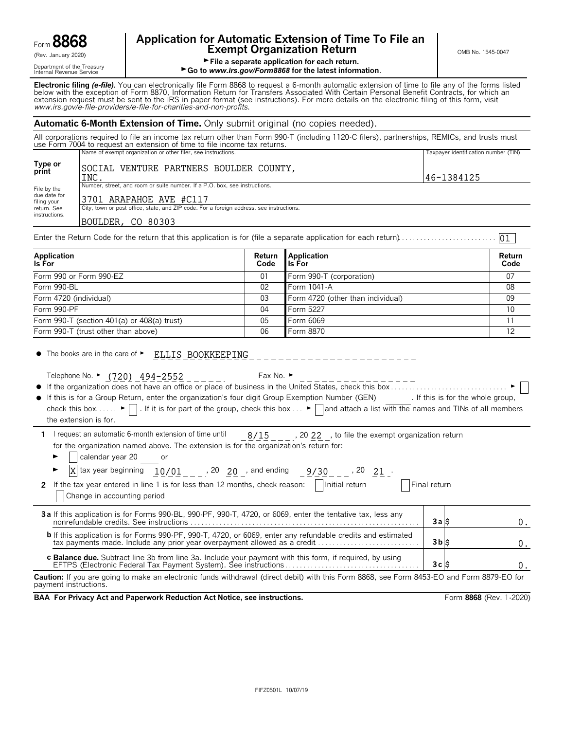Form **8868**
(Rev. January 2020)
Department of the Treasury
Internal Revenue Service

# Application for Automatic Extension of Time To File an Exempt Organization Return

► File a separate application for each return.
► Go to *www.irs.gov/Form8868* for the latest information.

OMB No. 1545-0047

**Electronic filing *(e-file)*.** You can electronically file Form 8868 to request a 6-month automatic extension of time to file any of the forms listed below with the exception of Form 8870, Information Return for Transfers Associated With Certain Personal Benefit Contracts, for which an extension request must be sent to the IRS in paper format (see instructions). For more details on the electronic filing of this form, visit *www.irs.gov/e-file-providers/e-file-for-charities-and-non-profits.*

## Automatic 6-Month Extension of Time. Only submit original (no copies needed).

All corporations required to file an income tax return other than Form 990-T (including 1120-C filers), partnerships, REMICs, and trusts must use Form 7004 to request an extension of time to file income tax returns.

| | | |
|---|---|---|
| **Type or print** | Name of exempt organization or other filer, see instructions. SOCIAL VENTURE PARTNERS BOULDER COUNTY, INC. | Taxpayer identification number (TIN) 46-1384125 |
| File by the due date for filing your return. See instructions. | Number, street, and room or suite number. If a P.O. box, see instructions. 3701 ARAPAHOE AVE #C117 | |
| | City, town or post office, state, and ZIP code. For a foreign address, see instructions. BOULDER, CO 80303 | |

Enter the Return Code for the return that this application is for (file a separate application for each return) . . . . . . . . . . 01

| Application Is For | Return Code | Application Is For | Return Code |
|---|---|---|---|
| Form 990 or Form 990-EZ | 01 | Form 990-T (corporation) | 07 |
| Form 990-BL | 02 | Form 1041-A | 08 |
| Form 4720 (individual) | 03 | Form 4720 (other than individual) | 09 |
| Form 990-PF | 04 | Form 5227 | 10 |
| Form 990-T (section 401(a) or 408(a) trust) | 05 | Form 6069 | 11 |
| Form 990-T (trust other than above) | 06 | Form 8870 | 12 |

- The books are in the care of ► ELLIS BOOKKEEPING

  Telephone No. ► (720) 494-2552 Fax No. ►

- If the organization does not have an office or place of business in the United States, check this box . . . . . . ► ☐
- If this is for a Group Return, enter the organization's four digit Group Exemption Number (GEN) ______ . If this is for the whole group, check this box . . . . . ► ☐ . If it is for part of the group, check this box . . . ► ☐ and attach a list with the names and TINs of all members the extension is for.

**1** I request an automatic 6-month extension of time until 8/15, 20 22 , to file the exempt organization return for the organization named above. The extension is for the organization's return for:

► ☐ calendar year 20 ____ or

► ☒ tax year beginning 10/01, 20 20 , and ending 9/30, 20 21 .

**2** If the tax year entered in line 1 is for less than 12 months, check reason: ☐ Initial return ☐ Final return ☐ Change in accounting period

| | | |
|---|---|---|
| **3a** If this application is for Forms 990-BL, 990-PF, 990-T, 4720, or 6069, enter the tentative tax, less any nonrefundable credits. See instructions . . . . . . | **3a** $ | 0. |
| **b** If this application is for Forms 990-PF, 990-T, 4720, or 6069, enter any refundable credits and estimated tax payments made. Include any prior year overpayment allowed as a credit . . . . . . | **3b** $ | 0. |
| **c Balance due.** Subtract line 3b from line 3a. Include your payment with this form, if required, by using EFTPS (Electronic Federal Tax Payment System). See instructions . . . . . . | **3c** $ | 0. |

**Caution:** If you are going to make an electronic funds withdrawal (direct debit) with this Form 8868, see Form 8453-EO and Form 8879-EO for payment instructions.

**BAA For Privacy Act and Paperwork Reduction Act Notice, see instructions.** Form **8868** (Rev. 1-2020)

FIFZ0501L 10/07/19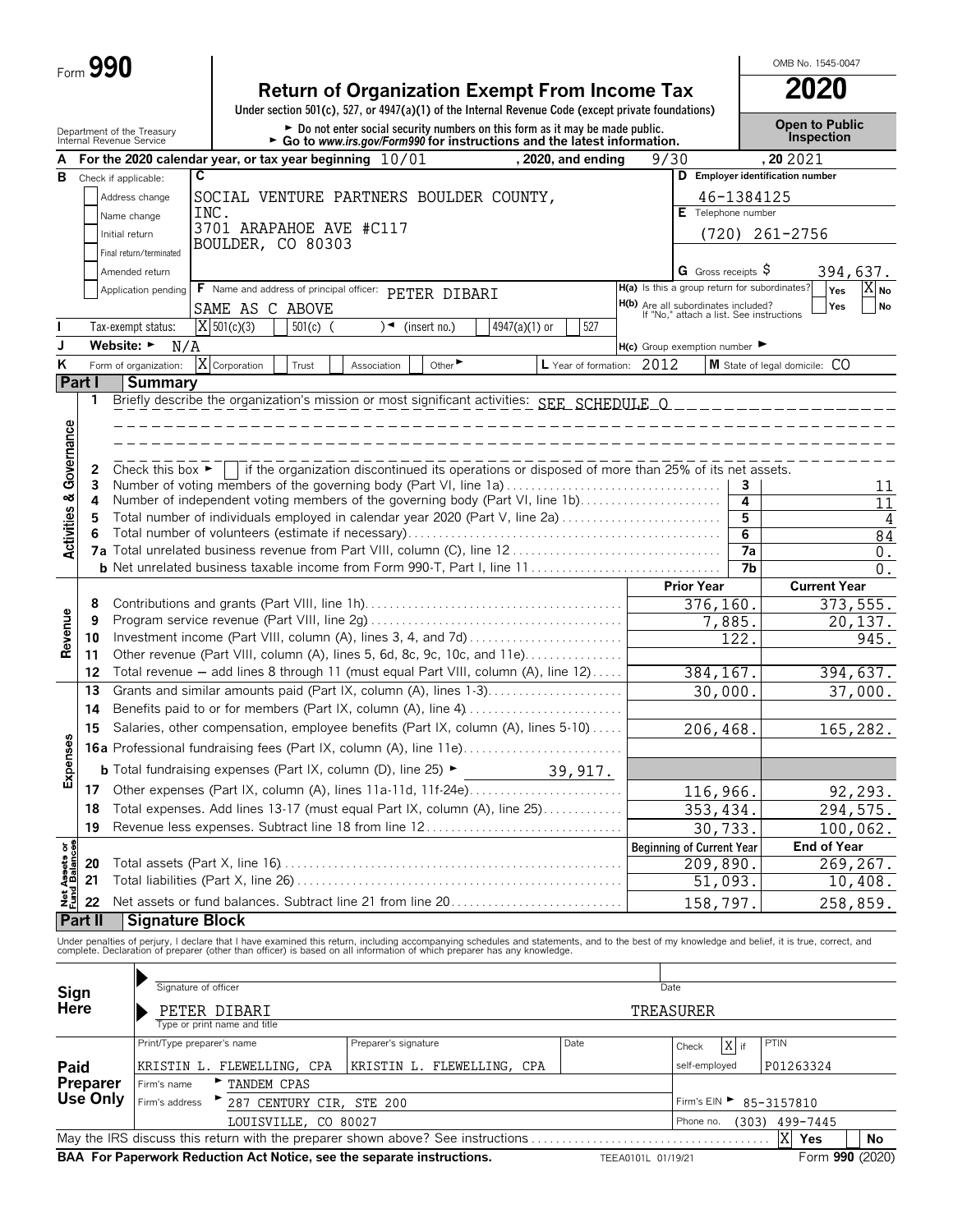Form **990**

# Return of Organization Exempt From Income Tax

Under section 501(c), 527, or 4947(a)(1) of the Internal Revenue Code (except private foundations)

► Do not enter social security numbers on this form as it may be made public.
► Go to *www.irs.gov/Form990* for instructions and the latest information.

OMB No. 1545-0047

**2020**

**Open to Public Inspection**

Department of the Treasury
Internal Revenue Service

**A** For the 2020 calendar year, or tax year beginning 10/01 , 2020, and ending 9/30 , 20 2021

**B** Check if applicable:
- Address change
- Name change
- Initial return
- Final return/terminated
- Amended return
- Application pending

**C** SOCIAL VENTURE PARTNERS BOULDER COUNTY, INC.
3701 ARAPAHOE AVE #C117
BOULDER, CO 80303

**D** Employer identification number: 46-1384125

**E** Telephone number: (720) 261-2756

**G** Gross receipts $ 394,637.

**F** Name and address of principal officer: PETER DIBARI
SAME AS C ABOVE

**H(a)** Is this a group return for subordinates? Yes [ ] No [X]

**H(b)** Are all subordinates included? Yes [ ] No [ ]
If "No," attach a list. See instructions

**I** Tax-exempt status: [X] 501(c)(3) [ ] 501(c) ( ) ◄ (insert no.) [ ] 4947(a)(1) or [ ] 527

**J** Website: ► N/A

**H(c)** Group exemption number ►

**K** Form of organization: [X] Corporation [ ] Trust [ ] Association [ ] Other ►

**L** Year of formation: 2012

**M** State of legal domicile: CO

## Part I Summary

**Activities & Governance**

1 Briefly describe the organization's mission or most significant activities: SEE SCHEDULE O

2 Check this box ► [ ] if the organization discontinued its operations or disposed of more than 25% of its net assets.

| | | Line | |
|---|---|---|---|
| 3 | Number of voting members of the governing body (Part VI, line 1a) | 3 | 11 |
| 4 | Number of independent voting members of the governing body (Part VI, line 1b) | 4 | 11 |
| 5 | Total number of individuals employed in calendar year 2020 (Part V, line 2a) | 5 | 4 |
| 6 | Total number of volunteers (estimate if necessary) | 6 | 84 |
| 7a | Total unrelated business revenue from Part VIII, column (C), line 12 | 7a | 0. |
| b | Net unrelated business taxable income from Form 990-T, Part I, line 11 | 7b | 0. |

| | | | Prior Year | Current Year |
|---|---|---|---|---|
| **Revenue** | 8 | Contributions and grants (Part VIII, line 1h) | 376,160. | 373,555. |
| | 9 | Program service revenue (Part VIII, line 2g) | 7,885. | 20,137. |
| | 10 | Investment income (Part VIII, column (A), lines 3, 4, and 7d) | 122. | 945. |
| | 11 | Other revenue (Part VIII, column (A), lines 5, 6d, 8c, 9c, 10c, and 11e) | | |
| | 12 | Total revenue — add lines 8 through 11 (must equal Part VIII, column (A), line 12) | 384,167. | 394,637. |
| **Expenses** | 13 | Grants and similar amounts paid (Part IX, column (A), lines 1-3) | 30,000. | 37,000. |
| | 14 | Benefits paid to or for members (Part IX, column (A), line 4) | | |
| | 15 | Salaries, other compensation, employee benefits (Part IX, column (A), lines 5-10) | 206,468. | 165,282. |
| | 16a | Professional fundraising fees (Part IX, column (A), line 11e) | | |
| | b | Total fundraising expenses (Part IX, column (D), line 25) ► 39,917. | | |
| | 17 | Other expenses (Part IX, column (A), lines 11a-11d, 11f-24e) | 116,966. | 92,293. |
| | 18 | Total expenses. Add lines 13-17 (must equal Part IX, column (A), line 25) | 353,434. | 294,575. |
| | 19 | Revenue less expenses. Subtract line 18 from line 12 | 30,733. | 100,062. |
| | | | **Beginning of Current Year** | **End of Year** |
| **Net Assets or Fund Balances** | 20 | Total assets (Part X, line 16) | 209,890. | 269,267. |
| | 21 | Total liabilities (Part X, line 26) | 51,093. | 10,408. |
| | 22 | Net assets or fund balances. Subtract line 21 from line 20 | 158,797. | 258,859. |

## Part II Signature Block

Under penalties of perjury, I declare that I have examined this return, including accompanying schedules and statements, and to the best of my knowledge and belief, it is true, correct, and complete. Declaration of preparer (other than officer) is based on all information of which preparer has any knowledge.

**Sign Here**

Signature of officer — Date

PETER DIBARI — TREASURER
Type or print name and title

**Paid Preparer Use Only**

| Print/Type preparer's name | Preparer's signature | Date | Check [X] if self-employed | PTIN |
|---|---|---|---|---|
| KRISTIN L. FLEWELLING, CPA | KRISTIN L. FLEWELLING, CPA | | | P01263324 |

Firm's name ► TANDEM CPAS
Firm's address ► 287 CENTURY CIR, STE 200, LOUISVILLE, CO 80027
Firm's EIN ► 85-3157810
Phone no. (303) 499-7445

May the IRS discuss this return with the preparer shown above? See instructions [X] Yes [ ] No

**BAA For Paperwork Reduction Act Notice, see the separate instructions.** TEEA0101L 01/19/21 Form **990** (2020)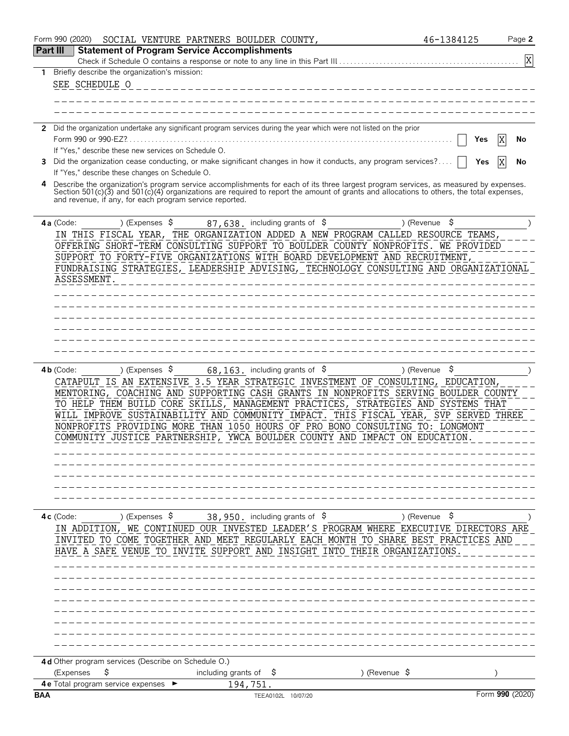Form 990 (2020) SOCIAL VENTURE PARTNERS BOULDER COUNTY, 46-1384125 Page **2**

## Part III Statement of Program Service Accomplishments

Check if Schedule O contains a response or note to any line in this Part III . . . . . . . . . . . . . . . . [X]

**1** Briefly describe the organization's mission:

SEE SCHEDULE O

**2** Did the organization undertake any significant program services during the year which were not listed on the prior Form 990 or 990-EZ? . . . . . . . . [ ] Yes [X] No

If "Yes," describe these new services on Schedule O.

**3** Did the organization cease conducting, or make significant changes in how it conducts, any program services? . . . . [ ] Yes [X] No

If "Yes," describe these changes on Schedule O.

**4** Describe the organization's program service accomplishments for each of its three largest program services, as measured by expenses. Section 501(c)(3) and 501(c)(4) organizations are required to report the amount of grants and allocations to others, the total expenses, and revenue, if any, for each program service reported.

**4a** (Code: ) (Expenses $ 87,638. including grants of $ ) (Revenue $ )

IN THIS FISCAL YEAR, THE ORGANIZATION ADDED A NEW PROGRAM CALLED RESOURCE TEAMS, OFFERING SHORT-TERM CONSULTING SUPPORT TO BOULDER COUNTY NONPROFITS. WE PROVIDED SUPPORT TO FORTY-FIVE ORGANIZATIONS WITH BOARD DEVELOPMENT AND RECRUITMENT, FUNDRAISING STRATEGIES, LEADERSHIP ADVISING, TECHNOLOGY CONSULTING AND ORGANIZATIONAL ASSESSMENT.

**4b** (Code: ) (Expenses $ 68,163. including grants of $ ) (Revenue $ )

CATAPULT IS AN EXTENSIVE 3.5 YEAR STRATEGIC INVESTMENT OF CONSULTING, EDUCATION, MENTORING, COACHING AND SUPPORTING CASH GRANTS IN NONPROFITS SERVING BOULDER COUNTY TO HELP THEM BUILD CORE SKILLS, MANAGEMENT PRACTICES, STRATEGIES AND SYSTEMS THAT WILL IMPROVE SUSTAINABILITY AND COMMUNITY IMPACT. THIS FISCAL YEAR, SVP SERVED THREE NONPROFITS PROVIDING MORE THAN 1050 HOURS OF PRO BONO CONSULTING TO: LONGMONT COMMUNITY JUSTICE PARTNERSHIP, YWCA BOULDER COUNTY AND IMPACT ON EDUCATION.

**4c** (Code: ) (Expenses $ 38,950. including grants of $ ) (Revenue $ )

IN ADDITION, WE CONTINUED OUR INVESTED LEADER'S PROGRAM WHERE EXECUTIVE DIRECTORS ARE INVITED TO COME TOGETHER AND MEET REGULARLY EACH MONTH TO SHARE BEST PRACTICES AND HAVE A SAFE VENUE TO INVITE SUPPORT AND INSIGHT INTO THEIR ORGANIZATIONS.

**4d** Other program services (Describe on Schedule O.)

(Expenses $ including grants of $ ) (Revenue $ )

**4e** Total program service expenses ► 194,751.

BAA TEEA0102L 10/07/20 Form **990** (2020)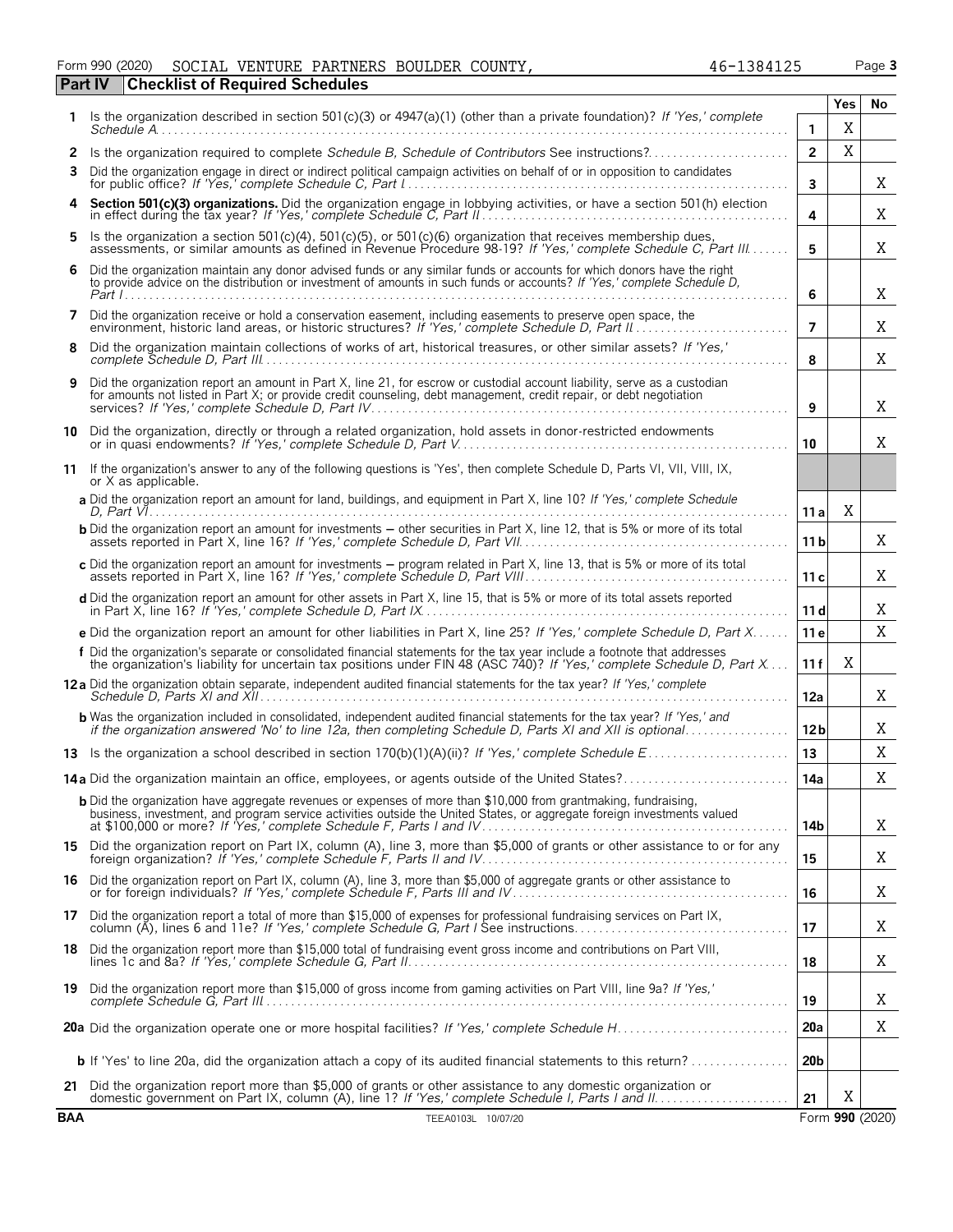Form 990 (2020) SOCIAL VENTURE PARTNERS BOULDER COUNTY, 46-1384125 Page **3**

## Part IV Checklist of Required Schedules

| | | | Yes | No |
|---|---|---|---|---|
| **1** | Is the organization described in section 501(c)(3) or 4947(a)(1) (other than a private foundation)? *If 'Yes,' complete Schedule A* | **1** | X | |
| **2** | Is the organization required to complete *Schedule B, Schedule of Contributors* See instructions? | **2** | X | |
| **3** | Did the organization engage in direct or indirect political campaign activities on behalf of or in opposition to candidates for public office? *If 'Yes,' complete Schedule C, Part I* | **3** | | X |
| **4** | **Section 501(c)(3) organizations.** Did the organization engage in lobbying activities, or have a section 501(h) election in effect during the tax year? *If 'Yes,' complete Schedule C, Part II* | **4** | | X |
| **5** | Is the organization a section 501(c)(4), 501(c)(5), or 501(c)(6) organization that receives membership dues, assessments, or similar amounts as defined in Revenue Procedure 98-19? *If 'Yes,' complete Schedule C, Part III* | **5** | | X |
| **6** | Did the organization maintain any donor advised funds or any similar funds or accounts for which donors have the right to provide advice on the distribution or investment of amounts in such funds or accounts? *If 'Yes,' complete Schedule D, Part I* | **6** | | X |
| **7** | Did the organization receive or hold a conservation easement, including easements to preserve open space, the environment, historic land areas, or historic structures? *If 'Yes,' complete Schedule D, Part II* | **7** | | X |
| **8** | Did the organization maintain collections of works of art, historical treasures, or other similar assets? *If 'Yes,' complete Schedule D, Part III* | **8** | | X |
| **9** | Did the organization report an amount in Part X, line 21, for escrow or custodial account liability, serve as a custodian for amounts not listed in Part X; or provide credit counseling, debt management, credit repair, or debt negotiation services? *If 'Yes,' complete Schedule D, Part IV* | **9** | | X |
| **10** | Did the organization, directly or through a related organization, hold assets in donor-restricted endowments or in quasi endowments? *If 'Yes,' complete Schedule D, Part V* | **10** | | X |
| **11** | If the organization's answer to any of the following questions is 'Yes', then complete Schedule D, Parts VI, VII, VIII, IX, or X as applicable. | | | |
| | **a** Did the organization report an amount for land, buildings, and equipment in Part X, line 10? *If 'Yes,' complete Schedule D, Part VI* | **11a** | X | |
| | **b** Did the organization report an amount for investments — other securities in Part X, line 12, that is 5% or more of its total assets reported in Part X, line 16? *If 'Yes,' complete Schedule D, Part VII* | **11b** | | X |
| | **c** Did the organization report an amount for investments — program related in Part X, line 13, that is 5% or more of its total assets reported in Part X, line 16? *If 'Yes,' complete Schedule D, Part VIII* | **11c** | | X |
| | **d** Did the organization report an amount for other assets in Part X, line 15, that is 5% or more of its total assets reported in Part X, line 16? *If 'Yes,' complete Schedule D, Part IX* | **11d** | | X |
| | **e** Did the organization report an amount for other liabilities in Part X, line 25? *If 'Yes,' complete Schedule D, Part X* | **11e** | | X |
| | **f** Did the organization's separate or consolidated financial statements for the tax year include a footnote that addresses the organization's liability for uncertain tax positions under FIN 48 (ASC 740)? *If 'Yes,' complete Schedule D, Part X* | **11f** | X | |
| **12a** | Did the organization obtain separate, independent audited financial statements for the tax year? *If 'Yes,' complete Schedule D, Parts XI and XII* | **12a** | | X |
| | **b** Was the organization included in consolidated, independent audited financial statements for the tax year? *If 'Yes,' and if the organization answered 'No' to line 12a, then completing Schedule D, Parts XI and XII is optional* | **12b** | | X |
| **13** | Is the organization a school described in section 170(b)(1)(A)(ii)? *If 'Yes,' complete Schedule E* | **13** | | X |
| **14a** | Did the organization maintain an office, employees, or agents outside of the United States? | **14a** | | X |
| | **b** Did the organization have aggregate revenues or expenses of more than $10,000 from grantmaking, fundraising, business, investment, and program service activities outside the United States, or aggregate foreign investments valued at $100,000 or more? *If 'Yes,' complete Schedule F, Parts I and IV* | **14b** | | X |
| **15** | Did the organization report on Part IX, column (A), line 3, more than $5,000 of grants or other assistance to or for any foreign organization? *If 'Yes,' complete Schedule F, Parts II and IV* | **15** | | X |
| **16** | Did the organization report on Part IX, column (A), line 3, more than $5,000 of aggregate grants or other assistance to or for foreign individuals? *If 'Yes,' complete Schedule F, Parts III and IV* | **16** | | X |
| **17** | Did the organization report a total of more than $15,000 of expenses for professional fundraising services on Part IX, column (A), lines 6 and 11e? *If 'Yes,' complete Schedule G, Part I* See instructions | **17** | | X |
| **18** | Did the organization report more than $15,000 total of fundraising event gross income and contributions on Part VIII, lines 1c and 8a? *If 'Yes,' complete Schedule G, Part II* | **18** | | X |
| **19** | Did the organization report more than $15,000 of gross income from gaming activities on Part VIII, line 9a? *If 'Yes,' complete Schedule G, Part III* | **19** | | X |
| **20a** | Did the organization operate one or more hospital facilities? *If 'Yes,' complete Schedule H* | **20a** | | X |
| | **b** If 'Yes' to line 20a, did the organization attach a copy of its audited financial statements to this return? | **20b** | | |
| **21** | Did the organization report more than $5,000 of grants or other assistance to any domestic organization or domestic government on Part IX, column (A), line 1? *If 'Yes,' complete Schedule I, Parts I and II* | **21** | X | |

**BAA** TEEA0103L 10/07/20 Form **990** (2020)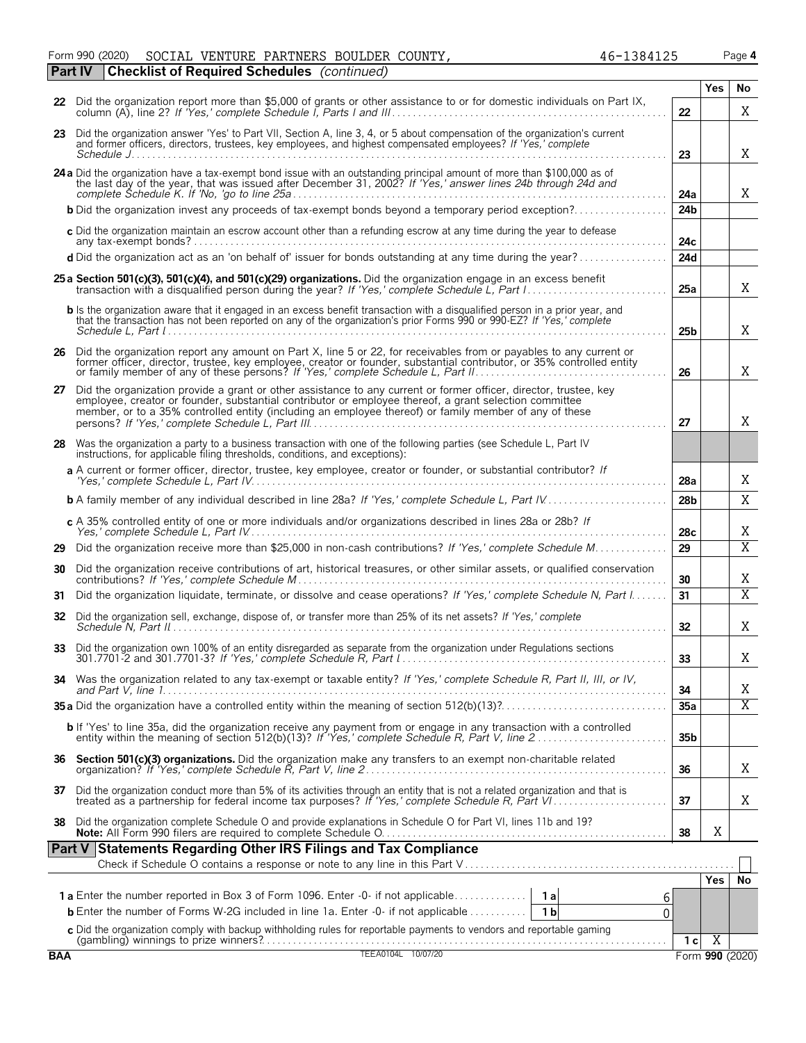Form 990 (2020) SOCIAL VENTURE PARTNERS BOULDER COUNTY, 46-1384125 Page 4

**Part IV** **Checklist of Required Schedules** *(continued)*

| | | | Yes | No |
|---|---|---|---|---|
| **22** | Did the organization report more than $5,000 of grants or other assistance to or for domestic individuals on Part IX, column (A), line 2? *If 'Yes,' complete Schedule I, Parts I and III* | 22 | | X |
| **23** | Did the organization answer 'Yes' to Part VII, Section A, line 3, 4, or 5 about compensation of the organization's current and former officers, directors, trustees, key employees, and highest compensated employees? *If 'Yes,' complete Schedule J* | 23 | | X |
| **24 a** | Did the organization have a tax-exempt bond issue with an outstanding principal amount of more than $100,000 as of the last day of the year, that was issued after December 31, 2002? *If 'Yes,' answer lines 24b through 24d and complete Schedule K. If 'No,' go to line 25a* | 24a | | X |
| **b** | Did the organization invest any proceeds of tax-exempt bonds beyond a temporary period exception? | 24b | | |
| **c** | Did the organization maintain an escrow account other than a refunding escrow at any time during the year to defease any tax-exempt bonds? | 24c | | |
| **d** | Did the organization act as an 'on behalf of' issuer for bonds outstanding at any time during the year? | 24d | | |
| **25 a** | **Section 501(c)(3), 501(c)(4), and 501(c)(29) organizations.** Did the organization engage in an excess benefit transaction with a disqualified person during the year? *If 'Yes,' complete Schedule L, Part I* | 25a | | X |
| **b** | Is the organization aware that it engaged in an excess benefit transaction with a disqualified person in a prior year, and that the transaction has not been reported on any of the organization's prior Forms 990 or 990-EZ? *If 'Yes,' complete Schedule L, Part I* | 25b | | X |
| **26** | Did the organization report any amount on Part X, line 5 or 22, for receivables from or payables to any current or former officer, director, trustee, key employee, creator or founder, substantial contributor, or 35% controlled entity or family member of any of these persons? *If 'Yes,' complete Schedule L, Part II* | 26 | | X |
| **27** | Did the organization provide a grant or other assistance to any current or former officer, director, trustee, key employee, creator or founder, substantial contributor or employee thereof, a grant selection committee member, or to a 35% controlled entity (including an employee thereof) or family member of any of these persons? *If 'Yes,' complete Schedule L, Part III* | 27 | | X |
| **28** | Was the organization a party to a business transaction with one of the following parties (see Schedule L, Part IV instructions, for applicable filing thresholds, conditions, and exceptions): | | | |
| **a** | A current or former officer, director, trustee, key employee, creator or founder, or substantial contributor? *If 'Yes,' complete Schedule L, Part IV* | 28a | | X |
| **b** | A family member of any individual described in line 28a? *If 'Yes,' complete Schedule L, Part IV* | 28b | | X |
| **c** | A 35% controlled entity of one or more individuals and/or organizations described in lines 28a or 28b? *If Yes,' complete Schedule L, Part IV* | 28c | | X |
| **29** | Did the organization receive more than $25,000 in non-cash contributions? *If 'Yes,' complete Schedule M* | 29 | | X |
| **30** | Did the organization receive contributions of art, historical treasures, or other similar assets, or qualified conservation contributions? *If 'Yes,' complete Schedule M* | 30 | | X |
| **31** | Did the organization liquidate, terminate, or dissolve and cease operations? *If 'Yes,' complete Schedule N, Part I* | 31 | | X |
| **32** | Did the organization sell, exchange, dispose of, or transfer more than 25% of its net assets? *If 'Yes,' complete Schedule N, Part II* | 32 | | X |
| **33** | Did the organization own 100% of an entity disregarded as separate from the organization under Regulations sections 301.7701-2 and 301.7701-3? *If 'Yes,' complete Schedule R, Part I* | 33 | | X |
| **34** | Was the organization related to any tax-exempt or taxable entity? *If 'Yes,' complete Schedule R, Part II, III, or IV, and Part V, line 1* | 34 | | X |
| **35 a** | Did the organization have a controlled entity within the meaning of section 512(b)(13)? | 35a | | X |
| **b** | If 'Yes' to line 35a, did the organization receive any payment from or engage in any transaction with a controlled entity within the meaning of section 512(b)(13)? *If 'Yes,' complete Schedule R, Part V, line 2* | 35b | | |
| **36** | **Section 501(c)(3) organizations.** Did the organization make any transfers to an exempt non-charitable related organization? *If 'Yes,' complete Schedule R, Part V, line 2* | 36 | | X |
| **37** | Did the organization conduct more than 5% of its activities through an entity that is not a related organization and that is treated as a partnership for federal income tax purposes? *If 'Yes,' complete Schedule R, Part VI* | 37 | | X |
| **38** | Did the organization complete Schedule O and provide explanations in Schedule O for Part VI, lines 11b and 19? **Note:** All Form 990 filers are required to complete Schedule O. | 38 | X | |

**Part V** **Statements Regarding Other IRS Filings and Tax Compliance**

Check if Schedule O contains a response or note to any line in this Part V ☐

| | | | | | Yes | No |
|---|---|---|---|---|---|---|
| **1 a** | Enter the number reported in Box 3 of Form 1096. Enter -0- if not applicable | 1a | 6 | | | |
| **b** | Enter the number of Forms W-2G included in line 1a. Enter -0- if not applicable | 1b | 0 | | | |
| **c** | Did the organization comply with backup withholding rules for reportable payments to vendors and reportable gaming (gambling) winnings to prize winners? | | | 1c | X | |

BAA TEEA0104L 10/07/20 Form **990** (2020)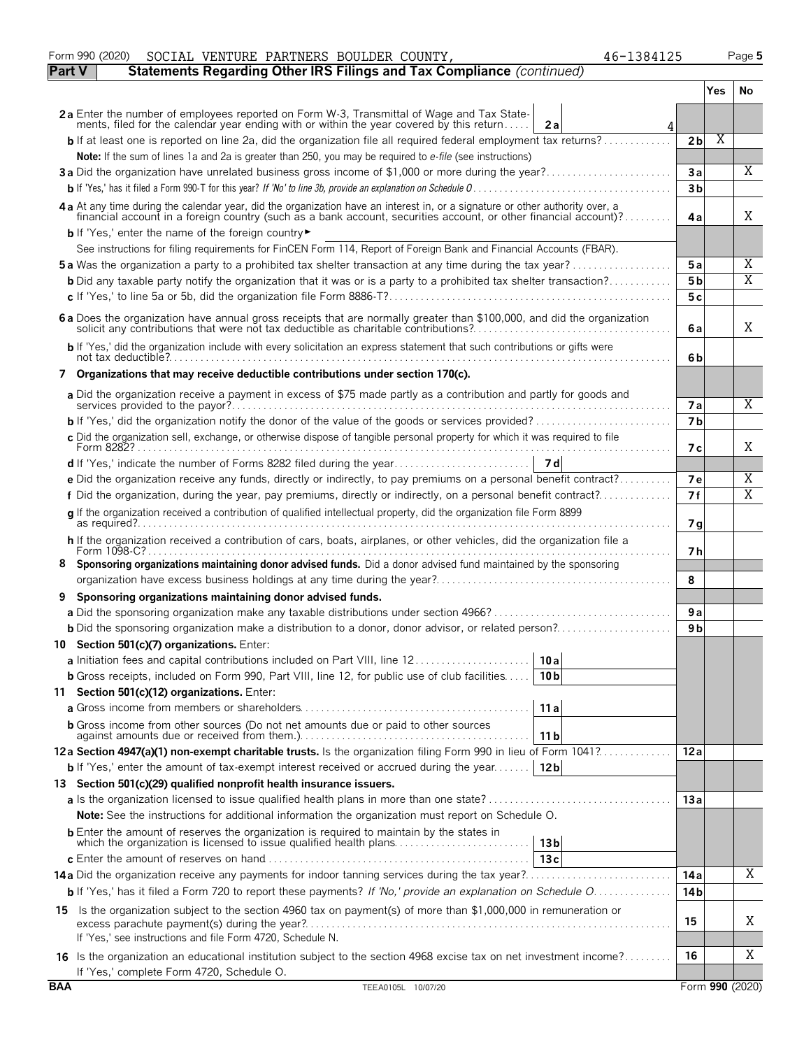Form 990 (2020) SOCIAL VENTURE PARTNERS BOULDER COUNTY, 46-1384125

## Part V Statements Regarding Other IRS Filings and Tax Compliance *(continued)*

| | | | Yes | No |
|---|---|---|---|---|
| **2a** Enter the number of employees reported on Form W-3, Transmittal of Wage and Tax Statements, filed for the calendar year ending with or within the year covered by this return | 2a | 4 | | |
| **b** If at least one is reported on line 2a, did the organization file all required federal employment tax returns? | | 2b | X | |
| **Note:** If the sum of lines 1a and 2a is greater than 250, you may be required to *e-file* (see instructions) | | | | |
| **3a** Did the organization have unrelated business gross income of $1,000 or more during the year? | | 3a | | X |
| **b** If 'Yes,' has it filed a Form 990-T for this year? *If 'No' to line 3b, provide an explanation on Schedule O* | | 3b | | |
| **4a** At any time during the calendar year, did the organization have an interest in, or a signature or other authority over, a financial account in a foreign country (such as a bank account, securities account, or other financial account)? | | 4a | | X |
| **b** If 'Yes,' enter the name of the foreign country ► | | | | |
| See instructions for filing requirements for FinCEN Form 114, Report of Foreign Bank and Financial Accounts (FBAR). | | | | |
| **5a** Was the organization a party to a prohibited tax shelter transaction at any time during the tax year? | | 5a | | X |
| **b** Did any taxable party notify the organization that it was or is a party to a prohibited tax shelter transaction? | | 5b | | X |
| **c** If 'Yes,' to line 5a or 5b, did the organization file Form 8886-T? | | 5c | | |
| **6a** Does the organization have annual gross receipts that are normally greater than $100,000, and did the organization solicit any contributions that were not tax deductible as charitable contributions? | | 6a | | X |
| **b** If 'Yes,' did the organization include with every solicitation an express statement that such contributions or gifts were not tax deductible? | | 6b | | |
| **7 Organizations that may receive deductible contributions under section 170(c).** | | | | |
| **a** Did the organization receive a payment in excess of $75 made partly as a contribution and partly for goods and services provided to the payor? | | 7a | | X |
| **b** If 'Yes,' did the organization notify the donor of the value of the goods or services provided? | | 7b | | |
| **c** Did the organization sell, exchange, or otherwise dispose of tangible personal property for which it was required to file Form 8282? | | 7c | | X |
| **d** If 'Yes,' indicate the number of Forms 8282 filed during the year | 7d | | | |
| **e** Did the organization receive any funds, directly or indirectly, to pay premiums on a personal benefit contract? | | 7e | | X |
| **f** Did the organization, during the year, pay premiums, directly or indirectly, on a personal benefit contract? | | 7f | | X |
| **g** If the organization received a contribution of qualified intellectual property, did the organization file Form 8899 as required? | | 7g | | |
| **h** If the organization received a contribution of cars, boats, airplanes, or other vehicles, did the organization file a Form 1098-C? | | 7h | | |
| **8 Sponsoring organizations maintaining donor advised funds.** Did a donor advised fund maintained by the sponsoring organization have excess business holdings at any time during the year? | | 8 | | |
| **9 Sponsoring organizations maintaining donor advised funds.** | | | | |
| **a** Did the sponsoring organization make any taxable distributions under section 4966? | | 9a | | |
| **b** Did the sponsoring organization make a distribution to a donor, donor advisor, or related person? | | 9b | | |
| **10 Section 501(c)(7) organizations.** Enter: | | | | |
| **a** Initiation fees and capital contributions included on Part VIII, line 12 | 10a | | | |
| **b** Gross receipts, included on Form 990, Part VIII, line 12, for public use of club facilities | 10b | | | |
| **11 Section 501(c)(12) organizations.** Enter: | | | | |
| **a** Gross income from members or shareholders | 11a | | | |
| **b** Gross income from other sources (Do not net amounts due or paid to other sources against amounts due or received from them.) | 11b | | | |
| **12a Section 4947(a)(1) non-exempt charitable trusts.** Is the organization filing Form 990 in lieu of Form 1041? | | 12a | | |
| **b** If 'Yes,' enter the amount of tax-exempt interest received or accrued during the year | 12b | | | |
| **13 Section 501(c)(29) qualified nonprofit health insurance issuers.** | | | | |
| **a** Is the organization licensed to issue qualified health plans in more than one state? | | 13a | | |
| **Note:** See the instructions for additional information the organization must report on Schedule O. | | | | |
| **b** Enter the amount of reserves the organization is required to maintain by the states in which the organization is licensed to issue qualified health plans | 13b | | | |
| **c** Enter the amount of reserves on hand | 13c | | | |
| **14a** Did the organization receive any payments for indoor tanning services during the tax year? | | 14a | | X |
| **b** If 'Yes,' has it filed a Form 720 to report these payments? *If 'No,' provide an explanation on Schedule O* | | 14b | | |
| **15** Is the organization subject to the section 4960 tax on payment(s) of more than $1,000,000 in remuneration or excess parachute payment(s) during the year? If 'Yes,' see instructions and file Form 4720, Schedule N. | | 15 | | X |
| **16** Is the organization an educational institution subject to the section 4968 excise tax on net investment income? If 'Yes,' complete Form 4720, Schedule O. | | 16 | | X |

BAA TEEA0105L 10/07/20 Form **990** (2020)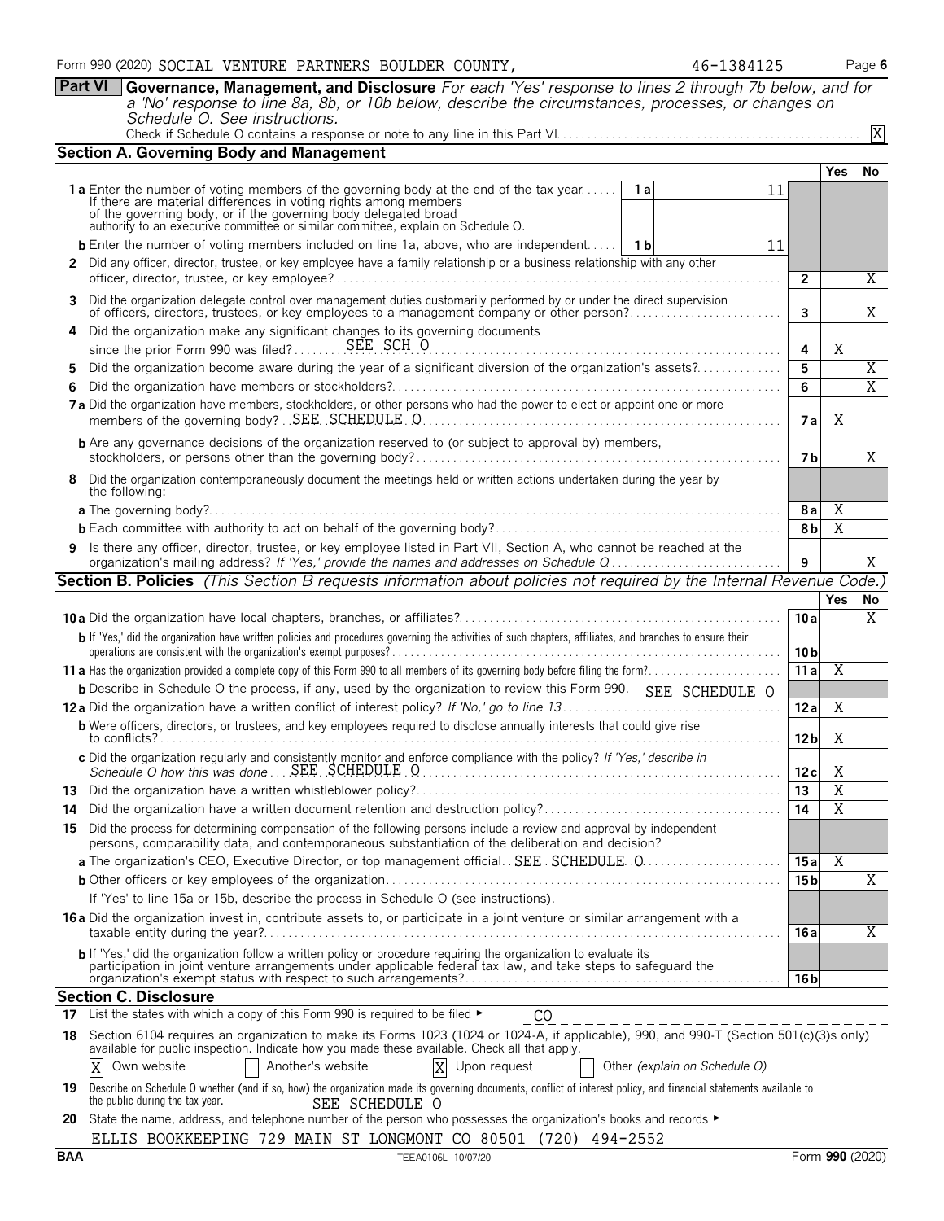Form 990 (2020) SOCIAL VENTURE PARTNERS BOULDER COUNTY, 46-1384125

**Part VI** **Governance, Management, and Disclosure** *For each 'Yes' response to lines 2 through 7b below, and for a 'No' response to line 8a, 8b, or 10b below, describe the circumstances, processes, or changes on Schedule O. See instructions.*

Check if Schedule O contains a response or note to any line in this Part VI. [X]

## Section A. Governing Body and Management

| | | Line | Yes | No |
|---|---|---|---|---|
| **1a** Enter the number of voting members of the governing body at the end of the tax year. If there are material differences in voting rights among members of the governing body, or if the governing body delegated broad authority to an executive committee or similar committee, explain on Schedule O. | 1a: 11 | | | |
| **b** Enter the number of voting members included on line 1a, above, who are independent | 1b: 11 | | | |
| **2** Did any officer, director, trustee, or key employee have a family relationship or a business relationship with any other officer, director, trustee, or key employee? | | 2 | | X |
| **3** Did the organization delegate control over management duties customarily performed by or under the direct supervision of officers, directors, trustees, or key employees to a management company or other person? | | 3 | | X |
| **4** Did the organization make any significant changes to its governing documents since the prior Form 990 was filed? SEE SCH O | | 4 | X | |
| **5** Did the organization become aware during the year of a significant diversion of the organization's assets? | | 5 | | X |
| **6** Did the organization have members or stockholders? | | 6 | | X |
| **7a** Did the organization have members, stockholders, or other persons who had the power to elect or appoint one or more members of the governing body? SEE SCHEDULE O | | 7a | X | |
| **b** Are any governance decisions of the organization reserved to (or subject to approval by) members, stockholders, or persons other than the governing body? | | 7b | | X |
| **8** Did the organization contemporaneously document the meetings held or written actions undertaken during the year by the following: | | | | |
| **a** The governing body? | | 8a | X | |
| **b** Each committee with authority to act on behalf of the governing body? | | 8b | X | |
| **9** Is there any officer, director, trustee, or key employee listed in Part VII, Section A, who cannot be reached at the organization's mailing address? *If 'Yes,' provide the names and addresses on Schedule O* | | 9 | | X |

## Section B. Policies *(This Section B requests information about policies not required by the Internal Revenue Code.)*

| | Line | Yes | No |
|---|---|---|---|
| **10a** Did the organization have local chapters, branches, or affiliates? | 10a | | X |
| **b** If 'Yes,' did the organization have written policies and procedures governing the activities of such chapters, affiliates, and branches to ensure their operations are consistent with the organization's exempt purposes? | 10b | | |
| **11a** Has the organization provided a complete copy of this Form 990 to all members of its governing body before filing the form? | 11a | X | |
| **b** Describe in Schedule O the process, if any, used by the organization to review this Form 990. SEE SCHEDULE O | | | |
| **12a** Did the organization have a written conflict of interest policy? *If 'No,' go to line 13* | 12a | X | |
| **b** Were officers, directors, or trustees, and key employees required to disclose annually interests that could give rise to conflicts? | 12b | X | |
| **c** Did the organization regularly and consistently monitor and enforce compliance with the policy? *If 'Yes,' describe in Schedule O how this was done* SEE SCHEDULE O | 12c | X | |
| **13** Did the organization have a written whistleblower policy? | 13 | X | |
| **14** Did the organization have a written document retention and destruction policy? | 14 | X | |
| **15** Did the process for determining compensation of the following persons include a review and approval by independent persons, comparability data, and contemporaneous substantiation of the deliberation and decision? | | | |
| **a** The organization's CEO, Executive Director, or top management official SEE SCHEDULE O | 15a | X | |
| **b** Other officers or key employees of the organization | 15b | | X |
| If 'Yes' to line 15a or 15b, describe the process in Schedule O (see instructions). | | | |
| **16a** Did the organization invest in, contribute assets to, or participate in a joint venture or similar arrangement with a taxable entity during the year? | 16a | | X |
| **b** If 'Yes,' did the organization follow a written policy or procedure requiring the organization to evaluate its participation in joint venture arrangements under applicable federal tax law, and take steps to safeguard the organization's exempt status with respect to such arrangements? | 16b | | |

## Section C. Disclosure

**17** List the states with which a copy of this Form 990 is required to be filed ► CO

**18** Section 6104 requires an organization to make its Forms 1023 (1024 or 1024-A, if applicable), 990, and 990-T (Section 501(c)(3)s only) available for public inspection. Indicate how you made these available. Check all that apply.

[X] Own website  [ ] Another's website  [X] Upon request  [ ] Other *(explain on Schedule O)*

**19** Describe on Schedule O whether (and if so, how) the organization made its governing documents, conflict of interest policy, and financial statements available to the public during the tax year. SEE SCHEDULE O

**20** State the name, address, and telephone number of the person who possesses the organization's books and records ►

ELLIS BOOKKEEPING 729 MAIN ST LONGMONT CO 80501 (720) 494-2552

BAA TEEA0106L 10/07/20 Form **990** (2020)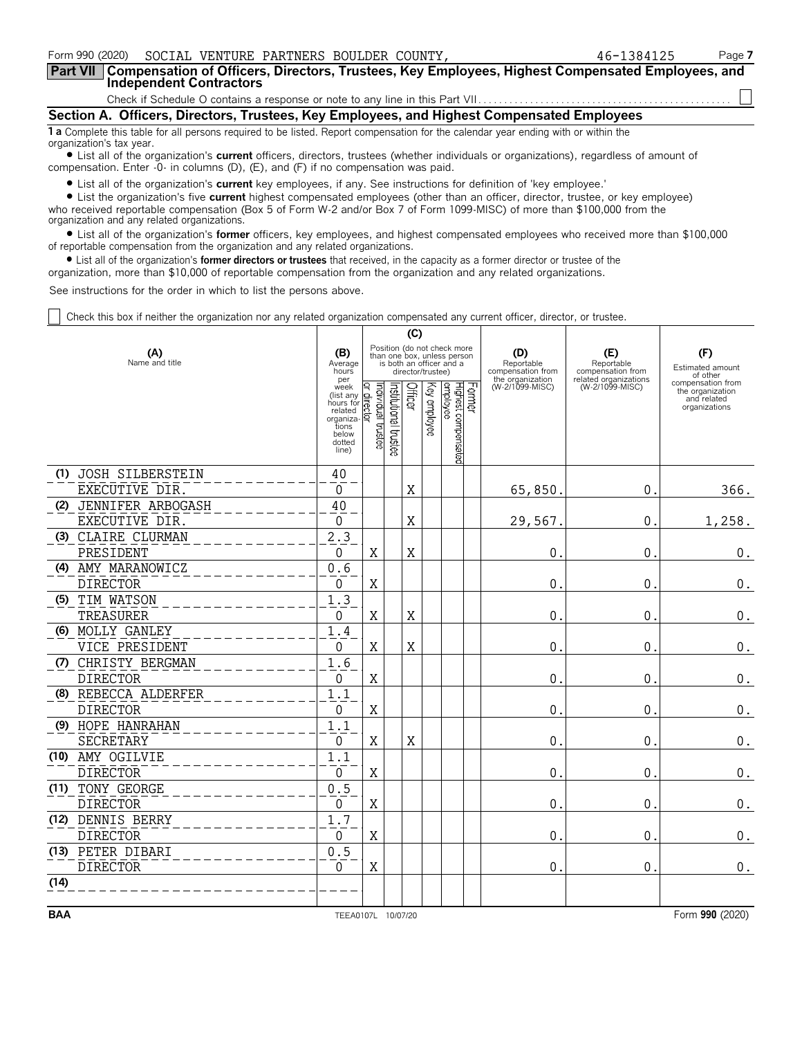Form 990 (2020) SOCIAL VENTURE PARTNERS BOULDER COUNTY, 46-1384125 Page **7**

## Part VII Compensation of Officers, Directors, Trustees, Key Employees, Highest Compensated Employees, and Independent Contractors

Check if Schedule O contains a response or note to any line in this Part VII. ☐

### Section A. Officers, Directors, Trustees, Key Employees, and Highest Compensated Employees

**1 a** Complete this table for all persons required to be listed. Report compensation for the calendar year ending with or within the organization's tax year.

• List all of the organization's **current** officers, directors, trustees (whether individuals or organizations), regardless of amount of compensation. Enter -0- in columns (D), (E), and (F) if no compensation was paid.

• List all of the organization's **current** key employees, if any. See instructions for definition of 'key employee.'

• List the organization's five **current** highest compensated employees (other than an officer, director, trustee, or key employee) who received reportable compensation (Box 5 of Form W-2 and/or Box 7 of Form 1099-MISC) of more than $100,000 from the organization and any related organizations.

• List all of the organization's **former** officers, key employees, and highest compensated employees who received more than $100,000 of reportable compensation from the organization and any related organizations.

• List all of the organization's **former directors or trustees** that received, in the capacity as a former director or trustee of the organization, more than $10,000 of reportable compensation from the organization and any related organizations.

See instructions for the order in which to list the persons above.

☐ Check this box if neither the organization nor any related organization compensated any current officer, director, or trustee.

| (A) Name and title | (B) Average hours per week (list any hours for related organizations below dotted line) | (C) Individual trustee or director | Institutional trustee | Officer | Key employee | Highest compensated employee | Former | (D) Reportable compensation from the organization (W-2/1099-MISC) | (E) Reportable compensation from related organizations (W-2/1099-MISC) | (F) Estimated amount of other compensation from the organization and related organizations |
|---|---|---|---|---|---|---|---|---|---|---|
| (1) JOSH SILBERSTEIN<br>EXECUTIVE DIR. | 40<br>0 | | | X | | | | 65,850. | 0. | 366. |
| (2) JENNIFER ARBOGASH<br>EXECUTIVE DIR. | 40<br>0 | | | X | | | | 29,567. | 0. | 1,258. |
| (3) CLAIRE CLURMAN<br>PRESIDENT | 2.3<br>0 | X | | X | | | | 0. | 0. | 0. |
| (4) AMY MARANOWICZ<br>DIRECTOR | 0.6<br>0 | X | | | | | | 0. | 0. | 0. |
| (5) TIM WATSON<br>TREASURER | 1.3<br>0 | X | | X | | | | 0. | 0. | 0. |
| (6) MOLLY GANLEY<br>VICE PRESIDENT | 1.4<br>0 | X | | X | | | | 0. | 0. | 0. |
| (7) CHRISTY BERGMAN<br>DIRECTOR | 1.6<br>0 | X | | | | | | 0. | 0. | 0. |
| (8) REBECCA ALDERFER<br>DIRECTOR | 1.1<br>0 | X | | | | | | 0. | 0. | 0. |
| (9) HOPE HANRAHAN<br>SECRETARY | 1.1<br>0 | X | | X | | | | 0. | 0. | 0. |
| (10) AMY OGILVIE<br>DIRECTOR | 1.1<br>0 | X | | | | | | 0. | 0. | 0. |
| (11) TONY GEORGE<br>DIRECTOR | 0.5<br>0 | X | | | | | | 0. | 0. | 0. |
| (12) DENNIS BERRY<br>DIRECTOR | 1.7<br>0 | X | | | | | | 0. | 0. | 0. |
| (13) PETER DIBARI<br>DIRECTOR | 0.5<br>0 | X | | | | | | 0. | 0. | 0. |
| (14) | | | | | | | | | | |

BAA TEEA0107L 10/07/20 Form **990** (2020)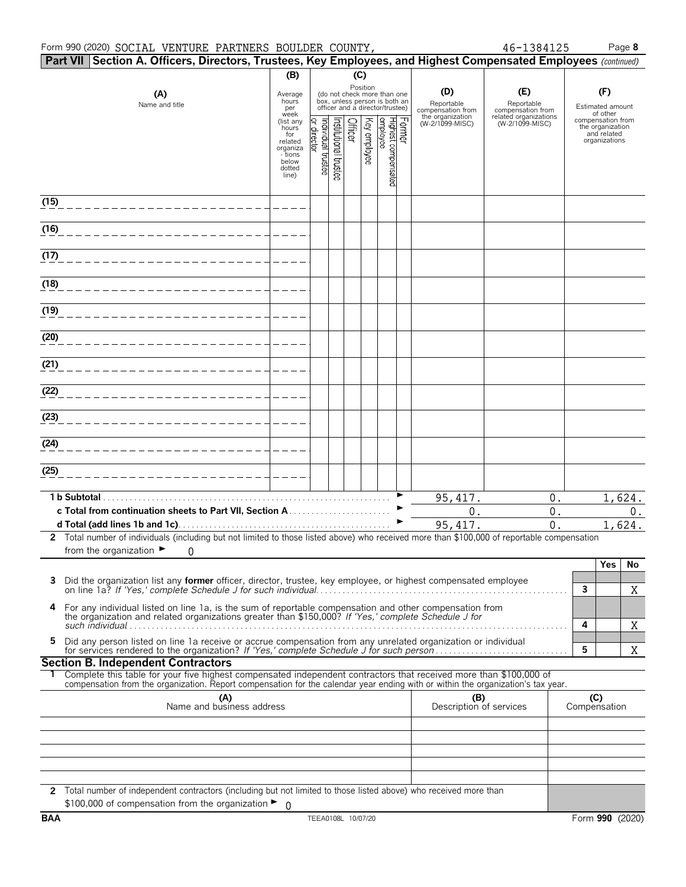Form 990 (2020) SOCIAL VENTURE PARTNERS BOULDER COUNTY, 46-1384125 Page **8**

**Part VII Section A. Officers, Directors, Trustees, Key Employees, and Highest Compensated Employees** *(continued)*

| (A) Name and title | (B) Average hours per week (list any hours for related organizations below dotted line) | (C) Position: Individual trustee or director | Institutional trustee | Officer | Key employee | Highest compensated employee | Former | (D) Reportable compensation from the organization (W-2/1099-MISC) | (E) Reportable compensation from related organizations (W-2/1099-MISC) | (F) Estimated amount of other compensation from the organization and related organizations |
|---|---|---|---|---|---|---|---|---|---|---|
| (15) | | | | | | | | | | |
| (16) | | | | | | | | | | |
| (17) | | | | | | | | | | |
| (18) | | | | | | | | | | |
| (19) | | | | | | | | | | |
| (20) | | | | | | | | | | |
| (21) | | | | | | | | | | |
| (22) | | | | | | | | | | |
| (23) | | | | | | | | | | |
| (24) | | | | | | | | | | |
| (25) | | | | | | | | | | |
| **1 b Subtotal** | | | | | | | | 95,417. | 0. | 1,624. |
| **c Total from continuation sheets to Part VII, Section A** | | | | | | | | 0. | 0. | 0. |
| **d Total (add lines 1b and 1c)** | | | | | | | | 95,417. | 0. | 1,624. |

**2** Total number of individuals (including but not limited to those listed above) who received more than $100,000 of reportable compensation from the organization ► 0

| | | Yes | No |
|---|---|---|---|
| **3** Did the organization list any **former** officer, director, trustee, key employee, or highest compensated employee on line 1a? *If 'Yes,' complete Schedule J for such individual* | 3 | | X |
| **4** For any individual listed on line 1a, is the sum of reportable compensation and other compensation from the organization and related organizations greater than $150,000? *If 'Yes,' complete Schedule J for such individual* | 4 | | X |
| **5** Did any person listed on line 1a receive or accrue compensation from any unrelated organization or individual for services rendered to the organization? *If 'Yes,' complete Schedule J for such person* | 5 | | X |

**Section B. Independent Contractors**

**1** Complete this table for your five highest compensated independent contractors that received more than $100,000 of compensation from the organization. Report compensation for the calendar year ending with or within the organization's tax year.

| (A) Name and business address | (B) Description of services | (C) Compensation |
|---|---|---|
| | | |
| | | |
| | | |
| | | |
| | | |

**2** Total number of independent contractors (including but not limited to those listed above) who received more than $100,000 of compensation from the organization ► 0

**BAA** TEEA0108L 10/07/20 Form **990** (2020)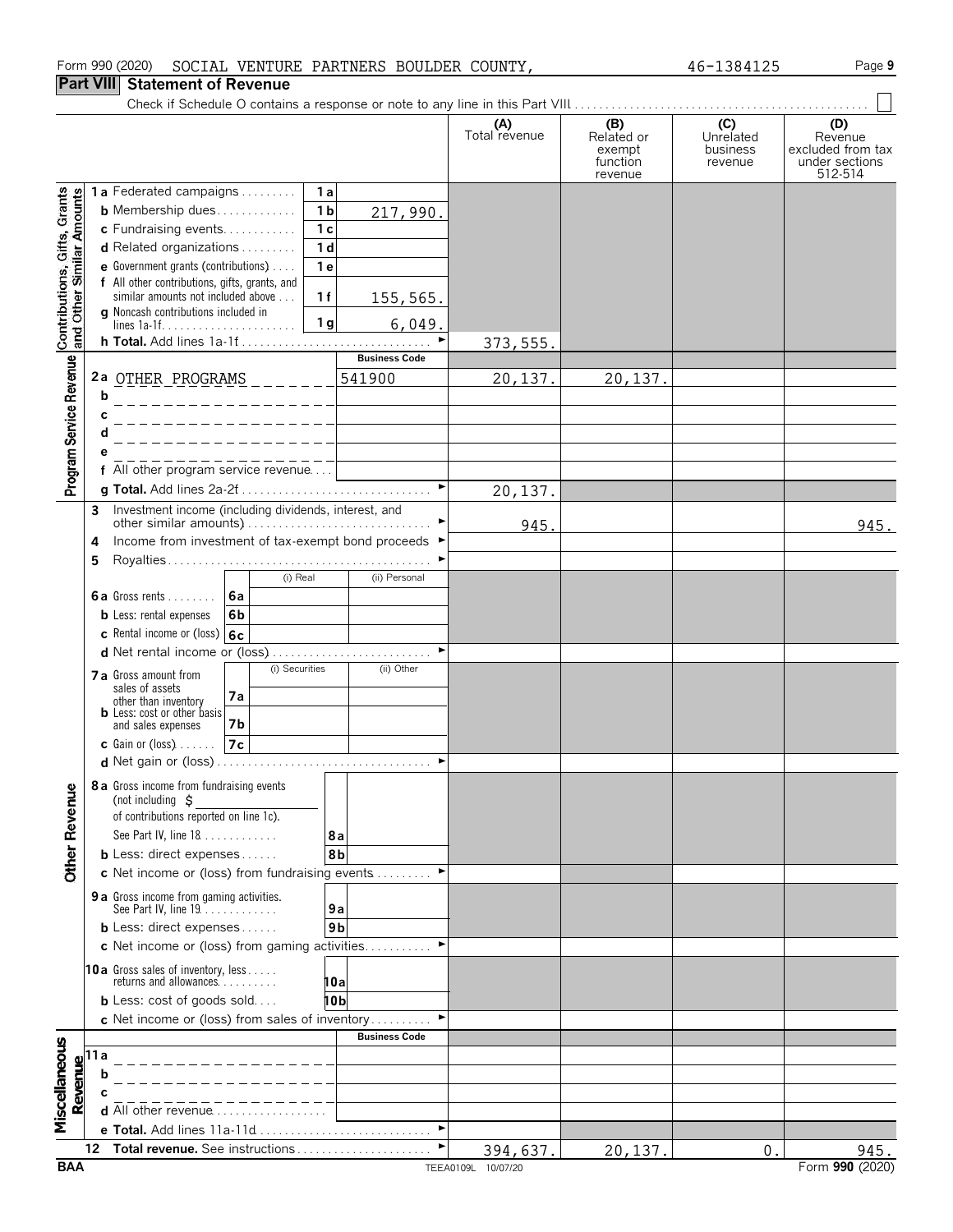Form 990 (2020) SOCIAL VENTURE PARTNERS BOULDER COUNTY, 46-1384125

## Part VIII Statement of Revenue

Check if Schedule O contains a response or note to any line in this Part VIII . . . . . ☐

| | | | (A) Total revenue | (B) Related or exempt function revenue | (C) Unrelated business revenue | (D) Revenue excluded from tax under sections 512-514 |
|---|---|---|---|---|---|---|
| **Contributions, Gifts, Grants and Other Similar Amounts** | 1a Federated campaigns | 1a | | | | |
| | b Membership dues | 1b 217,990. | | | | |
| | c Fundraising events | 1c | | | | |
| | d Related organizations | 1d | | | | |
| | e Government grants (contributions) | 1e | | | | |
| | f All other contributions, gifts, grants, and similar amounts not included above | 1f 155,565. | | | | |
| | g Noncash contributions included in lines 1a-1f | 1g 6,049. | | | | |
| | h **Total.** Add lines 1a-1f | ► | 373,555. | | | |
| **Program Service Revenue** | | **Business Code** | | | | |
| | 2a OTHER PROGRAMS | 541900 | 20,137. | 20,137. | | |
| | b | | | | | |
| | c | | | | | |
| | d | | | | | |
| | e | | | | | |
| | f All other program service revenue | | | | | |
| | g **Total.** Add lines 2a-2f | ► | 20,137. | | | |
| **Other Revenue** | 3 Investment income (including dividends, interest, and other similar amounts) | ► | 945. | | | 945. |
| | 4 Income from investment of tax-exempt bond proceeds | ► | | | | |
| | 5 Royalties | ► | | | | |
| | | (i) Real / (ii) Personal | | | | |
| | 6a Gross rents | 6a | | | | |
| | b Less: rental expenses | 6b | | | | |
| | c Rental income or (loss) | 6c | | | | |
| | d Net rental income or (loss) | ► | | | | |
| | | (i) Securities / (ii) Other | | | | |
| | 7a Gross amount from sales of assets other than inventory | 7a | | | | |
| | b Less: cost or other basis and sales expenses | 7b | | | | |
| | c Gain or (loss) | 7c | | | | |
| | d Net gain or (loss) | ► | | | | |
| | 8a Gross income from fundraising events (not including $ of contributions reported on line 1c). See Part IV, line 18 | 8a | | | | |
| | b Less: direct expenses | 8b | | | | |
| | c Net income or (loss) from fundraising events | ► | | | | |
| | 9a Gross income from gaming activities. See Part IV, line 19 | 9a | | | | |
| | b Less: direct expenses | 9b | | | | |
| | c Net income or (loss) from gaming activities | ► | | | | |
| | 10a Gross sales of inventory, less returns and allowances | 10a | | | | |
| | b Less: cost of goods sold | 10b | | | | |
| | c Net income or (loss) from sales of inventory | ► | | | | |
| **Miscellaneous Revenue** | | **Business Code** | | | | |
| | 11a | | | | | |
| | b | | | | | |
| | c | | | | | |
| | d All other revenue | | | | | |
| | e **Total.** Add lines 11a-11d | ► | | | | |
| | 12 **Total revenue.** See instructions | ► | 394,637. | 20,137. | 0. | 945. |

BAA TEEA0109L 10/07/20 Form **990** (2020)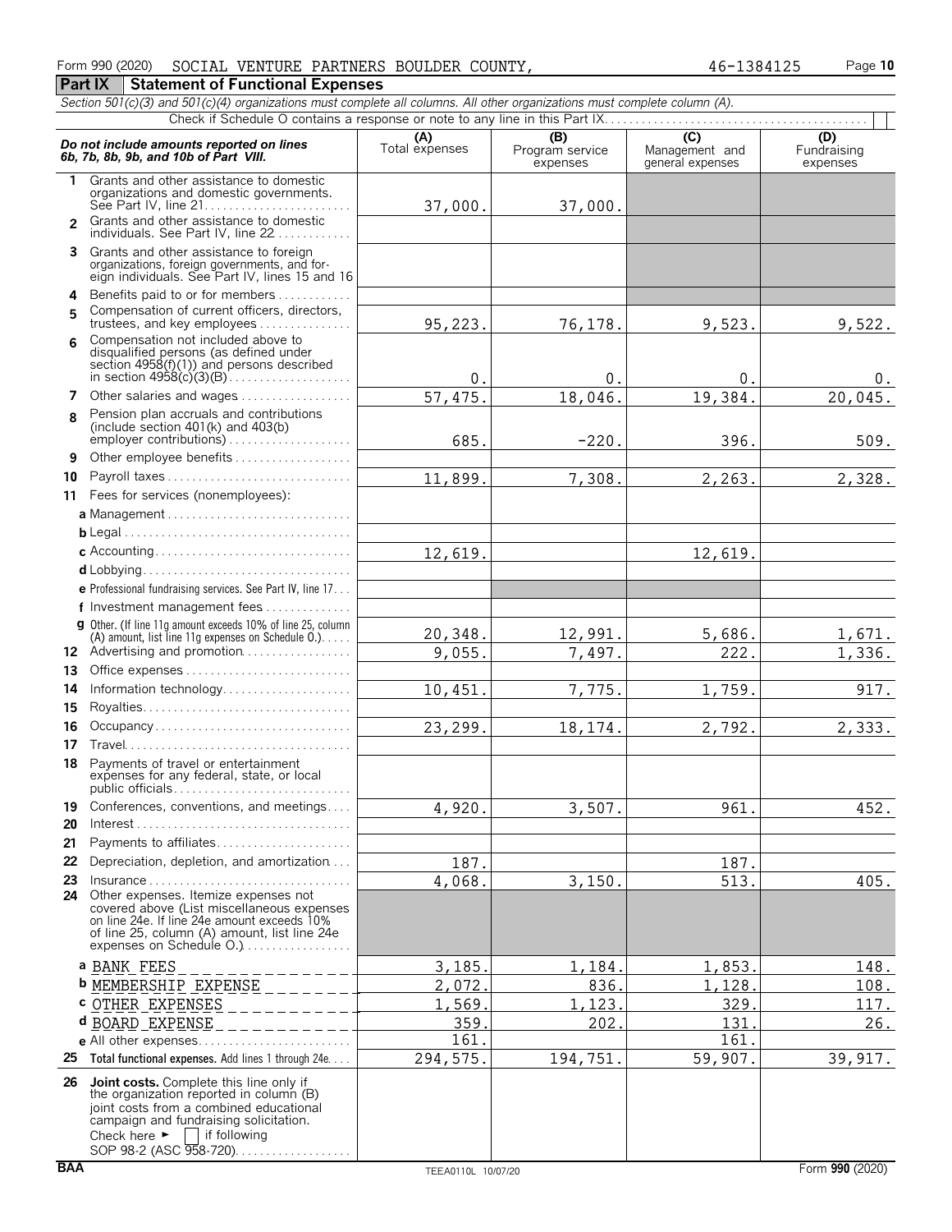Form 990 (2020) SOCIAL VENTURE PARTNERS BOULDER COUNTY, 46-1384125 Page **10**

## Part IX Statement of Functional Expenses

*Section 501(c)(3) and 501(c)(4) organizations must complete all columns. All other organizations must complete column (A).*

Check if Schedule O contains a response or note to any line in this Part IX.

| *Do not include amounts reported on lines 6b, 7b, 8b, 9b, and 10b of Part VIII.* | (A) Total expenses | (B) Program service expenses | (C) Management and general expenses | (D) Fundraising expenses |
|---|---|---|---|---|
| **1** Grants and other assistance to domestic organizations and domestic governments. See Part IV, line 21 | 37,000. | 37,000. | | |
| **2** Grants and other assistance to domestic individuals. See Part IV, line 22 | | | | |
| **3** Grants and other assistance to foreign organizations, foreign governments, and foreign individuals. See Part IV, lines 15 and 16 | | | | |
| **4** Benefits paid to or for members | | | | |
| **5** Compensation of current officers, directors, trustees, and key employees | 95,223. | 76,178. | 9,523. | 9,522. |
| **6** Compensation not included above to disqualified persons (as defined under section 4958(f)(1)) and persons described in section 4958(c)(3)(B) | 0. | 0. | 0. | 0. |
| **7** Other salaries and wages | 57,475. | 18,046. | 19,384. | 20,045. |
| **8** Pension plan accruals and contributions (include section 401(k) and 403(b) employer contributions) | 685. | -220. | 396. | 509. |
| **9** Other employee benefits | | | | |
| **10** Payroll taxes | 11,899. | 7,308. | 2,263. | 2,328. |
| **11** Fees for services (nonemployees): | | | | |
| **a** Management | | | | |
| **b** Legal | | | | |
| **c** Accounting | 12,619. | | 12,619. | |
| **d** Lobbying | | | | |
| **e** Professional fundraising services. See Part IV, line 17 | | | | |
| **f** Investment management fees | | | | |
| **g** Other. (If line 11g amount exceeds 10% of line 25, column (A) amount, list line 11g expenses on Schedule O.) | 20,348. | 12,991. | 5,686. | 1,671. |
| **12** Advertising and promotion | 9,055. | 7,497. | 222. | 1,336. |
| **13** Office expenses | | | | |
| **14** Information technology | 10,451. | 7,775. | 1,759. | 917. |
| **15** Royalties | | | | |
| **16** Occupancy | 23,299. | 18,174. | 2,792. | 2,333. |
| **17** Travel | | | | |
| **18** Payments of travel or entertainment expenses for any federal, state, or local public officials | | | | |
| **19** Conferences, conventions, and meetings | 4,920. | 3,507. | 961. | 452. |
| **20** Interest | | | | |
| **21** Payments to affiliates | | | | |
| **22** Depreciation, depletion, and amortization | 187. | | 187. | |
| **23** Insurance | 4,068. | 3,150. | 513. | 405. |
| **24** Other expenses. Itemize expenses not covered above (List miscellaneous expenses on line 24e. If line 24e amount exceeds 10% of line 25, column (A) amount, list line 24e expenses on Schedule O.) | | | | |
| **a** BANK FEES | 3,185. | 1,184. | 1,853. | 148. |
| **b** MEMBERSHIP EXPENSE | 2,072. | 836. | 1,128. | 108. |
| **c** OTHER EXPENSES | 1,569. | 1,123. | 329. | 117. |
| **d** BOARD EXPENSE | 359. | 202. | 131. | 26. |
| **e** All other expenses | 161. | | 161. | |
| **25** **Total functional expenses.** Add lines 1 through 24e | 294,575. | 194,751. | 59,907. | 39,917. |
| **26** **Joint costs.** Complete this line only if the organization reported in column (B) joint costs from a combined educational campaign and fundraising solicitation. Check here ► ☐ if following SOP 98-2 (ASC 958-720) | | | | |

BAA TEEA0110L 10/07/20 Form **990** (2020)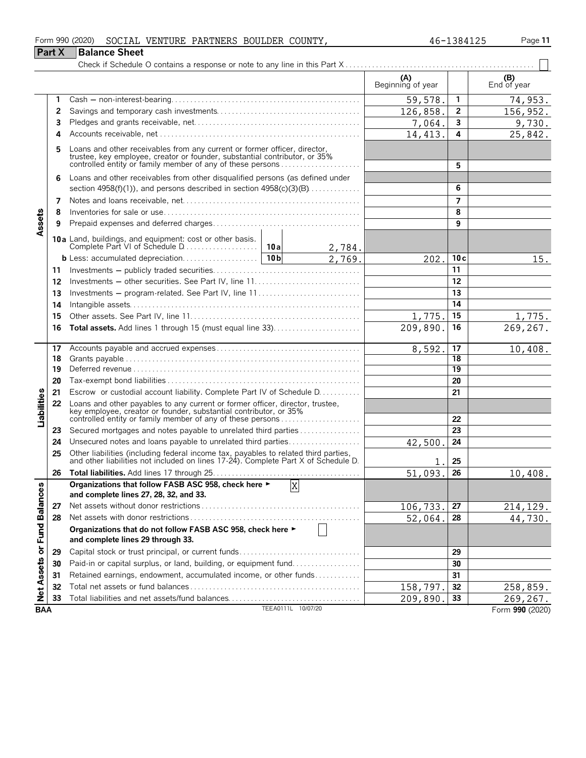Form 990 (2020) SOCIAL VENTURE PARTNERS BOULDER COUNTY, 46-1384125

## Part X Balance Sheet

Check if Schedule O contains a response or note to any line in this Part X ☐

| Section | Line | Description | (A) Beginning of year | | (B) End of year |
|---|---|---|---|---|---|
| Assets | 1 | Cash — non-interest-bearing | 59,578. | 1 | 74,953. |
| | 2 | Savings and temporary cash investments | 126,858. | 2 | 156,952. |
| | 3 | Pledges and grants receivable, net | 7,064. | 3 | 9,730. |
| | 4 | Accounts receivable, net | 14,413. | 4 | 25,842. |
| | 5 | Loans and other receivables from any current or former officer, director, trustee, key employee, creator or founder, substantial contributor, or 35% controlled entity or family member of any of these persons | | 5 | |
| | 6 | Loans and other receivables from other disqualified persons (as defined under section 4958(f)(1)), and persons described in section 4958(c)(3)(B) | | 6 | |
| | 7 | Notes and loans receivable, net | | 7 | |
| | 8 | Inventories for sale or use | | 8 | |
| | 9 | Prepaid expenses and deferred charges | | 9 | |
| | 10a | Land, buildings, and equipment: cost or other basis. Complete Part VI of Schedule D — 10a: 2,784. | | | |
| | b | Less: accumulated depreciation — 10b: 2,769. | 202. | 10c | 15. |
| | 11 | Investments — publicly traded securities | | 11 | |
| | 12 | Investments — other securities. See Part IV, line 11 | | 12 | |
| | 13 | Investments — program-related. See Part IV, line 11 | | 13 | |
| | 14 | Intangible assets | | 14 | |
| | 15 | Other assets. See Part IV, line 11 | 1,775. | 15 | 1,775. |
| | 16 | **Total assets.** Add lines 1 through 15 (must equal line 33) | 209,890. | 16 | 269,267. |
| Liabilities | 17 | Accounts payable and accrued expenses | 8,592. | 17 | 10,408. |
| | 18 | Grants payable | | 18 | |
| | 19 | Deferred revenue | | 19 | |
| | 20 | Tax-exempt bond liabilities | | 20 | |
| | 21 | Escrow or custodial account liability. Complete Part IV of Schedule D | | 21 | |
| | 22 | Loans and other payables to any current or former officer, director, trustee, key employee, creator or founder, substantial contributor, or 35% controlled entity or family member of any of these persons | | 22 | |
| | 23 | Secured mortgages and notes payable to unrelated third parties | | 23 | |
| | 24 | Unsecured notes and loans payable to unrelated third parties | 42,500. | 24 | |
| | 25 | Other liabilities (including federal income tax, payables to related third parties, and other liabilities not included on lines 17-24). Complete Part X of Schedule D | 1. | 25 | |
| | 26 | **Total liabilities.** Add lines 17 through 25 | 51,093. | 26 | 10,408. |
| Net Assets or Fund Balances | | **Organizations that follow FASB ASC 958, check here ► [X] and complete lines 27, 28, 32, and 33.** | | | |
| | 27 | Net assets without donor restrictions | 106,733. | 27 | 214,129. |
| | 28 | Net assets with donor restrictions | 52,064. | 28 | 44,730. |
| | | **Organizations that do not follow FASB ASC 958, check here ► [ ] and complete lines 29 through 33.** | | | |
| | 29 | Capital stock or trust principal, or current funds | | 29 | |
| | 30 | Paid-in or capital surplus, or land, building, or equipment fund | | 30 | |
| | 31 | Retained earnings, endowment, accumulated income, or other funds | | 31 | |
| | 32 | Total net assets or fund balances | 158,797. | 32 | 258,859. |
| | 33 | Total liabilities and net assets/fund balances | 209,890. | 33 | 269,267. |

BAA TEEA0111L 10/07/20 Form **990** (2020)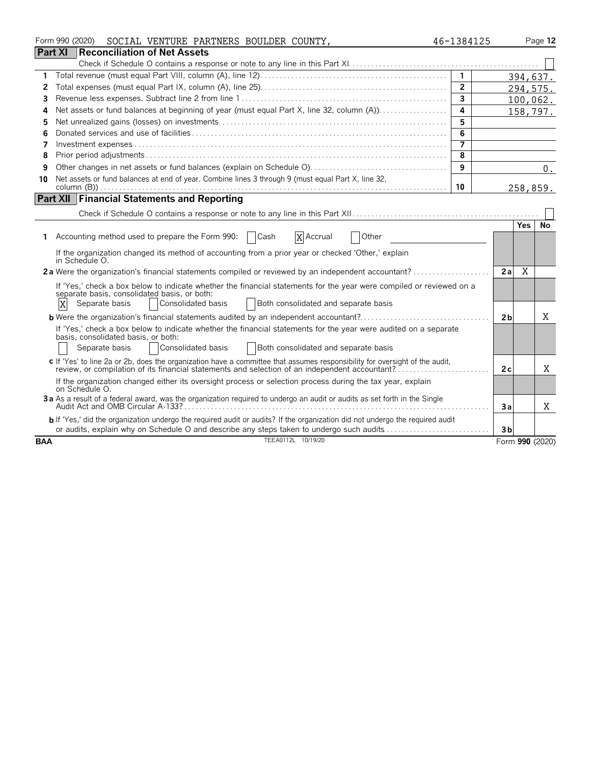Form 990 (2020) SOCIAL VENTURE PARTNERS BOULDER COUNTY, 46-1384125 Page 12

## Part XI Reconciliation of Net Assets

Check if Schedule O contains a response or note to any line in this Part XI. [ ]

| | | | |
|---|---|---|---|
| 1 | Total revenue (must equal Part VIII, column (A), line 12) | 1 | 394,637. |
| 2 | Total expenses (must equal Part IX, column (A), line 25) | 2 | 294,575. |
| 3 | Revenue less expenses. Subtract line 2 from line 1 | 3 | 100,062. |
| 4 | Net assets or fund balances at beginning of year (must equal Part X, line 32, column (A)) | 4 | 158,797. |
| 5 | Net unrealized gains (losses) on investments | 5 | |
| 6 | Donated services and use of facilities | 6 | |
| 7 | Investment expenses | 7 | |
| 8 | Prior period adjustments | 8 | |
| 9 | Other changes in net assets or fund balances (explain on Schedule O) | 9 | 0. |
| 10 | Net assets or fund balances at end of year. Combine lines 3 through 9 (must equal Part X, line 32, column (B)) | 10 | 258,859. |

## Part XII Financial Statements and Reporting

Check if Schedule O contains a response or note to any line in this Part XII. [ ]

| | | | Yes | No |
|---|---|---|---|---|
| 1 | Accounting method used to prepare the Form 990: [ ] Cash [X] Accrual [ ] Other<br>If the organization changed its method of accounting from a prior year or checked 'Other,' explain in Schedule O. | | | |
| 2a | Were the organization's financial statements compiled or reviewed by an independent accountant? | 2a | X | |
| | If 'Yes,' check a box below to indicate whether the financial statements for the year were compiled or reviewed on a separate basis, consolidated basis, or both:<br>[X] Separate basis [ ] Consolidated basis [ ] Both consolidated and separate basis | | | |
| b | Were the organization's financial statements audited by an independent accountant? | 2b | | X |
| | If 'Yes,' check a box below to indicate whether the financial statements for the year were audited on a separate basis, consolidated basis, or both:<br>[ ] Separate basis [ ] Consolidated basis [ ] Both consolidated and separate basis | | | |
| c | If 'Yes' to line 2a or 2b, does the organization have a committee that assumes responsibility for oversight of the audit, review, or compilation of its financial statements and selection of an independent accountant? | 2c | | X |
| | If the organization changed either its oversight process or selection process during the tax year, explain on Schedule O. | | | |
| 3a | As a result of a federal award, was the organization required to undergo an audit or audits as set forth in the Single Audit Act and OMB Circular A-133? | 3a | | X |
| b | If 'Yes,' did the organization undergo the required audit or audits? If the organization did not undergo the required audit or audits, explain why on Schedule O and describe any steps taken to undergo such audits | 3b | | |

BAA TEEA0112L 10/19/20 Form 990 (2020)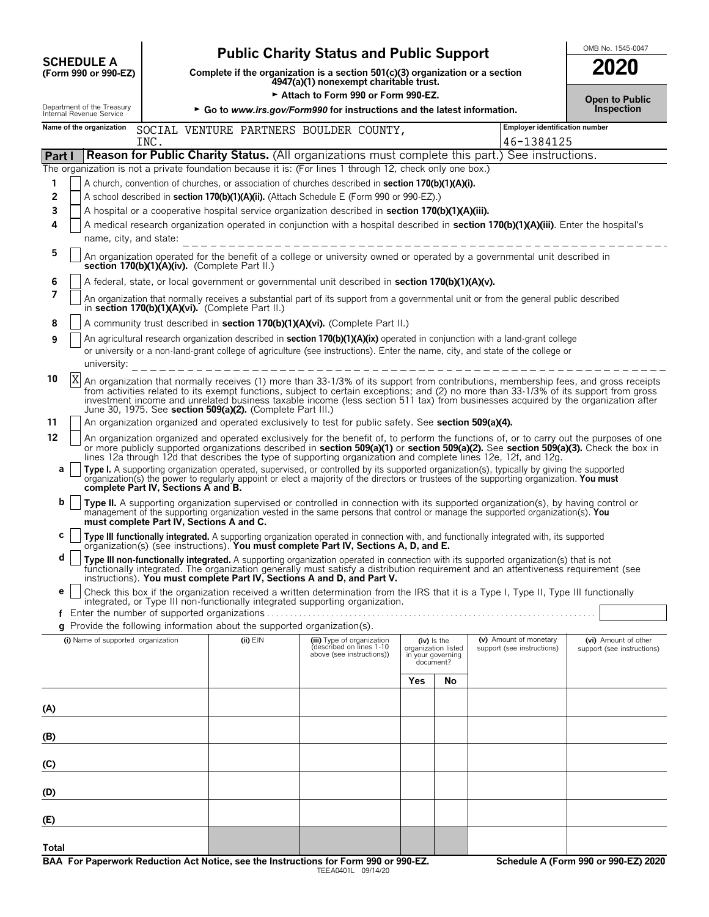**SCHEDULE A**
**(Form 990 or 990-EZ)**

Department of the Treasury
Internal Revenue Service

# Public Charity Status and Public Support

**Complete if the organization is a section 501(c)(3) organization or a section 4947(a)(1) nonexempt charitable trust.**

► Attach to Form 990 or Form 990-EZ.

► Go to *www.irs.gov/Form990* for instructions and the latest information.

OMB No. 1545-0047

**2020**

**Open to Public Inspection**

**Name of the organization** SOCIAL VENTURE PARTNERS BOULDER COUNTY, INC.

**Employer identification number** 46-1384125

## Part I — Reason for Public Charity Status. (All organizations must complete this part.) See instructions.

The organization is not a private foundation because it is: (For lines 1 through 12, check only one box.)

1 [ ] A church, convention of churches, or association of churches described in **section 170(b)(1)(A)(i).**

2 [ ] A school described in **section 170(b)(1)(A)(ii).** (Attach Schedule E (Form 990 or 990-EZ).)

3 [ ] A hospital or a cooperative hospital service organization described in **section 170(b)(1)(A)(iii).**

4 [ ] A medical research organization operated in conjunction with a hospital described in **section 170(b)(1)(A)(iii)**. Enter the hospital's name, city, and state:

5 [ ] An organization operated for the benefit of a college or university owned or operated by a governmental unit described in **section 170(b)(1)(A)(iv).** (Complete Part II.)

6 [ ] A federal, state, or local government or governmental unit described in **section 170(b)(1)(A)(v).**

7 [ ] An organization that normally receives a substantial part of its support from a governmental unit or from the general public described in **section 170(b)(1)(A)(vi).** (Complete Part II.)

8 [ ] A community trust described in **section 170(b)(1)(A)(vi).** (Complete Part II.)

9 [ ] An agricultural research organization described in **section 170(b)(1)(A)(ix)** operated in conjunction with a land-grant college or university or a non-land-grant college of agriculture (see instructions). Enter the name, city, and state of the college or university:

10 [X] An organization that normally receives (1) more than 33-1/3% of its support from contributions, membership fees, and gross receipts from activities related to its exempt functions, subject to certain exceptions; and (2) no more than 33-1/3% of its support from gross investment income and unrelated business taxable income (less section 511 tax) from businesses acquired by the organization after June 30, 1975. See **section 509(a)(2).** (Complete Part III.)

11 [ ] An organization organized and operated exclusively to test for public safety. See **section 509(a)(4).**

12 [ ] An organization organized and operated exclusively for the benefit of, to perform the functions of, or to carry out the purposes of one or more publicly supported organizations described in **section 509(a)(1)** or **section 509(a)(2).** See **section 509(a)(3).** Check the box in lines 12a through 12d that describes the type of supporting organization and complete lines 12e, 12f, and 12g.

a [ ] **Type I.** A supporting organization operated, supervised, or controlled by its supported organization(s), typically by giving the supported organization(s) the power to regularly appoint or elect a majority of the directors or trustees of the supporting organization. **You must complete Part IV, Sections A and B.**

b [ ] **Type II.** A supporting organization supervised or controlled in connection with its supported organization(s), by having control or management of the supporting organization vested in the same persons that control or manage the supported organization(s). **You must complete Part IV, Sections A and C.**

c [ ] **Type III functionally integrated.** A supporting organization operated in connection with, and functionally integrated with, its supported organization(s) (see instructions). **You must complete Part IV, Sections A, D, and E.**

d [ ] **Type III non-functionally integrated.** A supporting organization operated in connection with its supported organization(s) that is not functionally integrated. The organization generally must satisfy a distribution requirement and an attentiveness requirement (see instructions). **You must complete Part IV, Sections A and D, and Part V.**

e [ ] Check this box if the organization received a written determination from the IRS that it is a Type I, Type II, Type III functionally integrated, or Type III non-functionally integrated supporting organization.

f Enter the number of supported organizations

g Provide the following information about the supported organization(s).

| | (i) Name of supported organization | (ii) EIN | (iii) Type of organization (described on lines 1-10 above (see instructions)) | (iv) Is the organization listed in your governing document? Yes | No | (v) Amount of monetary support (see instructions) | (vi) Amount of other support (see instructions) |
|---|---|---|---|---|---|---|---|
| (A) | | | | | | | |
| (B) | | | | | | | |
| (C) | | | | | | | |
| (D) | | | | | | | |
| (E) | | | | | | | |
| Total | | | | | | | |

**BAA For Paperwork Reduction Act Notice, see the Instructions for Form 990 or 990-EZ.** TEEA0401L 09/14/20 **Schedule A (Form 990 or 990-EZ) 2020**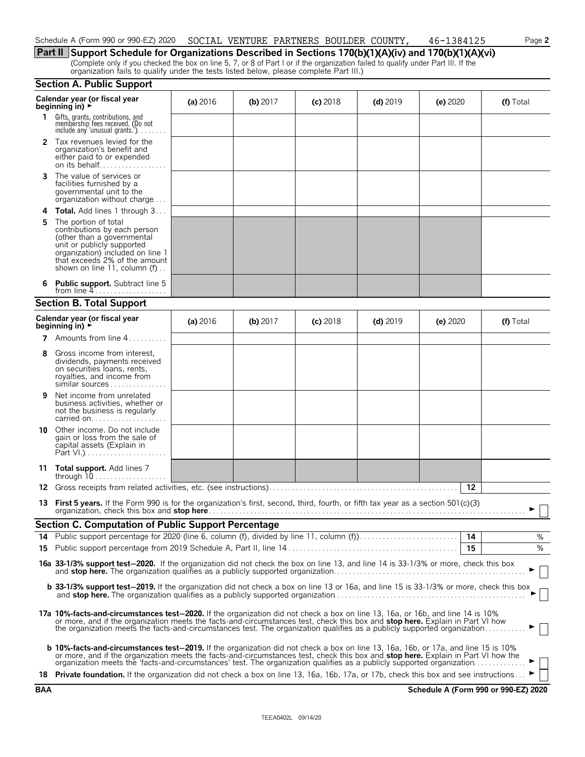Schedule A (Form 990 or 990-EZ) 2020 SOCIAL VENTURE PARTNERS BOULDER COUNTY, 46-1384125

## Part II Support Schedule for Organizations Described in Sections 170(b)(1)(A)(iv) and 170(b)(1)(A)(vi)

(Complete only if you checked the box on line 5, 7, or 8 of Part I or if the organization failed to qualify under Part III. If the organization fails to qualify under the tests listed below, please complete Part III.)

### Section A. Public Support

| Calendar year (or fiscal year beginning in) ► | (a) 2016 | (b) 2017 | (c) 2018 | (d) 2019 | (e) 2020 | (f) Total |
|---|---|---|---|---|---|---|
| 1 Gifts, grants, contributions, and membership fees received. (Do not include any 'unusual grants.') | | | | | | |
| 2 Tax revenues levied for the organization's benefit and either paid to or expended on its behalf | | | | | | |
| 3 The value of services or facilities furnished by a governmental unit to the organization without charge | | | | | | |
| 4 **Total.** Add lines 1 through 3 | | | | | | |
| 5 The portion of total contributions by each person (other than a governmental unit or publicly supported organization) included on line 1 that exceeds 2% of the amount shown on line 11, column (f) | | | | | | |
| 6 **Public support.** Subtract line 5 from line 4 | | | | | | |

### Section B. Total Support

| Calendar year (or fiscal year beginning in) ► | (a) 2016 | (b) 2017 | (c) 2018 | (d) 2019 | (e) 2020 | (f) Total |
|---|---|---|---|---|---|---|
| 7 Amounts from line 4 | | | | | | |
| 8 Gross income from interest, dividends, payments received on securities loans, rents, royalties, and income from similar sources | | | | | | |
| 9 Net income from unrelated business activities, whether or not the business is regularly carried on | | | | | | |
| 10 Other income. Do not include gain or loss from the sale of capital assets (Explain in Part VI.) | | | | | | |
| 11 **Total support.** Add lines 7 through 10 | | | | | | |

12 Gross receipts from related activities, etc. (see instructions) | 12 |

13 **First 5 years.** If the Form 990 is for the organization's first, second, third, fourth, or fifth tax year as a section 501(c)(3) organization, check this box and **stop here** ► ☐

### Section C. Computation of Public Support Percentage

14 Public support percentage for 2020 (line 6, column (f), divided by line 11, column (f)) | 14 | %

15 Public support percentage from 2019 Schedule A, Part II, line 14 | 15 | %

**16a 33-1/3% support test–2020.** If the organization did not check the box on line 13, and line 14 is 33-1/3% or more, check this box and **stop here.** The organization qualifies as a publicly supported organization ► ☐

**b 33-1/3% support test–2019.** If the organization did not check a box on line 13 or 16a, and line 15 is 33-1/3% or more, check this box and **stop here.** The organization qualifies as a publicly supported organization ► ☐

**17a 10%-facts-and-circumstances test–2020.** If the organization did not check a box on line 13, 16a, or 16b, and line 14 is 10% or more, and if the organization meets the facts-and-circumstances test, check this box and **stop here.** Explain in Part VI how the organization meets the facts-and-circumstances test. The organization qualifies as a publicly supported organization ► ☐

**b 10%-facts-and-circumstances test–2019.** If the organization did not check a box on line 13, 16a, 16b, or 17a, and line 15 is 10% or more, and if the organization meets the facts-and-circumstances test, check this box and **stop here.** Explain in Part VI how the organization meets the 'facts-and-circumstances' test. The organization qualifies as a publicly supported organization ► ☐

**18 Private foundation.** If the organization did not check a box on line 13, 16a, 16b, 17a, or 17b, check this box and see instructions ► ☐

BAA Schedule A (Form 990 or 990-EZ) 2020

TEEA0402L 09/14/20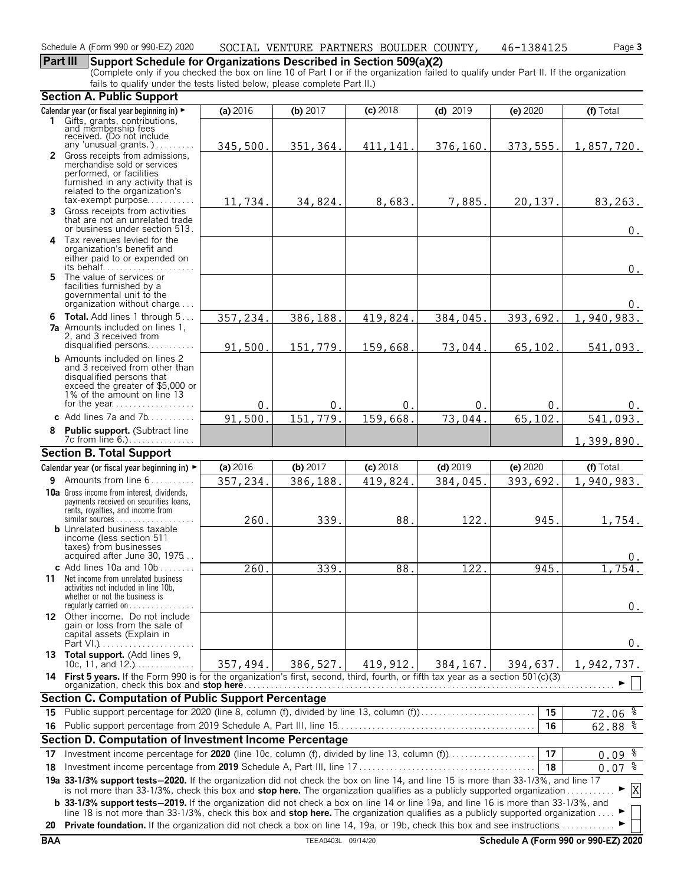Schedule A (Form 990 or 990-EZ) 2020 SOCIAL VENTURE PARTNERS BOULDER COUNTY, 46-1384125

## Part III Support Schedule for Organizations Described in Section 509(a)(2)

(Complete only if you checked the box on line 10 of Part I or if the organization failed to qualify under Part II. If the organization fails to qualify under the tests listed below, please complete Part II.)

### Section A. Public Support

| Calendar year (or fiscal year beginning in) ► | (a) 2016 | (b) 2017 | (c) 2018 | (d) 2019 | (e) 2020 | (f) Total |
|---|---|---|---|---|---|---|
| 1 Gifts, grants, contributions, and membership fees received. (Do not include any 'unusual grants.') | 345,500. | 351,364. | 411,141. | 376,160. | 373,555. | 1,857,720. |
| 2 Gross receipts from admissions, merchandise sold or services performed, or facilities furnished in any activity that is related to the organization's tax-exempt purpose | 11,734. | 34,824. | 8,683. | 7,885. | 20,137. | 83,263. |
| 3 Gross receipts from activities that are not an unrelated trade or business under section 513 | | | | | | 0. |
| 4 Tax revenues levied for the organization's benefit and either paid to or expended on its behalf | | | | | | 0. |
| 5 The value of services or facilities furnished by a governmental unit to the organization without charge | | | | | | 0. |
| 6 **Total.** Add lines 1 through 5 | 357,234. | 386,188. | 419,824. | 384,045. | 393,692. | 1,940,983. |
| 7a Amounts included on lines 1, 2, and 3 received from disqualified persons | 91,500. | 151,779. | 159,668. | 73,044. | 65,102. | 541,093. |
| b Amounts included on lines 2 and 3 received from other than disqualified persons that exceed the greater of $5,000 or 1% of the amount on line 13 for the year | 0. | 0. | 0. | 0. | 0. | 0. |
| c Add lines 7a and 7b | 91,500. | 151,779. | 159,668. | 73,044. | 65,102. | 541,093. |
| 8 **Public support.** (Subtract line 7c from line 6.) | | | | | | 1,399,890. |

### Section B. Total Support

| Calendar year (or fiscal year beginning in) ► | (a) 2016 | (b) 2017 | (c) 2018 | (d) 2019 | (e) 2020 | (f) Total |
|---|---|---|---|---|---|---|
| 9 Amounts from line 6 | 357,234. | 386,188. | 419,824. | 384,045. | 393,692. | 1,940,983. |
| 10a Gross income from interest, dividends, payments received on securities loans, rents, royalties, and income from similar sources | 260. | 339. | 88. | 122. | 945. | 1,754. |
| b Unrelated business taxable income (less section 511 taxes) from businesses acquired after June 30, 1975 | | | | | | 0. |
| c Add lines 10a and 10b | 260. | 339. | 88. | 122. | 945. | 1,754. |
| 11 Net income from unrelated business activities not included in line 10b, whether or not the business is regularly carried on | | | | | | 0. |
| 12 Other income. Do not include gain or loss from the sale of capital assets (Explain in Part VI.) | | | | | | 0. |
| 13 **Total support.** (Add lines 9, 10c, 11, and 12.) | 357,494. | 386,527. | 419,912. | 384,167. | 394,637. | 1,942,737. |

14 **First 5 years.** If the Form 990 is for the organization's first, second, third, fourth, or fifth tax year as a section 501(c)(3) organization, check this box and **stop here** ► ☐

### Section C. Computation of Public Support Percentage

| | | | |
|---|---|---|---|
| 15 | Public support percentage for 2020 (line 8, column (f), divided by line 13, column (f)) | 15 | 72.06 % |
| 16 | Public support percentage from 2019 Schedule A, Part III, line 15 | 16 | 62.88 % |

### Section D. Computation of Investment Income Percentage

| | | | |
|---|---|---|---|
| 17 | Investment income percentage for **2020** (line 10c, column (f), divided by line 13, column (f)) | 17 | 0.09 % |
| 18 | Investment income percentage from **2019** Schedule A, Part III, line 17 | 18 | 0.07 % |

**19a 33-1/3% support tests—2020.** If the organization did not check the box on line 14, and line 15 is more than 33-1/3%, and line 17 is not more than 33-1/3%, check this box and **stop here.** The organization qualifies as a publicly supported organization ► ☒

**b 33-1/3% support tests—2019.** If the organization did not check a box on line 14 or line 19a, and line 16 is more than 33-1/3%, and line 18 is not more than 33-1/3%, check this box and **stop here.** The organization qualifies as a publicly supported organization ► ☐

**20 Private foundation.** If the organization did not check a box on line 14, 19a, or 19b, check this box and see instructions ► ☐

BAA TEEA0403L 09/14/20 Schedule A (Form 990 or 990-EZ) 2020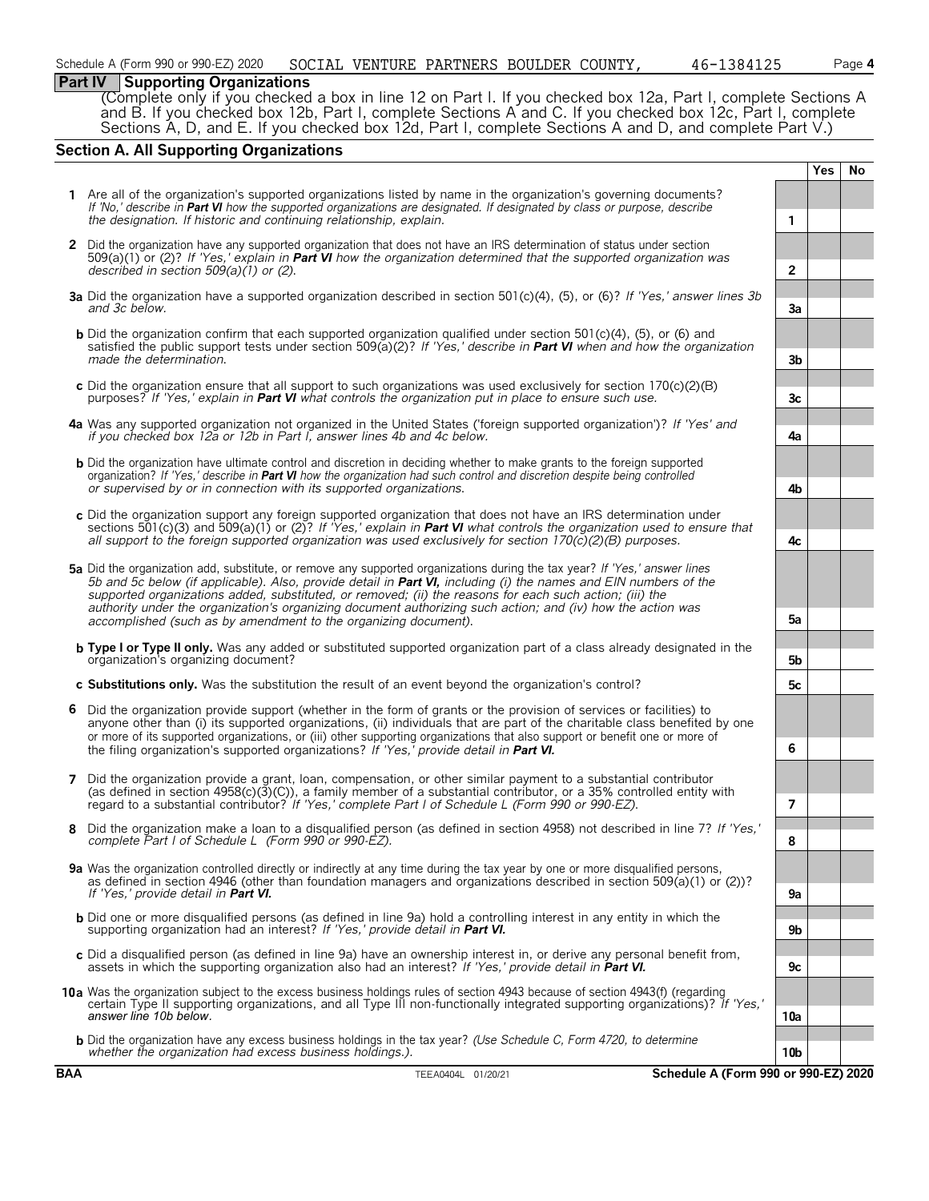## Part IV Supporting Organizations

(Complete only if you checked a box in line 12 on Part I. If you checked box 12a, Part I, complete Sections A and B. If you checked box 12b, Part I, complete Sections A and C. If you checked box 12c, Part I, complete Sections A, D, and E. If you checked box 12d, Part I, complete Sections A and D, and complete Part V.)

### Section A. All Supporting Organizations

| | | | Yes | No |
|---|---|---|---|---|
| **1** | Are all of the organization's supported organizations listed by name in the organization's governing documents? *If 'No,' describe in **Part VI** how the supported organizations are designated. If designated by class or purpose, describe the designation. If historic and continuing relationship, explain.* | 1 | | |
| **2** | Did the organization have any supported organization that does not have an IRS determination of status under section 509(a)(1) or (2)? *If 'Yes,' explain in **Part VI** how the organization determined that the supported organization was described in section 509(a)(1) or (2).* | 2 | | |
| **3a** | Did the organization have a supported organization described in section 501(c)(4), (5), or (6)? *If 'Yes,' answer lines 3b and 3c below.* | 3a | | |
| **b** | Did the organization confirm that each supported organization qualified under section 501(c)(4), (5), or (6) and satisfied the public support tests under section 509(a)(2)? *If 'Yes,' describe in **Part VI** when and how the organization made the determination.* | 3b | | |
| **c** | Did the organization ensure that all support to such organizations was used exclusively for section 170(c)(2)(B) purposes? *If 'Yes,' explain in **Part VI** what controls the organization put in place to ensure such use.* | 3c | | |
| **4a** | Was any supported organization not organized in the United States ('foreign supported organization')? *If 'Yes' and if you checked box 12a or 12b in Part I, answer lines 4b and 4c below.* | 4a | | |
| **b** | Did the organization have ultimate control and discretion in deciding whether to make grants to the foreign supported organization? *If 'Yes,' describe in **Part VI** how the organization had such control and discretion despite being controlled or supervised by or in connection with its supported organizations.* | 4b | | |
| **c** | Did the organization support any foreign supported organization that does not have an IRS determination under sections 501(c)(3) and 509(a)(1) or (2)? *If 'Yes,' explain in **Part VI** what controls the organization used to ensure that all support to the foreign supported organization was used exclusively for section 170(c)(2)(B) purposes.* | 4c | | |
| **5a** | Did the organization add, substitute, or remove any supported organizations during the tax year? *If 'Yes,' answer lines 5b and 5c below (if applicable). Also, provide detail in **Part VI,** including (i) the names and EIN numbers of the supported organizations added, substituted, or removed; (ii) the reasons for each such action; (iii) the authority under the organization's organizing document authorizing such action; and (iv) how the action was accomplished (such as by amendment to the organizing document).* | 5a | | |
| **b** | **Type I or Type II only.** Was any added or substituted supported organization part of a class already designated in the organization's organizing document? | 5b | | |
| **c** | **Substitutions only.** Was the substitution the result of an event beyond the organization's control? | 5c | | |
| **6** | Did the organization provide support (whether in the form of grants or the provision of services or facilities) to anyone other than (i) its supported organizations, (ii) individuals that are part of the charitable class benefited by one or more of its supported organizations, or (iii) other supporting organizations that also support or benefit one or more of the filing organization's supported organizations? *If 'Yes,' provide detail in **Part VI.*** | 6 | | |
| **7** | Did the organization provide a grant, loan, compensation, or other similar payment to a substantial contributor (as defined in section 4958(c)(3)(C)), a family member of a substantial contributor, or a 35% controlled entity with regard to a substantial contributor? *If 'Yes,' complete Part I of Schedule L (Form 990 or 990-EZ).* | 7 | | |
| **8** | Did the organization make a loan to a disqualified person (as defined in section 4958) not described in line 7? *If 'Yes,' complete Part I of Schedule L (Form 990 or 990-EZ).* | 8 | | |
| **9a** | Was the organization controlled directly or indirectly at any time during the tax year by one or more disqualified persons, as defined in section 4946 (other than foundation managers and organizations described in section 509(a)(1) or (2))? *If 'Yes,' provide detail in **Part VI.*** | 9a | | |
| **b** | Did one or more disqualified persons (as defined in line 9a) hold a controlling interest in any entity in which the supporting organization had an interest? *If 'Yes,' provide detail in **Part VI.*** | 9b | | |
| **c** | Did a disqualified person (as defined in line 9a) have an ownership interest in, or derive any personal benefit from, assets in which the supporting organization also had an interest? *If 'Yes,' provide detail in **Part VI.*** | 9c | | |
| **10a** | Was the organization subject to the excess business holdings rules of section 4943 because of section 4943(f) (regarding certain Type II supporting organizations, and all Type III non-functionally integrated supporting organizations)? *If 'Yes,' answer line 10b below.* | 10a | | |
| **b** | Did the organization have any excess business holdings in the tax year? *(Use Schedule C, Form 4720, to determine whether the organization had excess business holdings.).* | 10b | | |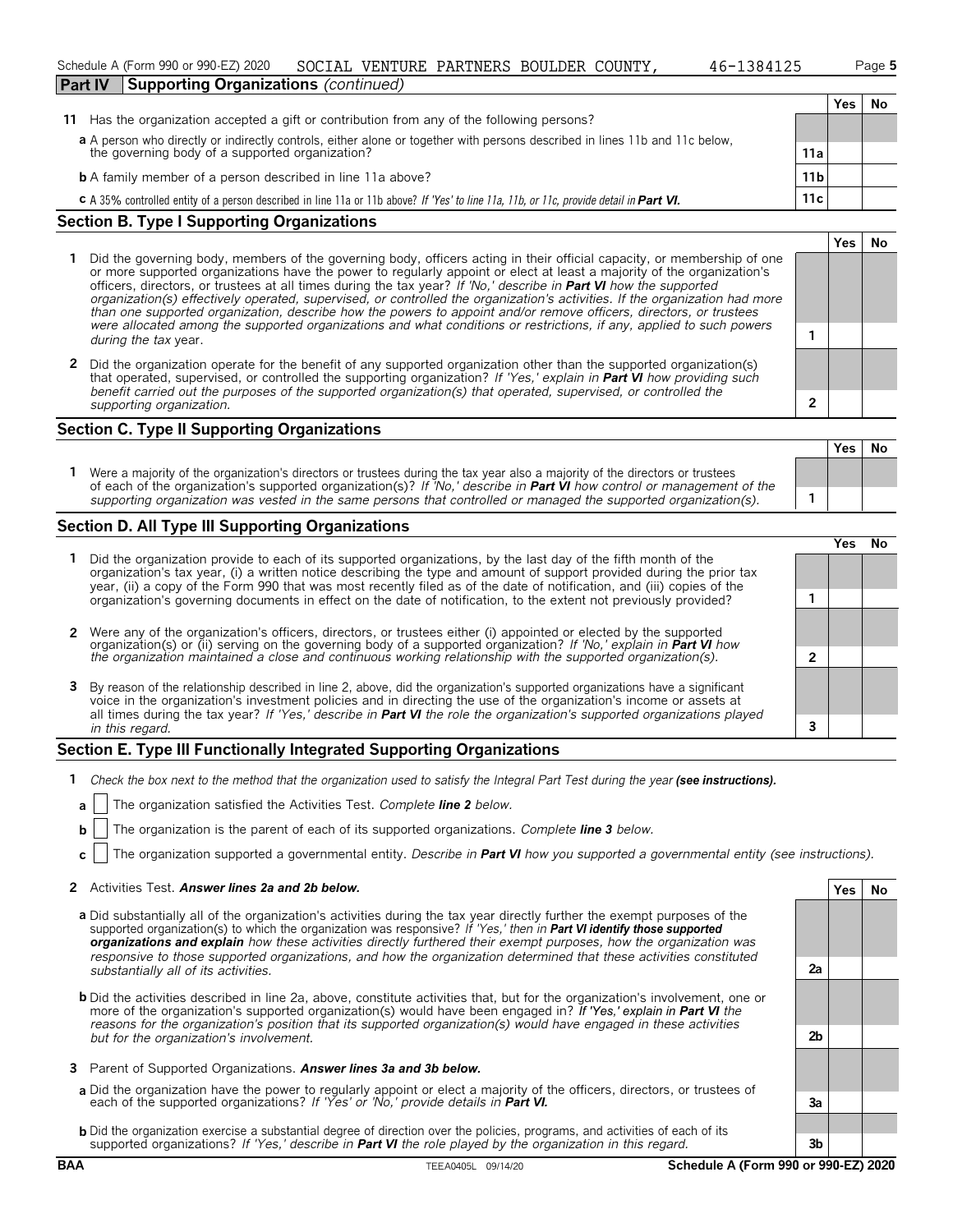Schedule A (Form 990 or 990-EZ) 2020 SOCIAL VENTURE PARTNERS BOULDER COUNTY, 46-1384125

## Part IV Supporting Organizations *(continued)*

| | | | Yes | No |
|---|---|---|---|---|
| **11** | Has the organization accepted a gift or contribution from any of the following persons? | | | |
| | **a** A person who directly or indirectly controls, either alone or together with persons described in lines 11b and 11c below, the governing body of a supported organization? | **11a** | | |
| | **b** A family member of a person described in line 11a above? | **11b** | | |
| | **c** A 35% controlled entity of a person described in line 11a or 11b above? *If 'Yes' to line 11a, 11b, or 11c, provide detail in* ***Part VI.*** | **11c** | | |

## Section B. Type I Supporting Organizations

| | | | Yes | No |
|---|---|---|---|---|
| **1** | Did the governing body, members of the governing body, officers acting in their official capacity, or membership of one or more supported organizations have the power to regularly appoint or elect at least a majority of the organization's officers, directors, or trustees at all times during the tax year? *If 'No,' describe in* ***Part VI*** *how the supported organization(s) effectively operated, supervised, or controlled the organization's activities. If the organization had more than one supported organization, describe how the powers to appoint and/or remove officers, directors, or trustees were allocated among the supported organizations and what conditions or restrictions, if any, applied to such powers during the tax* year. | **1** | | |
| **2** | Did the organization operate for the benefit of any supported organization other than the supported organization(s) that operated, supervised, or controlled the supporting organization? *If 'Yes,' explain in* ***Part VI*** *how providing such benefit carried out the purposes of the supported organization(s) that operated, supervised, or controlled the supporting organization.* | **2** | | |

## Section C. Type II Supporting Organizations

| | | | Yes | No |
|---|---|---|---|---|
| **1** | Were a majority of the organization's directors or trustees during the tax year also a majority of the directors or trustees of each of the organization's supported organization(s)? *If 'No,' describe in* ***Part VI*** *how control or management of the supporting organization was vested in the same persons that controlled or managed the supported organization(s).* | **1** | | |

## Section D. All Type III Supporting Organizations

| | | | Yes | No |
|---|---|---|---|---|
| **1** | Did the organization provide to each of its supported organizations, by the last day of the fifth month of the organization's tax year, (i) a written notice describing the type and amount of support provided during the prior tax year, (ii) a copy of the Form 990 that was most recently filed as of the date of notification, and (iii) copies of the organization's governing documents in effect on the date of notification, to the extent not previously provided? | **1** | | |
| **2** | Were any of the organization's officers, directors, or trustees either (i) appointed or elected by the supported organization(s) or (ii) serving on the governing body of a supported organization? *If 'No,' explain in* ***Part VI*** *how the organization maintained a close and continuous working relationship with the supported organization(s).* | **2** | | |
| **3** | By reason of the relationship described in line 2, above, did the organization's supported organizations have a significant voice in the organization's investment policies and in directing the use of the organization's income or assets at all times during the tax year? *If 'Yes,' describe in* ***Part VI*** *the role the organization's supported organizations played in this regard.* | **3** | | |

## Section E. Type III Functionally Integrated Supporting Organizations

**1** *Check the box next to the method that the organization used to satisfy the Integral Part Test during the year* ***(see instructions).***

**a** ☐ The organization satisfied the Activities Test. *Complete* ***line 2*** *below.*

**b** ☐ The organization is the parent of each of its supported organizations. *Complete* ***line 3*** *below.*

**c** ☐ The organization supported a governmental entity. *Describe in* ***Part VI*** *how you supported a governmental entity (see instructions).*

| | | | Yes | No |
|---|---|---|---|---|
| **2** | Activities Test. ***Answer lines 2a and 2b below.*** | | | |
| | **a** Did substantially all of the organization's activities during the tax year directly further the exempt purposes of the supported organization(s) to which the organization was responsive? *If 'Yes,' then in* ***Part VI identify those supported organizations and explain*** *how these activities directly furthered their exempt purposes, how the organization was responsive to those supported organizations, and how the organization determined that these activities constituted substantially all of its activities.* | **2a** | | |
| | **b** Did the activities described in line 2a, above, constitute activities that, but for the organization's involvement, one or more of the organization's supported organization(s) would have been engaged in? *If 'Yes,' explain in* ***Part VI*** *the reasons for the organization's position that its supported organization(s) would have engaged in these activities but for the organization's involvement.* | **2b** | | |
| **3** | Parent of Supported Organizations. ***Answer lines 3a and 3b below.*** | | | |
| | **a** Did the organization have the power to regularly appoint or elect a majority of the officers, directors, or trustees of each of the supported organizations? *If 'Yes' or 'No,' provide details in* ***Part VI.*** | **3a** | | |
| | **b** Did the organization exercise a substantial degree of direction over the policies, programs, and activities of each of its supported organizations? *If 'Yes,' describe in* ***Part VI*** *the role played by the organization in this regard.* | **3b** | | |

BAA TEEA0405L 09/14/20 Schedule A (Form 990 or 990-EZ) 2020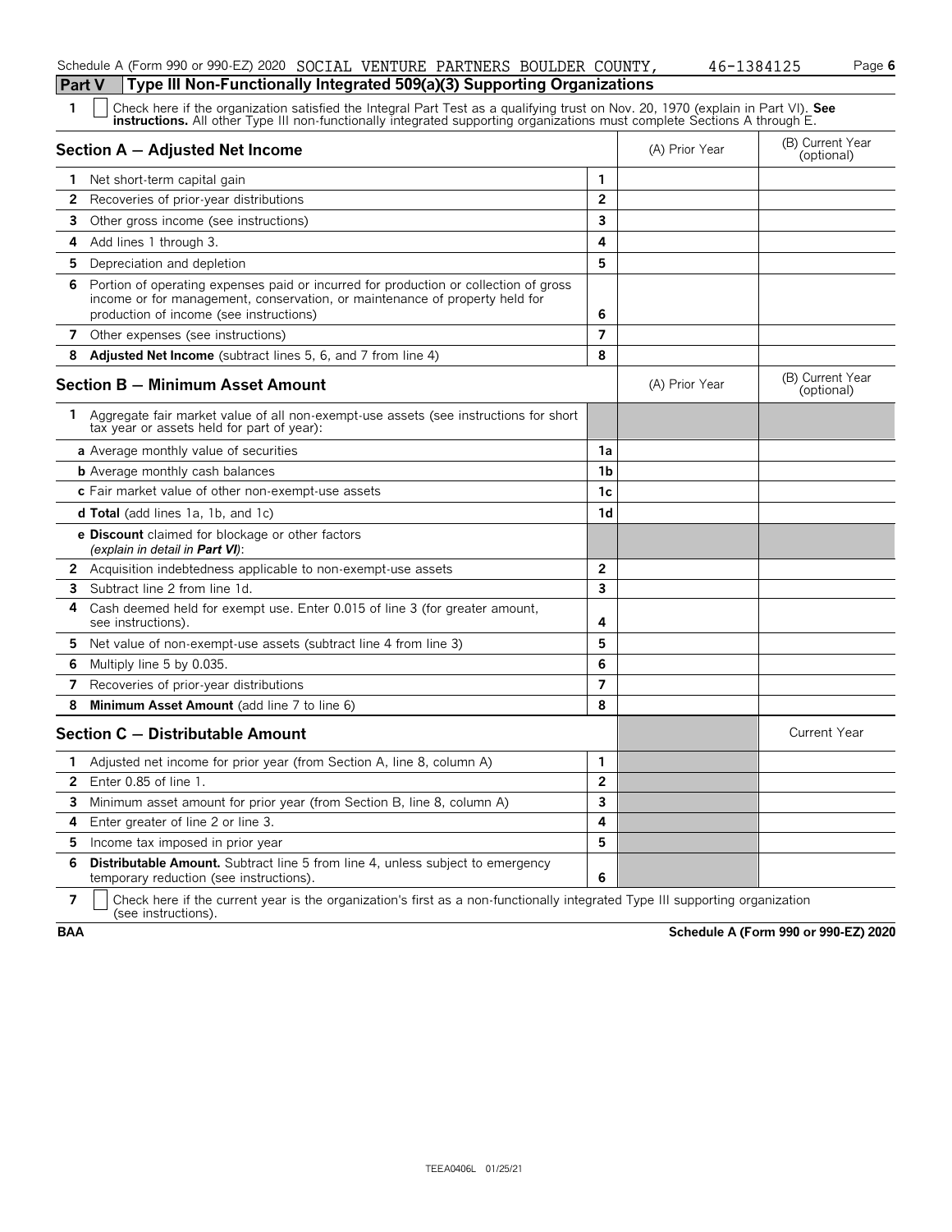## Part V Type III Non-Functionally Integrated 509(a)(3) Supporting Organizations

**1** ☐ Check here if the organization satisfied the Integral Part Test as a qualifying trust on Nov. 20, 1970 (explain in Part VI). **See instructions.** All other Type III non-functionally integrated supporting organizations must complete Sections A through E.

| **Section A — Adjusted Net Income** | | (A) Prior Year | (B) Current Year (optional) |
|---|---|---|---|
| **1** Net short-term capital gain | 1 | | |
| **2** Recoveries of prior-year distributions | 2 | | |
| **3** Other gross income (see instructions) | 3 | | |
| **4** Add lines 1 through 3. | 4 | | |
| **5** Depreciation and depletion | 5 | | |
| **6** Portion of operating expenses paid or incurred for production or collection of gross income or for management, conservation, or maintenance of property held for production of income (see instructions) | 6 | | |
| **7** Other expenses (see instructions) | 7 | | |
| **8 Adjusted Net Income** (subtract lines 5, 6, and 7 from line 4) | 8 | | |

| **Section B — Minimum Asset Amount** | | (A) Prior Year | (B) Current Year (optional) |
|---|---|---|---|
| **1** Aggregate fair market value of all non-exempt-use assets (see instructions for short tax year or assets held for part of year): | | | |
| **a** Average monthly value of securities | 1a | | |
| **b** Average monthly cash balances | 1b | | |
| **c** Fair market value of other non-exempt-use assets | 1c | | |
| **d Total** (add lines 1a, 1b, and 1c) | 1d | | |
| **e Discount** claimed for blockage or other factors *(explain in detail in **Part VI**)*: | | | |
| **2** Acquisition indebtedness applicable to non-exempt-use assets | 2 | | |
| **3** Subtract line 2 from line 1d. | 3 | | |
| **4** Cash deemed held for exempt use. Enter 0.015 of line 3 (for greater amount, see instructions). | 4 | | |
| **5** Net value of non-exempt-use assets (subtract line 4 from line 3) | 5 | | |
| **6** Multiply line 5 by 0.035. | 6 | | |
| **7** Recoveries of prior-year distributions | 7 | | |
| **8 Minimum Asset Amount** (add line 7 to line 6) | 8 | | |

| **Section C — Distributable Amount** | | | Current Year |
|---|---|---|---|
| **1** Adjusted net income for prior year (from Section A, line 8, column A) | 1 | | |
| **2** Enter 0.85 of line 1. | 2 | | |
| **3** Minimum asset amount for prior year (from Section B, line 8, column A) | 3 | | |
| **4** Enter greater of line 2 or line 3. | 4 | | |
| **5** Income tax imposed in prior year | 5 | | |
| **6 Distributable Amount.** Subtract line 5 from line 4, unless subject to emergency temporary reduction (see instructions). | 6 | | |

**7** ☐ Check here if the current year is the organization's first as a non-functionally integrated Type III supporting organization (see instructions).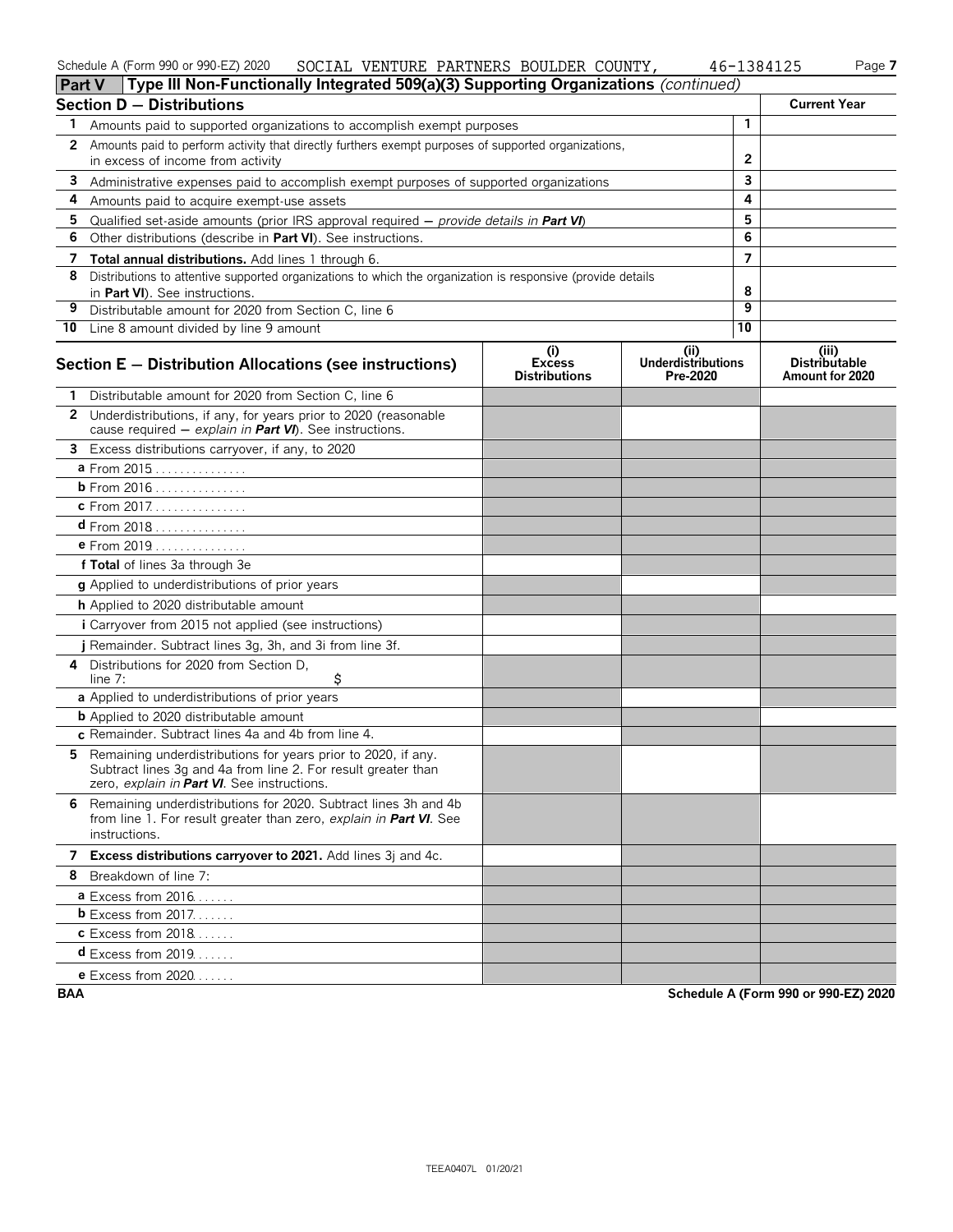Schedule A (Form 990 or 990-EZ) 2020 SOCIAL VENTURE PARTNERS BOULDER COUNTY, 46-1384125 Page 7

## Part V Type III Non-Functionally Integrated 509(a)(3) Supporting Organizations *(continued)*

### Section D — Distributions

| | | | Current Year |
|---|---|---|---|
| 1 | Amounts paid to supported organizations to accomplish exempt purposes | 1 | |
| 2 | Amounts paid to perform activity that directly furthers exempt purposes of supported organizations, in excess of income from activity | 2 | |
| 3 | Administrative expenses paid to accomplish exempt purposes of supported organizations | 3 | |
| 4 | Amounts paid to acquire exempt-use assets | 4 | |
| 5 | Qualified set-aside amounts (prior IRS approval required — *provide details in **Part VI***) | 5 | |
| 6 | Other distributions (describe in **Part VI**). See instructions. | 6 | |
| 7 | **Total annual distributions.** Add lines 1 through 6. | 7 | |
| 8 | Distributions to attentive supported organizations to which the organization is responsive (provide details in **Part VI**). See instructions. | 8 | |
| 9 | Distributable amount for 2020 from Section C, line 6 | 9 | |
| 10 | Line 8 amount divided by line 9 amount | 10 | |

### Section E — Distribution Allocations (see instructions)

| | (i) Excess Distributions | (ii) Underdistributions Pre-2020 | (iii) Distributable Amount for 2020 |
|---|---|---|---|
| **1** Distributable amount for 2020 from Section C, line 6 | | | |
| **2** Underdistributions, if any, for years prior to 2020 (reasonable cause required — *explain in **Part VI***). See instructions. | | | |
| **3** Excess distributions carryover, if any, to 2020 | | | |
| **a** From 2015 | | | |
| **b** From 2016 | | | |
| **c** From 2017 | | | |
| **d** From 2018 | | | |
| **e** From 2019 | | | |
| **f Total** of lines 3a through 3e | | | |
| **g** Applied to underdistributions of prior years | | | |
| **h** Applied to 2020 distributable amount | | | |
| **i** Carryover from 2015 not applied (see instructions) | | | |
| **j** Remainder. Subtract lines 3g, 3h, and 3i from line 3f. | | | |
| **4** Distributions for 2020 from Section D, line 7: $ | | | |
| **a** Applied to underdistributions of prior years | | | |
| **b** Applied to 2020 distributable amount | | | |
| **c** Remainder. Subtract lines 4a and 4b from line 4. | | | |
| **5** Remaining underdistributions for years prior to 2020, if any. Subtract lines 3g and 4a from line 2. For result greater than zero, *explain in **Part VI***. See instructions. | | | |
| **6** Remaining underdistributions for 2020. Subtract lines 3h and 4b from line 1. For result greater than zero, *explain in **Part VI***. See instructions. | | | |
| **7 Excess distributions carryover to 2021.** Add lines 3j and 4c. | | | |
| **8** Breakdown of line 7: | | | |
| **a** Excess from 2016 | | | |
| **b** Excess from 2017 | | | |
| **c** Excess from 2018 | | | |
| **d** Excess from 2019 | | | |
| **e** Excess from 2020 | | | |

BAA Schedule A (Form 990 or 990-EZ) 2020

TEEA0407L 01/20/21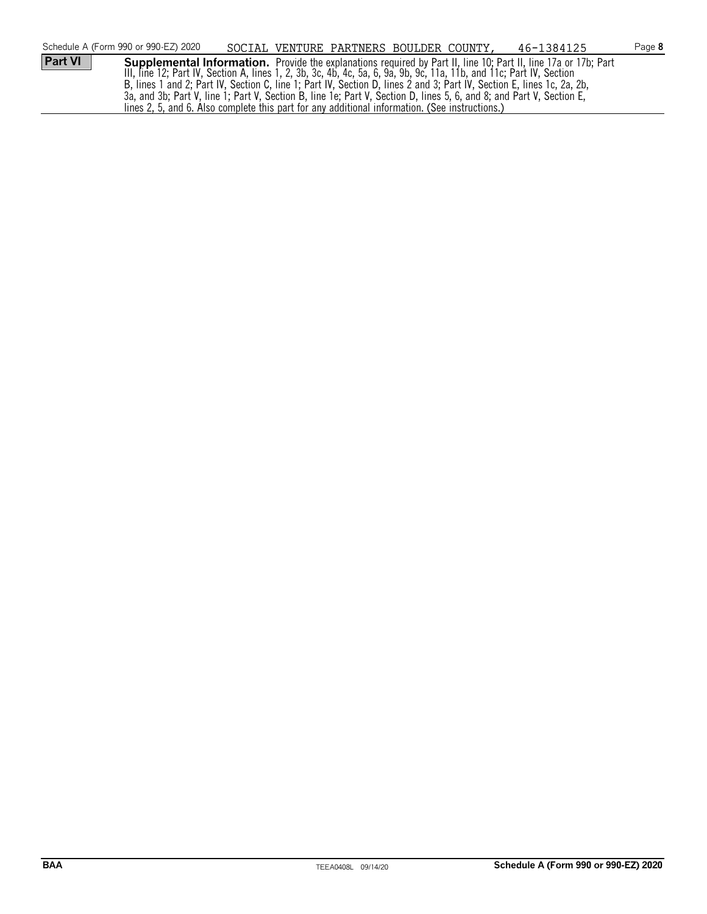Schedule A (Form 990 or 990-EZ) 2020 SOCIAL VENTURE PARTNERS BOULDER COUNTY, 46-1384125 Page **8**

**Part VI** **Supplemental Information.** Provide the explanations required by Part II, line 10; Part II, line 17a or 17b; Part III, line 12; Part IV, Section A, lines 1, 2, 3b, 3c, 4b, 4c, 5a, 6, 9a, 9b, 9c, 11a, 11b, and 11c; Part IV, Section B, lines 1 and 2; Part IV, Section C, line 1; Part IV, Section D, lines 2 and 3; Part IV, Section E, lines 1c, 2a, 2b, 3a, and 3b; Part V, line 1; Part V, Section B, line 1e; Part V, Section D, lines 5, 6, and 8; and Part V, Section E, lines 2, 5, and 6. Also complete this part for any additional information. (See instructions.)

**BAA** TEEA0408L 09/14/20 **Schedule A (Form 990 or 990-EZ) 2020**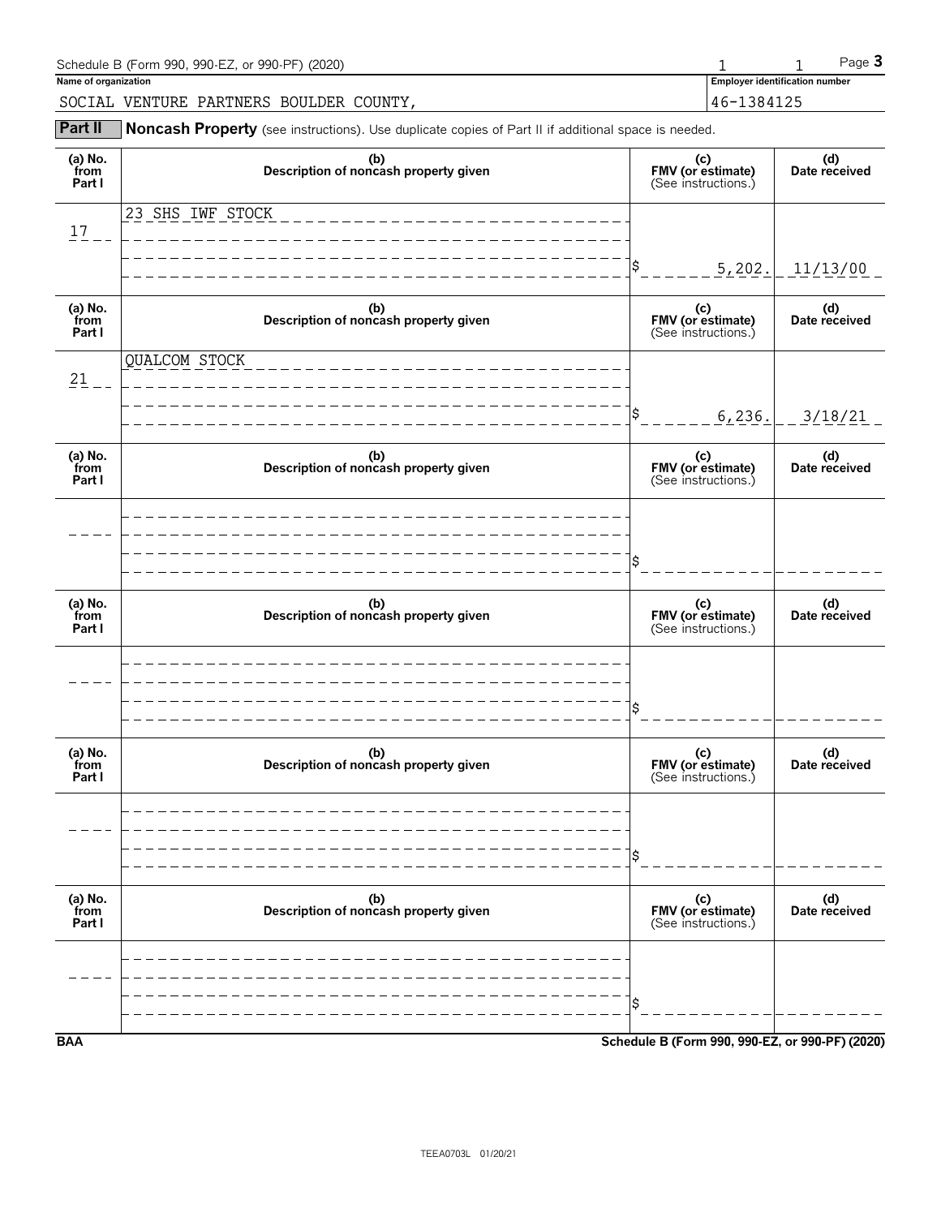Schedule B (Form 990, 990-EZ, or 990-PF) (2020) 1 1 Page **3**

**Name of organization**

SOCIAL VENTURE PARTNERS BOULDER COUNTY,

**Employer identification number**

46-1384125

**Part II** **Noncash Property** (see instructions). Use duplicate copies of Part II if additional space is needed.

| (a) No. from Part I | (b) Description of noncash property given | (c) FMV (or estimate) (See instructions.) | (d) Date received |
|---|---|---|---|
| 17 | 23 SHS IWF STOCK | $ 5,202. | 11/13/00 |
| 21 | QUALCOM STOCK | $ 6,236. | 3/18/21 |
| | | $ | |
| | | $ | |
| | | $ | |
| | | $ | |

**BAA** **Schedule B (Form 990, 990-EZ, or 990-PF) (2020)**

TEEA0703L 01/20/21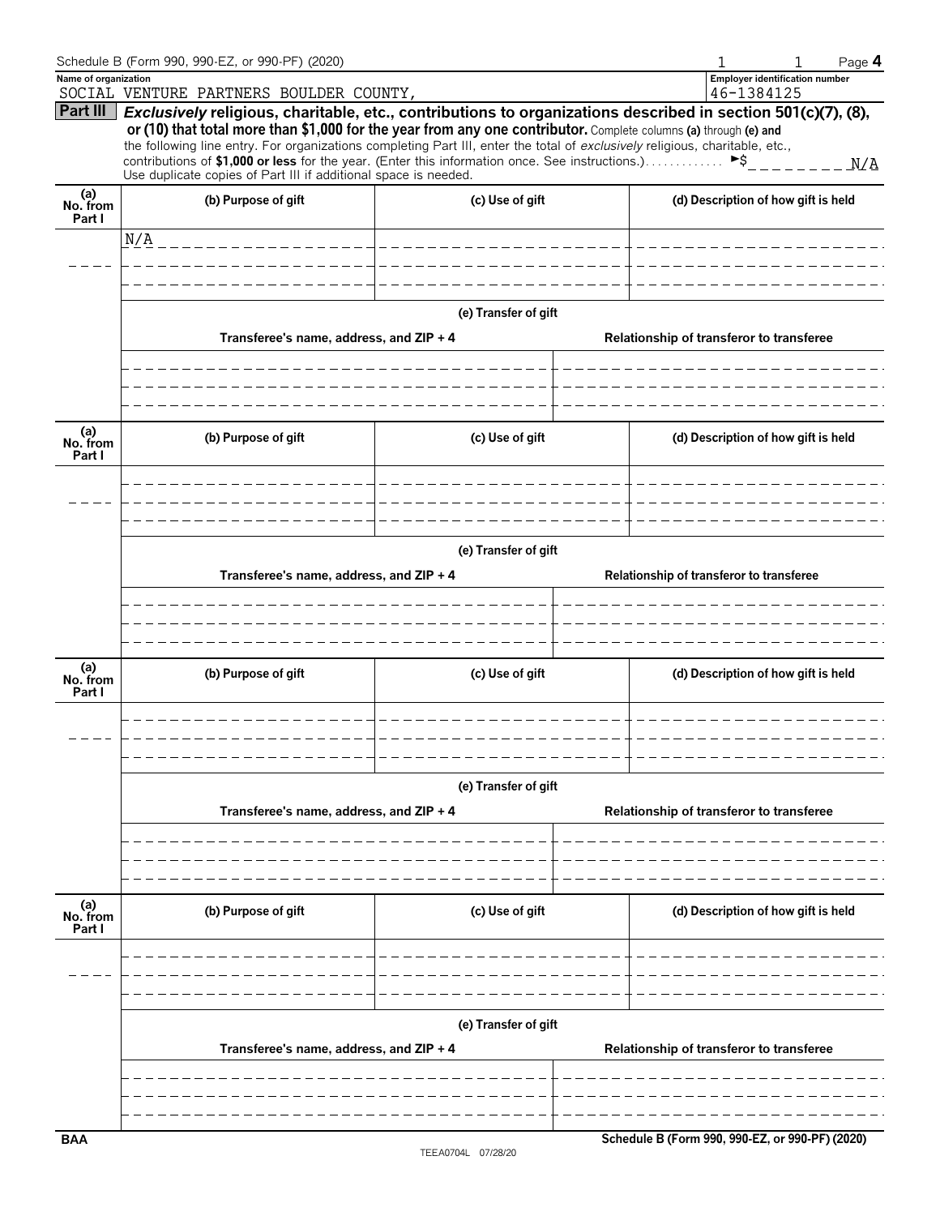Schedule B (Form 990, 990-EZ, or 990-PF) (2020) Page **4**

**Name of organization**
SOCIAL VENTURE PARTNERS BOULDER COUNTY,

**Employer identification number**
46-1384125

**Part III** ***Exclusively* religious, charitable, etc., contributions to organizations described in section 501(c)(7), (8), or (10) that total more than $1,000 for the year from any one contributor.** Complete columns **(a)** through **(e)** and the following line entry. For organizations completing Part III, enter the total of *exclusively* religious, charitable, etc., contributions of **$1,000 or less** for the year. (Enter this information once. See instructions.) ►$ N/A

Use duplicate copies of Part III if additional space is needed.

| (a) No. from Part I | (b) Purpose of gift | (c) Use of gift | (d) Description of how gift is held |
|---|---|---|---|
| | N/A | | |

(e) Transfer of gift

| Transferee's name, address, and ZIP + 4 | Relationship of transferor to transferee |
|---|---|
| | |

| (a) No. from Part I | (b) Purpose of gift | (c) Use of gift | (d) Description of how gift is held |
|---|---|---|---|
| | | | |

(e) Transfer of gift

| Transferee's name, address, and ZIP + 4 | Relationship of transferor to transferee |
|---|---|
| | |

| (a) No. from Part I | (b) Purpose of gift | (c) Use of gift | (d) Description of how gift is held |
|---|---|---|---|
| | | | |

(e) Transfer of gift

| Transferee's name, address, and ZIP + 4 | Relationship of transferor to transferee |
|---|---|
| | |

| (a) No. from Part I | (b) Purpose of gift | (c) Use of gift | (d) Description of how gift is held |
|---|---|---|---|
| | | | |

(e) Transfer of gift

| Transferee's name, address, and ZIP + 4 | Relationship of transferor to transferee |
|---|---|
| | |

BAA TEEA0704L 07/28/20 Schedule B (Form 990, 990-EZ, or 990-PF) (2020)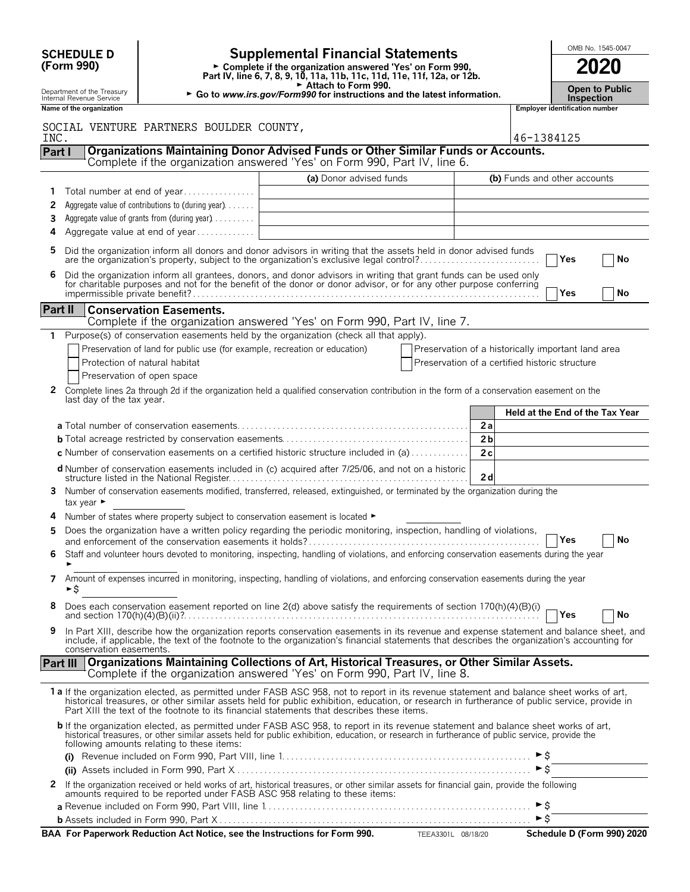**SCHEDULE D (Form 990)**

Department of the Treasury
Internal Revenue Service

# Supplemental Financial Statements

► Complete if the organization answered 'Yes' on Form 990, Part IV, line 6, 7, 8, 9, 10, 11a, 11b, 11c, 11d, 11e, 11f, 12a, or 12b.
► Attach to Form 990.
► Go to *www.irs.gov/Form990* for instructions and the latest information.

OMB No. 1545-0047

**2020**

**Open to Public Inspection**

**Name of the organization:** SOCIAL VENTURE PARTNERS BOULDER COUNTY, INC.

**Employer identification number:** 46-1384125

## Part I Organizations Maintaining Donor Advised Funds or Other Similar Funds or Accounts.

Complete if the organization answered 'Yes' on Form 990, Part IV, line 6.

| | | (a) Donor advised funds | (b) Funds and other accounts |
|---|---|---|---|
| 1 | Total number at end of year | | |
| 2 | Aggregate value of contributions to (during year) | | |
| 3 | Aggregate value of grants from (during year) | | |
| 4 | Aggregate value at end of year | | |

5 Did the organization inform all donors and donor advisors in writing that the assets held in donor advised funds are the organization's property, subject to the organization's exclusive legal control? ☐ Yes ☐ No

6 Did the organization inform all grantees, donors, and donor advisors in writing that grant funds can be used only for charitable purposes and not for the benefit of the donor or donor advisor, or for any other purpose conferring impermissible private benefit? ☐ Yes ☐ No

## Part II Conservation Easements.

Complete if the organization answered 'Yes' on Form 990, Part IV, line 7.

1 Purpose(s) of conservation easements held by the organization (check all that apply).

- ☐ Preservation of land for public use (for example, recreation or education)
- ☐ Protection of natural habitat
- ☐ Preservation of open space
- ☐ Preservation of a historically important land area
- ☐ Preservation of a certified historic structure

2 Complete lines 2a through 2d if the organization held a qualified conservation contribution in the form of a conservation easement on the last day of the tax year.

| | | Held at the End of the Tax Year |
|---|---|---|
| a Total number of conservation easements | 2a | |
| b Total acreage restricted by conservation easements | 2b | |
| c Number of conservation easements on a certified historic structure included in (a) | 2c | |
| d Number of conservation easements included in (c) acquired after 7/25/06, and not on a historic structure listed in the National Register | 2d | |

3 Number of conservation easements modified, transferred, released, extinguished, or terminated by the organization during the tax year ►

4 Number of states where property subject to conservation easement is located ►

5 Does the organization have a written policy regarding the periodic monitoring, inspection, handling of violations, and enforcement of the conservation easements it holds? ☐ Yes ☐ No

6 Staff and volunteer hours devoted to monitoring, inspecting, handling of violations, and enforcing conservation easements during the year ►

7 Amount of expenses incurred in monitoring, inspecting, handling of violations, and enforcing conservation easements during the year ►$

8 Does each conservation easement reported on line 2(d) above satisfy the requirements of section 170(h)(4)(B)(i) and section 170(h)(4)(B)(ii)? ☐ Yes ☐ No

9 In Part XIII, describe how the organization reports conservation easements in its revenue and expense statement and balance sheet, and include, if applicable, the text of the footnote to the organization's financial statements that describes the organization's accounting for conservation easements.

## Part III Organizations Maintaining Collections of Art, Historical Treasures, or Other Similar Assets.

Complete if the organization answered 'Yes' on Form 990, Part IV, line 8.

1a If the organization elected, as permitted under FASB ASC 958, not to report in its revenue statement and balance sheet works of art, historical treasures, or other similar assets held for public exhibition, education, or research in furtherance of public service, provide in Part XIII the text of the footnote to its financial statements that describes these items.

b If the organization elected, as permitted under FASB ASC 958, to report in its revenue statement and balance sheet works of art, historical treasures, or other similar assets held for public exhibition, education, or research in furtherance of public service, provide the following amounts relating to these items:

(i) Revenue included on Form 990, Part VIII, line 1 ►$

(ii) Assets included in Form 990, Part X ►$

2 If the organization received or held works of art, historical treasures, or other similar assets for financial gain, provide the following amounts required to be reported under FASB ASC 958 relating to these items:

a Revenue included on Form 990, Part VIII, line 1 ►$

b Assets included in Form 990, Part X ►$

**BAA For Paperwork Reduction Act Notice, see the Instructions for Form 990.** TEEA3301L 08/18/20 **Schedule D (Form 990) 2020**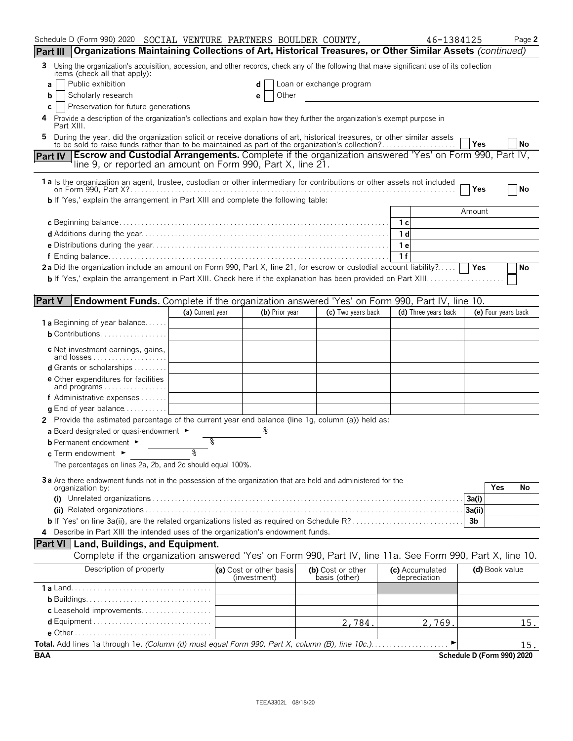Schedule D (Form 990) 2020 SOCIAL VENTURE PARTNERS BOULDER COUNTY, 46-1384125 Page 2

## Part III Organizations Maintaining Collections of Art, Historical Treasures, or Other Similar Assets *(continued)*

**3** Using the organization's acquisition, accession, and other records, check any of the following that make significant use of its collection items (check all that apply):

- **a** [ ] Public exhibition
- **b** [ ] Scholarly research
- **c** [ ] Preservation for future generations
- **d** [ ] Loan or exchange program
- **e** [ ] Other

**4** Provide a description of the organization's collections and explain how they further the organization's exempt purpose in Part XIII.

**5** During the year, did the organization solicit or receive donations of art, historical treasures, or other similar assets to be sold to raise funds rather than to be maintained as part of the organization's collection? [ ] Yes [ ] No

## Part IV Escrow and Custodial Arrangements. 
Complete if the organization answered 'Yes' on Form 990, Part IV, line 9, or reported an amount on Form 990, Part X, line 21.

**1a** Is the organization an agent, trustee, custodian or other intermediary for contributions or other assets not included on Form 990, Part X? [ ] Yes [ ] No

**b** If 'Yes,' explain the arrangement in Part XIII and complete the following table:

| | | Amount |
|---|---|---|
| **c** Beginning balance | 1 c | |
| **d** Additions during the year | 1 d | |
| **e** Distributions during the year | 1 e | |
| **f** Ending balance | 1 f | |

**2a** Did the organization include an amount on Form 990, Part X, line 21, for escrow or custodial account liability? [ ] Yes [ ] No

**b** If 'Yes,' explain the arrangement in Part XIII. Check here if the explanation has been provided on Part XIII [ ]

## Part V Endowment Funds. 
Complete if the organization answered 'Yes' on Form 990, Part IV, line 10.

| | (a) Current year | (b) Prior year | (c) Two years back | (d) Three years back | (e) Four years back |
|---|---|---|---|---|---|
| **1a** Beginning of year balance | | | | | |
| **b** Contributions | | | | | |
| **c** Net investment earnings, gains, and losses | | | | | |
| **d** Grants or scholarships | | | | | |
| **e** Other expenditures for facilities and programs | | | | | |
| **f** Administrative expenses | | | | | |
| **g** End of year balance | | | | | |

**2** Provide the estimated percentage of the current year end balance (line 1g, column (a)) held as:

**a** Board designated or quasi-endowment ► %

**b** Permanent endowment ► %

**c** Term endowment ► %

The percentages on lines 2a, 2b, and 2c should equal 100%.

**3a** Are there endowment funds not in the possession of the organization that are held and administered for the organization by:

| | | Yes | No |
|---|---|---|---|
| **(i)** Unrelated organizations | 3a(i) | | |
| **(ii)** Related organizations | 3a(ii) | | |
| **b** If 'Yes' on line 3a(ii), are the related organizations listed as required on Schedule R? | 3b | | |

**4** Describe in Part XIII the intended uses of the organization's endowment funds.

## Part VI Land, Buildings, and Equipment.
Complete if the organization answered 'Yes' on Form 990, Part IV, line 11a. See Form 990, Part X, line 10.

| Description of property | (a) Cost or other basis (investment) | (b) Cost or other basis (other) | (c) Accumulated depreciation | (d) Book value |
|---|---|---|---|---|
| **1a** Land | | | | |
| **b** Buildings | | | | |
| **c** Leasehold improvements | | | | |
| **d** Equipment | | 2,784. | 2,769. | 15. |
| **e** Other | | | | |

**Total.** Add lines 1a through 1e. *(Column (d) must equal Form 990, Part X, column (B), line 10c.)* ► 15.

BAA **Schedule D (Form 990) 2020**

TEEA3302L 08/18/20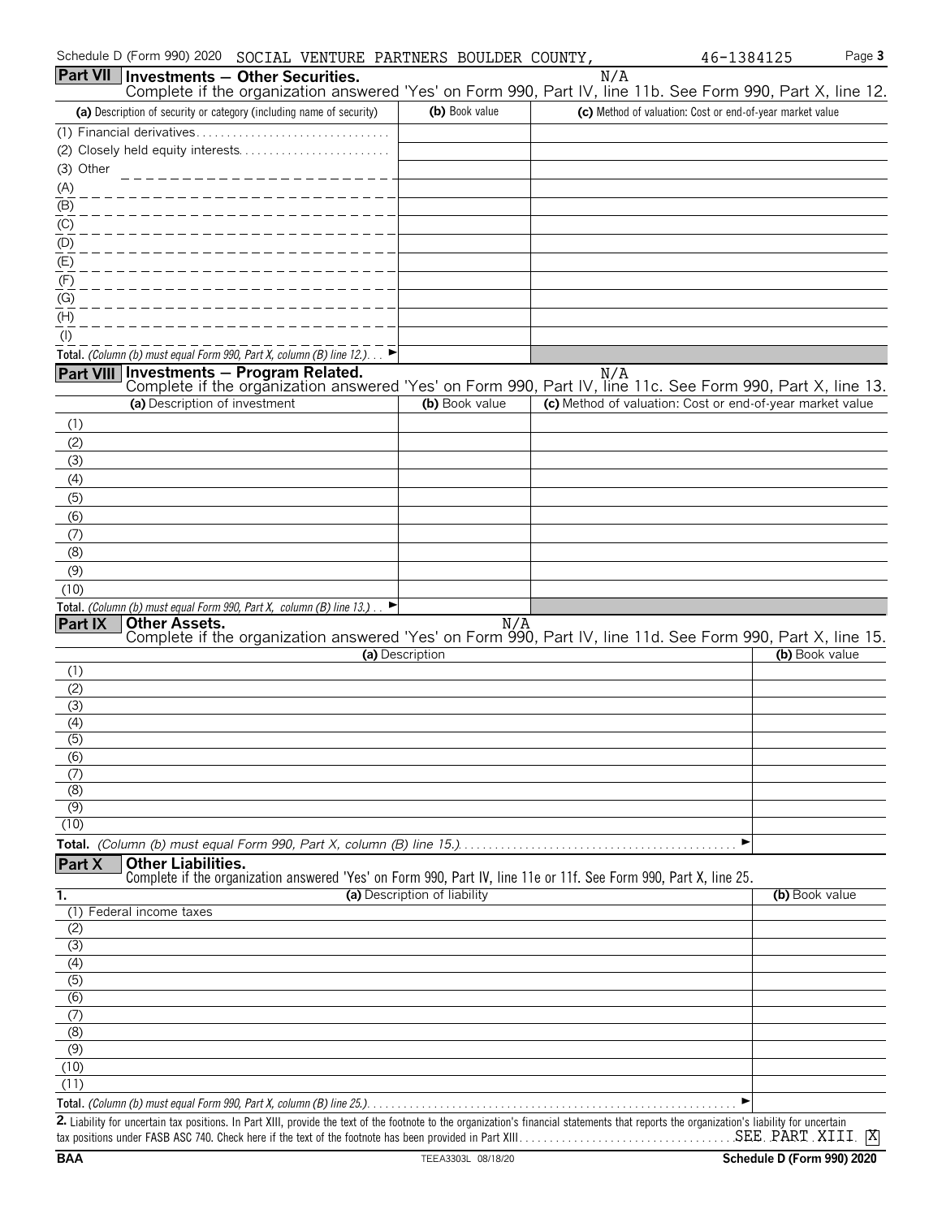Schedule D (Form 990) 2020 SOCIAL VENTURE PARTNERS BOULDER COUNTY, 46-1384125

## Part VII Investments — Other Securities.

N/A

Complete if the organization answered 'Yes' on Form 990, Part IV, line 11b. See Form 990, Part X, line 12.

| (a) Description of security or category (including name of security) | (b) Book value | (c) Method of valuation: Cost or end-of-year market value |
|---|---|---|
| (1) Financial derivatives | | |
| (2) Closely held equity interests | | |
| (3) Other | | |
| (A) | | |
| (B) | | |
| (C) | | |
| (D) | | |
| (E) | | |
| (F) | | |
| (G) | | |
| (H) | | |
| (I) | | |
| **Total.** *(Column (b) must equal Form 990, Part X, column (B) line 12.)* ► | | |

## Part VIII Investments — Program Related.

N/A

Complete if the organization answered 'Yes' on Form 990, Part IV, line 11c. See Form 990, Part X, line 13.

| (a) Description of investment | (b) Book value | (c) Method of valuation: Cost or end-of-year market value |
|---|---|---|
| (1) | | |
| (2) | | |
| (3) | | |
| (4) | | |
| (5) | | |
| (6) | | |
| (7) | | |
| (8) | | |
| (9) | | |
| (10) | | |
| **Total.** *(Column (b) must equal Form 990, Part X, column (B) line 13.)* ► | | |

## Part IX Other Assets.

N/A

Complete if the organization answered 'Yes' on Form 990, Part IV, line 11d. See Form 990, Part X, line 15.

| (a) Description | (b) Book value |
|---|---|
| (1) | |
| (2) | |
| (3) | |
| (4) | |
| (5) | |
| (6) | |
| (7) | |
| (8) | |
| (9) | |
| (10) | |
| **Total.** *(Column (b) must equal Form 990, Part X, column (B) line 15.)* ► | |

## Part X Other Liabilities.

Complete if the organization answered 'Yes' on Form 990, Part IV, line 11e or 11f. See Form 990, Part X, line 25.

| 1. (a) Description of liability | (b) Book value |
|---|---|
| (1) Federal income taxes | |
| (2) | |
| (3) | |
| (4) | |
| (5) | |
| (6) | |
| (7) | |
| (8) | |
| (9) | |
| (10) | |
| (11) | |
| **Total.** *(Column (b) must equal Form 990, Part X, column (B) line 25.)* ► | |

**2.** Liability for uncertain tax positions. In Part XIII, provide the text of the footnote to the organization's financial statements that reports the organization's liability for uncertain tax positions under FASB ASC 740. Check here if the text of the footnote has been provided in Part XIII SEE PART XIII [X]

BAA TEEA3303L 08/18/20 **Schedule D (Form 990) 2020**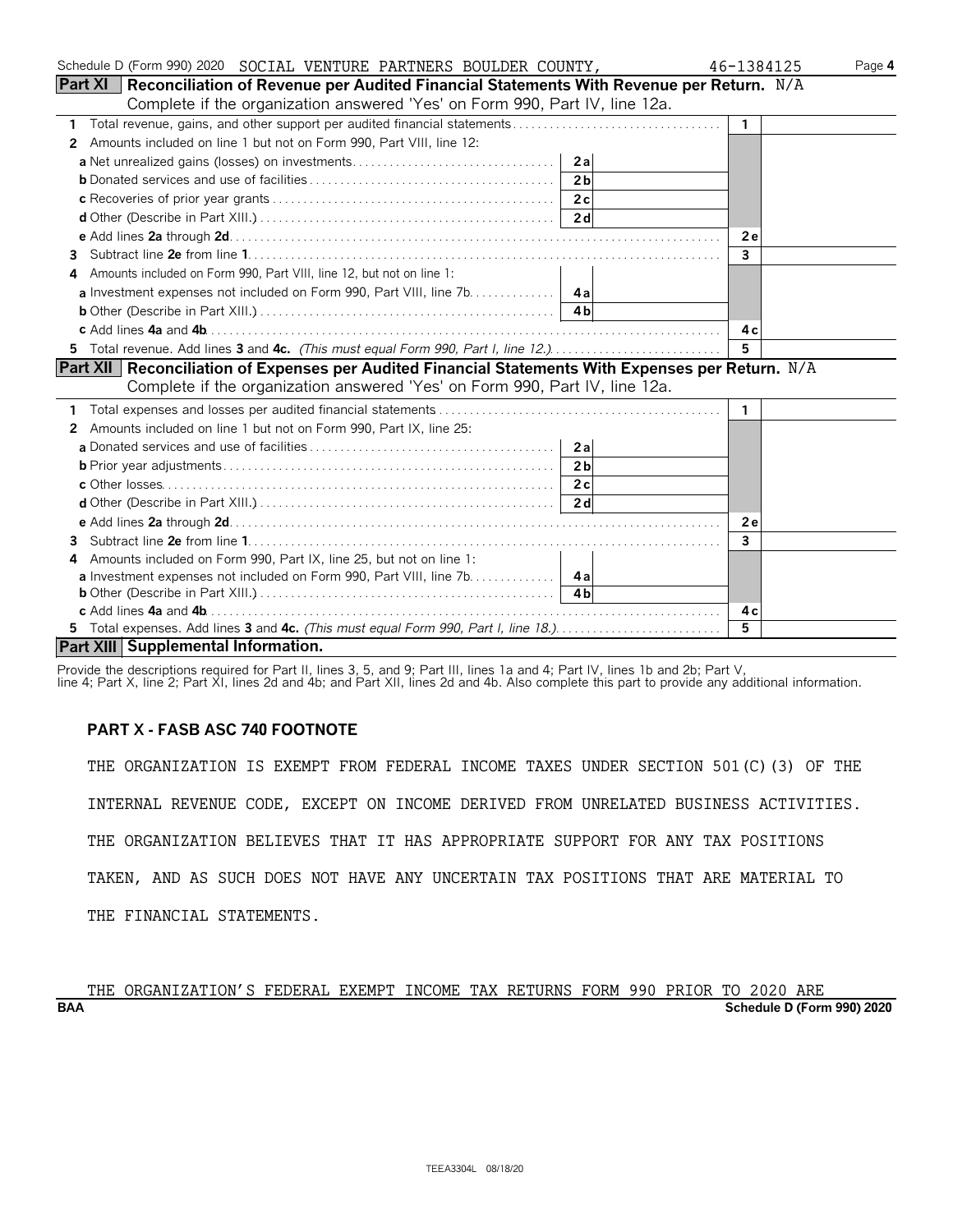Schedule D (Form 990) 2020 SOCIAL VENTURE PARTNERS BOULDER COUNTY, 46-1384125 Page 4

## Part XI Reconciliation of Revenue per Audited Financial Statements With Revenue per Return. N/A

Complete if the organization answered 'Yes' on Form 990, Part IV, line 12a.

| | | | | |
|---|---|---|---|---|
| **1** Total revenue, gains, and other support per audited financial statements | | | 1 | |
| **2** Amounts included on line 1 but not on Form 990, Part VIII, line 12: | | | | |
| **a** Net unrealized gains (losses) on investments | 2a | | | |
| **b** Donated services and use of facilities | 2b | | | |
| **c** Recoveries of prior year grants | 2c | | | |
| **d** Other (Describe in Part XIII.) | 2d | | | |
| **e** Add lines **2a** through **2d** | | | 2e | |
| **3** Subtract line **2e** from line **1** | | | 3 | |
| **4** Amounts included on Form 990, Part VIII, line 12, but not on line 1: | | | | |
| **a** Investment expenses not included on Form 990, Part VIII, line 7b | 4a | | | |
| **b** Other (Describe in Part XIII.) | 4b | | | |
| **c** Add lines **4a** and **4b** | | | 4c | |
| **5** Total revenue. Add lines **3** and **4c.** *(This must equal Form 990, Part I, line 12.)* | | | 5 | |

## Part XII Reconciliation of Expenses per Audited Financial Statements With Expenses per Return. N/A

Complete if the organization answered 'Yes' on Form 990, Part IV, line 12a.

| | | | | |
|---|---|---|---|---|
| **1** Total expenses and losses per audited financial statements | | | 1 | |
| **2** Amounts included on line 1 but not on Form 990, Part IX, line 25: | | | | |
| **a** Donated services and use of facilities | 2a | | | |
| **b** Prior year adjustments | 2b | | | |
| **c** Other losses | 2c | | | |
| **d** Other (Describe in Part XIII.) | 2d | | | |
| **e** Add lines **2a** through **2d** | | | 2e | |
| **3** Subtract line **2e** from line **1** | | | 3 | |
| **4** Amounts included on Form 990, Part IX, line 25, but not on line 1: | | | | |
| **a** Investment expenses not included on Form 990, Part VIII, line 7b | 4a | | | |
| **b** Other (Describe in Part XIII.) | 4b | | | |
| **c** Add lines **4a** and **4b** | | | 4c | |
| **5** Total expenses. Add lines **3** and **4c.** *(This must equal Form 990, Part I, line 18.)* | | | 5 | |

## Part XIII Supplemental Information.

Provide the descriptions required for Part II, lines 3, 5, and 9; Part III, lines 1a and 4; Part IV, lines 1b and 2b; Part V, line 4; Part X, line 2; Part XI, lines 2d and 4b; and Part XII, lines 2d and 4b. Also complete this part to provide any additional information.

**PART X - FASB ASC 740 FOOTNOTE**

THE ORGANIZATION IS EXEMPT FROM FEDERAL INCOME TAXES UNDER SECTION 501(C)(3) OF THE INTERNAL REVENUE CODE, EXCEPT ON INCOME DERIVED FROM UNRELATED BUSINESS ACTIVITIES. THE ORGANIZATION BELIEVES THAT IT HAS APPROPRIATE SUPPORT FOR ANY TAX POSITIONS TAKEN, AND AS SUCH DOES NOT HAVE ANY UNCERTAIN TAX POSITIONS THAT ARE MATERIAL TO THE FINANCIAL STATEMENTS.

THE ORGANIZATION'S FEDERAL EXEMPT INCOME TAX RETURNS FORM 990 PRIOR TO 2020 ARE

BAA Schedule D (Form 990) 2020

TEEA3304L 08/18/20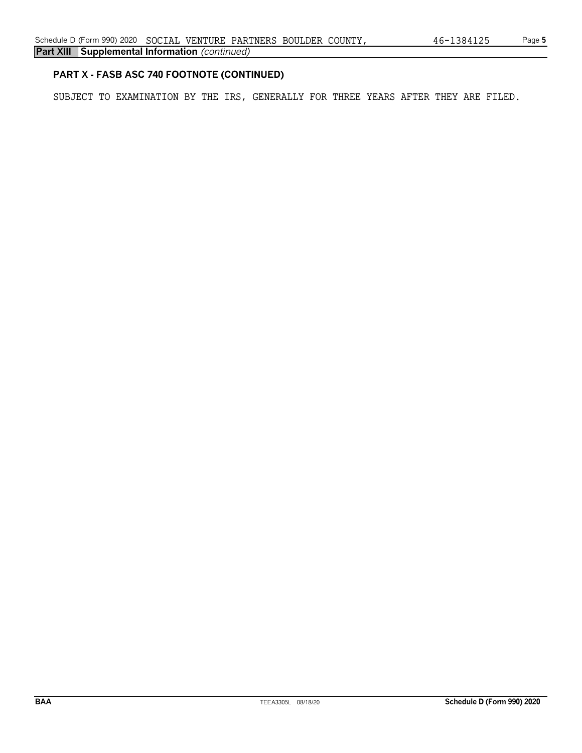**Part XIII Supplemental Information** *(continued)*

**PART X - FASB ASC 740 FOOTNOTE (CONTINUED)**

SUBJECT TO EXAMINATION BY THE IRS, GENERALLY FOR THREE YEARS AFTER THEY ARE FILED.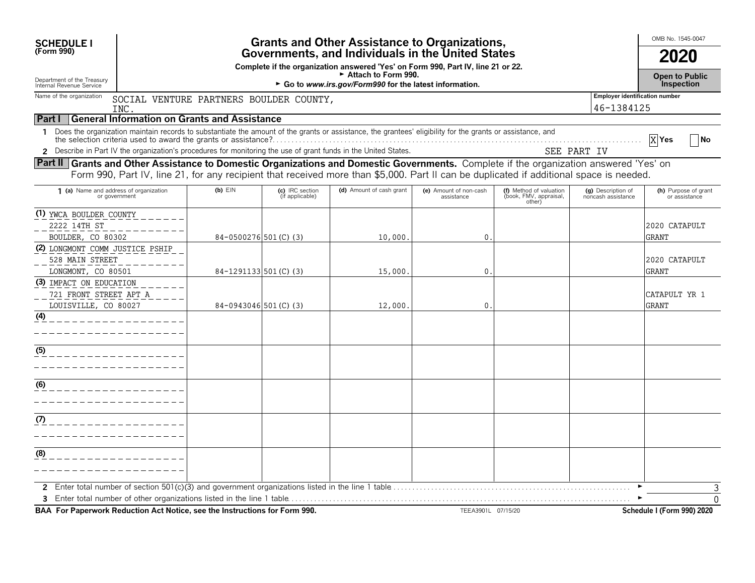**SCHEDULE I**
**(Form 990)**

Department of the Treasury
Internal Revenue Service

# Grants and Other Assistance to Organizations, Governments, and Individuals in the United States

**Complete if the organization answered 'Yes' on Form 990, Part IV, line 21 or 22.**
**► Attach to Form 990.**
**► Go to *www.irs.gov/Form990* for the latest information.**

OMB No. 1545-0047

**2020**

**Open to Public Inspection**

Name of the organization: SOCIAL VENTURE PARTNERS BOULDER COUNTY, INC.

Employer identification number: 46-1384125

## Part I General Information on Grants and Assistance

1 Does the organization maintain records to substantiate the amount of the grants or assistance, the grantees' eligibility for the grants or assistance, and the selection criteria used to award the grants or assistance? [X] Yes [ ] No

2 Describe in Part IV the organization's procedures for monitoring the use of grant funds in the United States. SEE PART IV

## Part II Grants and Other Assistance to Domestic Organizations and Domestic Governments.

Complete if the organization answered 'Yes' on Form 990, Part IV, line 21, for any recipient that received more than $5,000. Part II can be duplicated if additional space is needed.

| 1 (a) Name and address of organization or government | (b) EIN | (c) IRC section (if applicable) | (d) Amount of cash grant | (e) Amount of non-cash assistance | (f) Method of valuation (book, FMV, appraisal, other) | (g) Description of noncash assistance | (h) Purpose of grant or assistance |
|---|---|---|---|---|---|---|---|
| (1) YWCA BOULDER COUNTY 2222 14TH ST BOULDER, CO 80302 | 84-0500276 | 501(C)(3) | 10,000. | 0. | | | 2020 CATAPULT GRANT |
| (2) LONGMONT COMM JUSTICE PSHIP 528 MAIN STREET LONGMONT, CO 80501 | 84-1291133 | 501(C)(3) | 15,000. | 0. | | | 2020 CATAPULT GRANT |
| (3) IMPACT ON EDUCATION 721 FRONT STREET APT A LOUISVILLE, CO 80027 | 84-0943046 | 501(C)(3) | 12,000. | 0. | | | CATAPULT YR 1 GRANT |
| (4) | | | | | | | |
| (5) | | | | | | | |
| (6) | | | | | | | |
| (7) | | | | | | | |
| (8) | | | | | | | |

2 Enter total number of section 501(c)(3) and government organizations listed in the line 1 table ► 3

3 Enter total number of other organizations listed in the line 1 table ► 0

**BAA For Paperwork Reduction Act Notice, see the Instructions for Form 990.** TEEA3901L 07/15/20 **Schedule I (Form 990) 2020**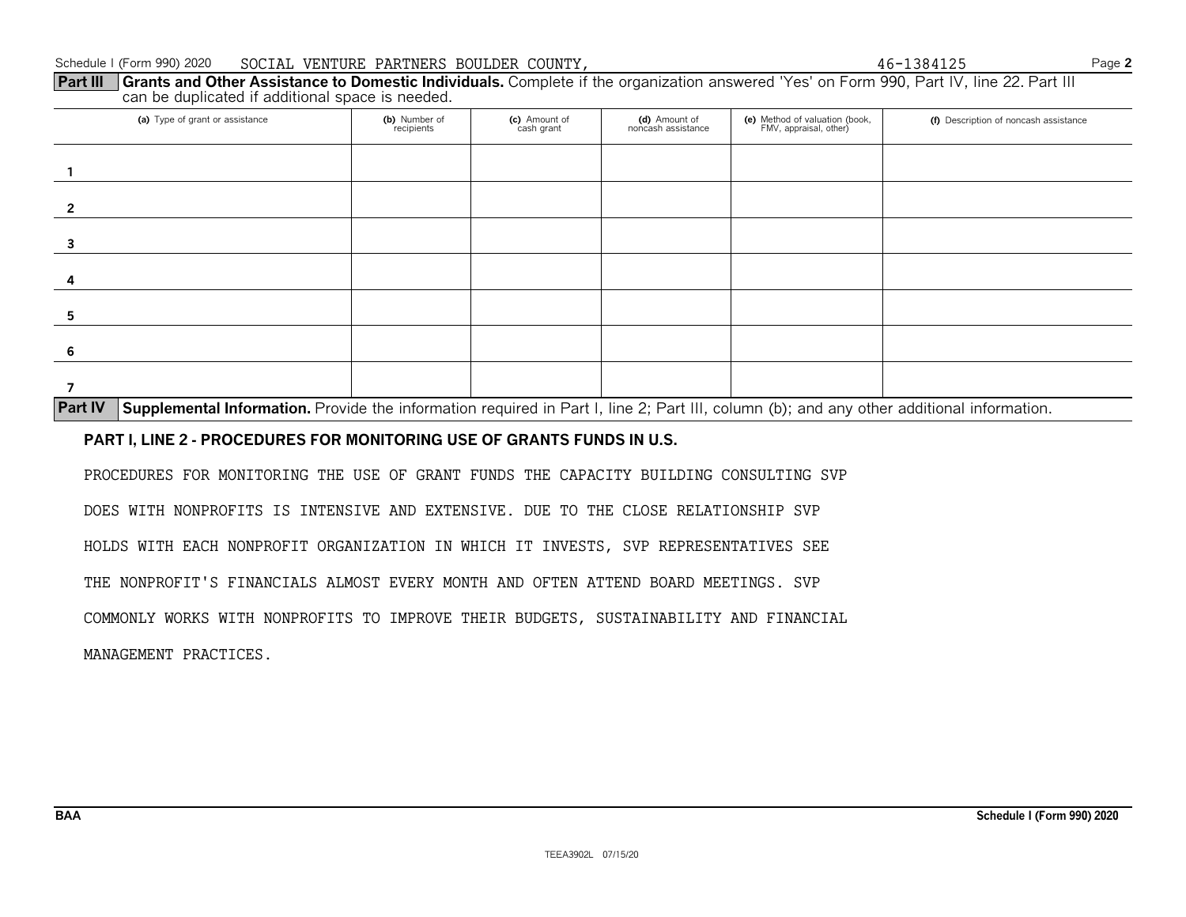Schedule I (Form 990) 2020 SOCIAL VENTURE PARTNERS BOULDER COUNTY, 46-1384125 Page **2**

**Part III** **Grants and Other Assistance to Domestic Individuals.** Complete if the organization answered 'Yes' on Form 990, Part IV, line 22. Part III can be duplicated if additional space is needed.

| | (a) Type of grant or assistance | (b) Number of recipients | (c) Amount of cash grant | (d) Amount of noncash assistance | (e) Method of valuation (book, FMV, appraisal, other) | (f) Description of noncash assistance |
|---|---|---|---|---|---|---|
| 1 | | | | | | |
| 2 | | | | | | |
| 3 | | | | | | |
| 4 | | | | | | |
| 5 | | | | | | |
| 6 | | | | | | |
| 7 | | | | | | |

**Part IV** **Supplemental Information.** Provide the information required in Part I, line 2; Part III, column (b); and any other additional information.

**PART I, LINE 2 - PROCEDURES FOR MONITORING USE OF GRANTS FUNDS IN U.S.**

PROCEDURES FOR MONITORING THE USE OF GRANT FUNDS THE CAPACITY BUILDING CONSULTING SVP DOES WITH NONPROFITS IS INTENSIVE AND EXTENSIVE. DUE TO THE CLOSE RELATIONSHIP SVP HOLDS WITH EACH NONPROFIT ORGANIZATION IN WHICH IT INVESTS, SVP REPRESENTATIVES SEE THE NONPROFIT'S FINANCIALS ALMOST EVERY MONTH AND OFTEN ATTEND BOARD MEETINGS. SVP COMMONLY WORKS WITH NONPROFITS TO IMPROVE THEIR BUDGETS, SUSTAINABILITY AND FINANCIAL MANAGEMENT PRACTICES.

BAA Schedule I (Form 990) 2020

TEEA3902L 07/15/20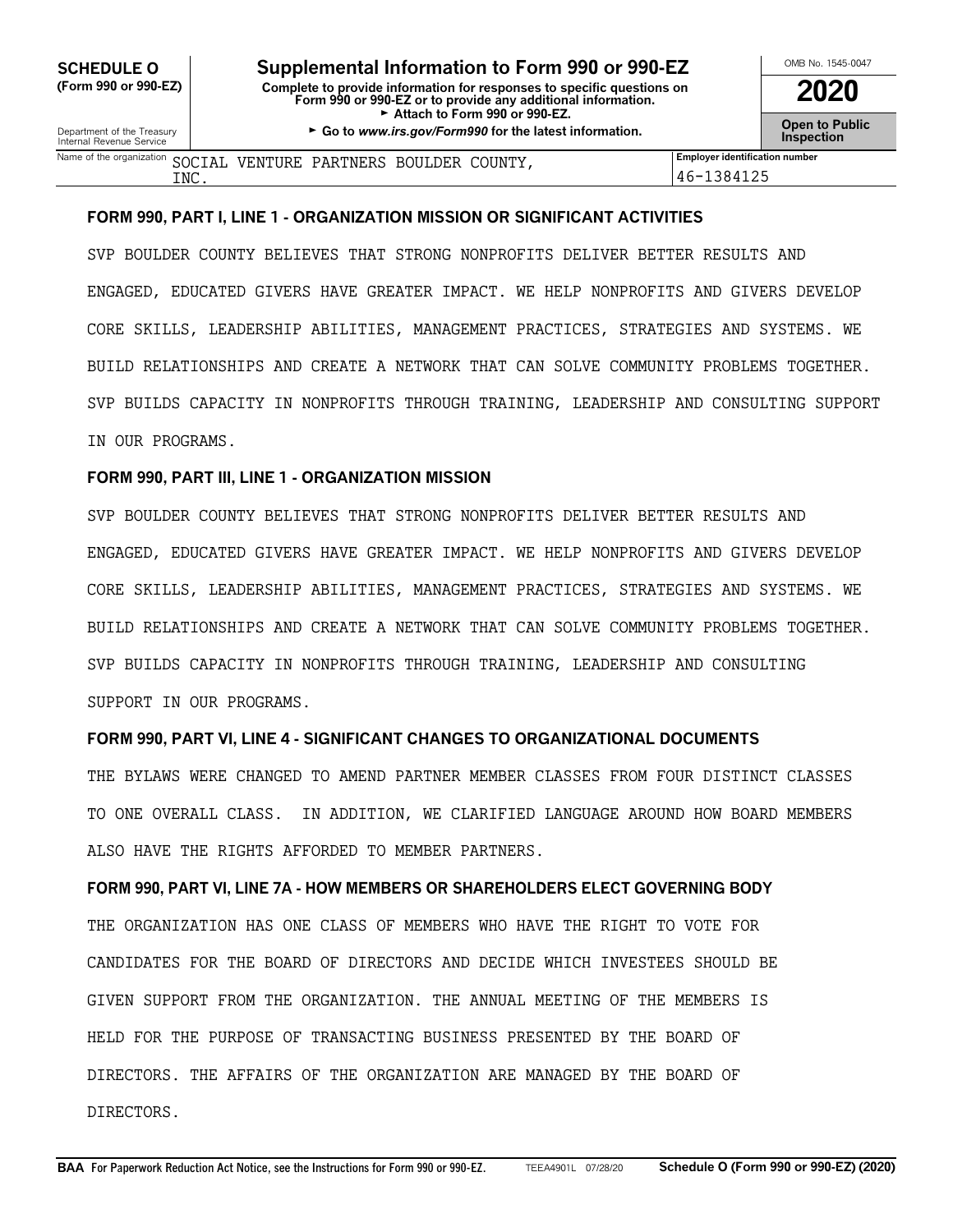**SCHEDULE O**
**(Form 990 or 990-EZ)**

Department of the Treasury
Internal Revenue Service

# Supplemental Information to Form 990 or 990-EZ

**Complete to provide information for responses to specific questions on Form 990 or 990-EZ or to provide any additional information.**
► **Attach to Form 990 or 990-EZ.**
► **Go to *www.irs.gov/Form990* for the latest information.**

OMB No. 1545-0047

**2020**

**Open to Public Inspection**

| Name of the organization | Employer identification number |
|---|---|
| SOCIAL VENTURE PARTNERS BOULDER COUNTY, INC. | 46-1384125 |

**FORM 990, PART I, LINE 1 - ORGANIZATION MISSION OR SIGNIFICANT ACTIVITIES**

SVP BOULDER COUNTY BELIEVES THAT STRONG NONPROFITS DELIVER BETTER RESULTS AND ENGAGED, EDUCATED GIVERS HAVE GREATER IMPACT. WE HELP NONPROFITS AND GIVERS DEVELOP CORE SKILLS, LEADERSHIP ABILITIES, MANAGEMENT PRACTICES, STRATEGIES AND SYSTEMS. WE BUILD RELATIONSHIPS AND CREATE A NETWORK THAT CAN SOLVE COMMUNITY PROBLEMS TOGETHER. SVP BUILDS CAPACITY IN NONPROFITS THROUGH TRAINING, LEADERSHIP AND CONSULTING SUPPORT IN OUR PROGRAMS.

**FORM 990, PART III, LINE 1 - ORGANIZATION MISSION**

SVP BOULDER COUNTY BELIEVES THAT STRONG NONPROFITS DELIVER BETTER RESULTS AND ENGAGED, EDUCATED GIVERS HAVE GREATER IMPACT. WE HELP NONPROFITS AND GIVERS DEVELOP CORE SKILLS, LEADERSHIP ABILITIES, MANAGEMENT PRACTICES, STRATEGIES AND SYSTEMS. WE BUILD RELATIONSHIPS AND CREATE A NETWORK THAT CAN SOLVE COMMUNITY PROBLEMS TOGETHER. SVP BUILDS CAPACITY IN NONPROFITS THROUGH TRAINING, LEADERSHIP AND CONSULTING SUPPORT IN OUR PROGRAMS.

**FORM 990, PART VI, LINE 4 - SIGNIFICANT CHANGES TO ORGANIZATIONAL DOCUMENTS**

THE BYLAWS WERE CHANGED TO AMEND PARTNER MEMBER CLASSES FROM FOUR DISTINCT CLASSES TO ONE OVERALL CLASS. IN ADDITION, WE CLARIFIED LANGUAGE AROUND HOW BOARD MEMBERS ALSO HAVE THE RIGHTS AFFORDED TO MEMBER PARTNERS.

**FORM 990, PART VI, LINE 7A - HOW MEMBERS OR SHAREHOLDERS ELECT GOVERNING BODY**

THE ORGANIZATION HAS ONE CLASS OF MEMBERS WHO HAVE THE RIGHT TO VOTE FOR CANDIDATES FOR THE BOARD OF DIRECTORS AND DECIDE WHICH INVESTEES SHOULD BE GIVEN SUPPORT FROM THE ORGANIZATION. THE ANNUAL MEETING OF THE MEMBERS IS HELD FOR THE PURPOSE OF TRANSACTING BUSINESS PRESENTED BY THE BOARD OF DIRECTORS. THE AFFAIRS OF THE ORGANIZATION ARE MANAGED BY THE BOARD OF DIRECTORS.

**BAA** For Paperwork Reduction Act Notice, see the Instructions for Form 990 or 990-EZ. TEEA4901L 07/28/20 **Schedule O (Form 990 or 990-EZ) (2020)**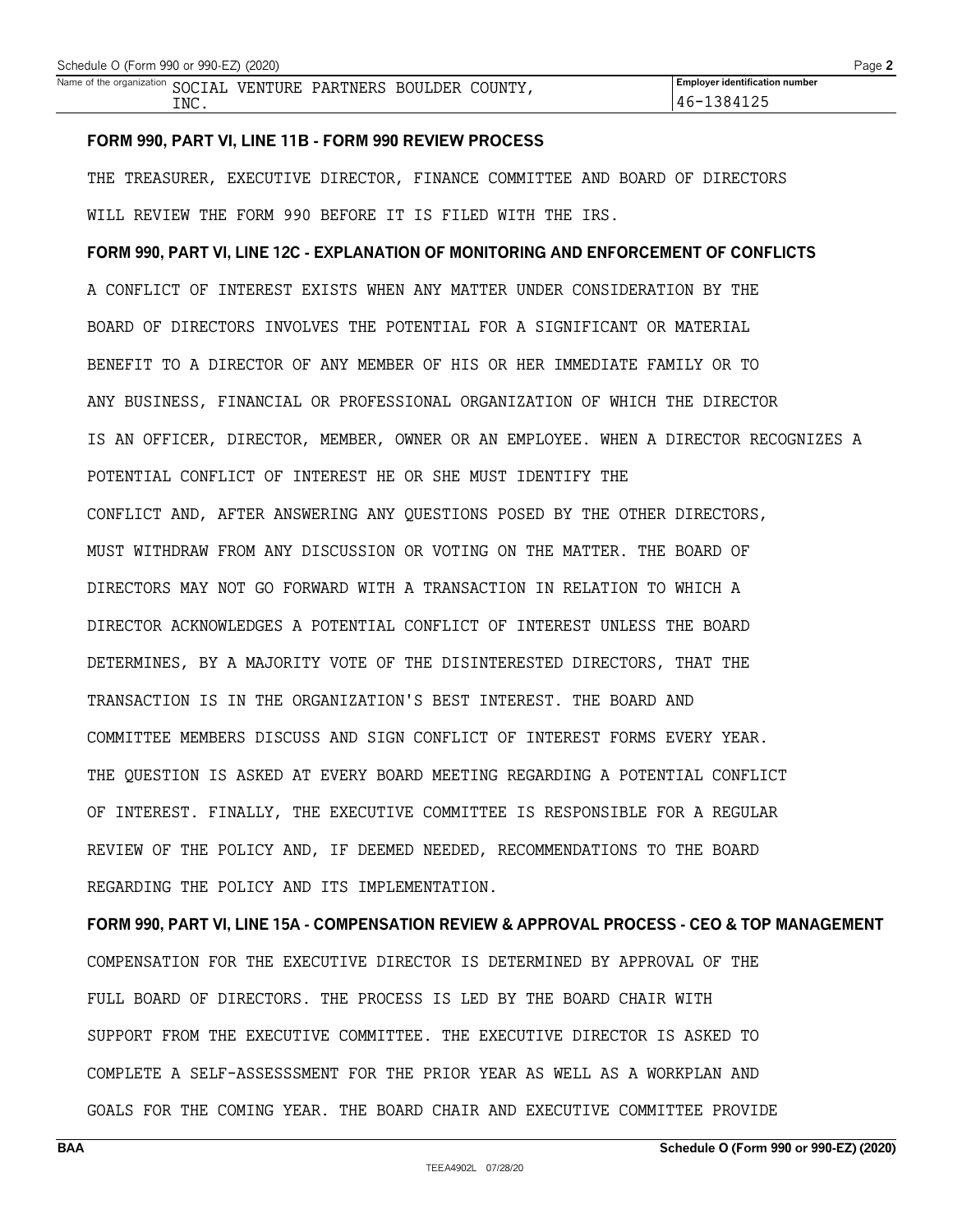Name of the organization SOCIAL VENTURE PARTNERS BOULDER COUNTY, INC.

Employer identification number 46-1384125

**FORM 990, PART VI, LINE 11B - FORM 990 REVIEW PROCESS**

THE TREASURER, EXECUTIVE DIRECTOR, FINANCE COMMITTEE AND BOARD OF DIRECTORS WILL REVIEW THE FORM 990 BEFORE IT IS FILED WITH THE IRS.

**FORM 990, PART VI, LINE 12C - EXPLANATION OF MONITORING AND ENFORCEMENT OF CONFLICTS**

A CONFLICT OF INTEREST EXISTS WHEN ANY MATTER UNDER CONSIDERATION BY THE BOARD OF DIRECTORS INVOLVES THE POTENTIAL FOR A SIGNIFICANT OR MATERIAL BENEFIT TO A DIRECTOR OF ANY MEMBER OF HIS OR HER IMMEDIATE FAMILY OR TO ANY BUSINESS, FINANCIAL OR PROFESSIONAL ORGANIZATION OF WHICH THE DIRECTOR IS AN OFFICER, DIRECTOR, MEMBER, OWNER OR AN EMPLOYEE. WHEN A DIRECTOR RECOGNIZES A POTENTIAL CONFLICT OF INTEREST HE OR SHE MUST IDENTIFY THE CONFLICT AND, AFTER ANSWERING ANY QUESTIONS POSED BY THE OTHER DIRECTORS, MUST WITHDRAW FROM ANY DISCUSSION OR VOTING ON THE MATTER. THE BOARD OF DIRECTORS MAY NOT GO FORWARD WITH A TRANSACTION IN RELATION TO WHICH A DIRECTOR ACKNOWLEDGES A POTENTIAL CONFLICT OF INTEREST UNLESS THE BOARD DETERMINES, BY A MAJORITY VOTE OF THE DISINTERESTED DIRECTORS, THAT THE TRANSACTION IS IN THE ORGANIZATION'S BEST INTEREST. THE BOARD AND COMMITTEE MEMBERS DISCUSS AND SIGN CONFLICT OF INTEREST FORMS EVERY YEAR. THE QUESTION IS ASKED AT EVERY BOARD MEETING REGARDING A POTENTIAL CONFLICT OF INTEREST. FINALLY, THE EXECUTIVE COMMITTEE IS RESPONSIBLE FOR A REGULAR REVIEW OF THE POLICY AND, IF DEEMED NEEDED, RECOMMENDATIONS TO THE BOARD REGARDING THE POLICY AND ITS IMPLEMENTATION.

**FORM 990, PART VI, LINE 15A - COMPENSATION REVIEW & APPROVAL PROCESS - CEO & TOP MANAGEMENT**

COMPENSATION FOR THE EXECUTIVE DIRECTOR IS DETERMINED BY APPROVAL OF THE FULL BOARD OF DIRECTORS. THE PROCESS IS LED BY THE BOARD CHAIR WITH SUPPORT FROM THE EXECUTIVE COMMITTEE. THE EXECUTIVE DIRECTOR IS ASKED TO COMPLETE A SELF-ASSESSSMENT FOR THE PRIOR YEAR AS WELL AS A WORKPLAN AND GOALS FOR THE COMING YEAR. THE BOARD CHAIR AND EXECUTIVE COMMITTEE PROVIDE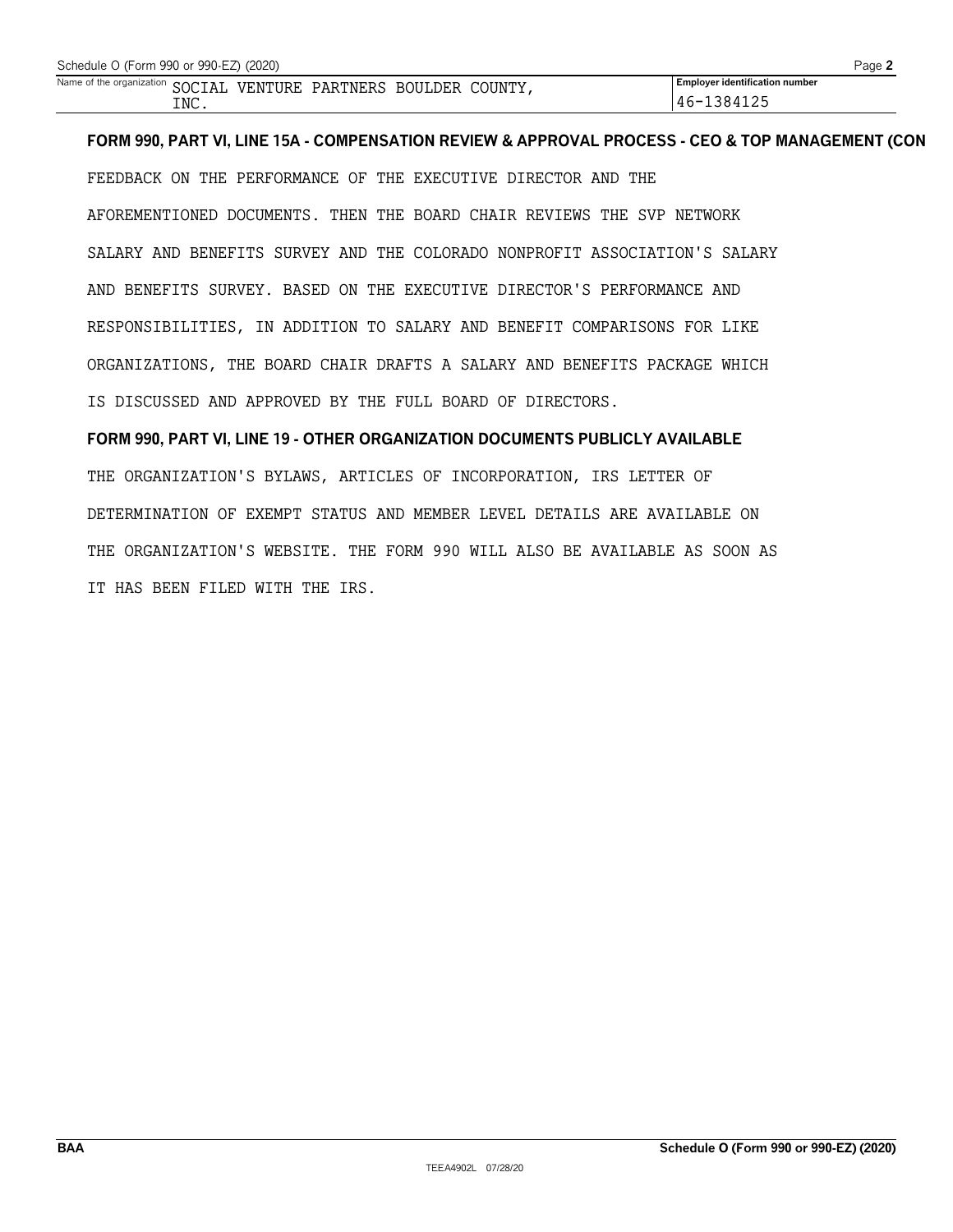Name of the organization SOCIAL VENTURE PARTNERS BOULDER COUNTY, INC. | Employer identification number 46-1384125

**FORM 990, PART VI, LINE 15A - COMPENSATION REVIEW & APPROVAL PROCESS - CEO & TOP MANAGEMENT (CON**

FEEDBACK ON THE PERFORMANCE OF THE EXECUTIVE DIRECTOR AND THE AFOREMENTIONED DOCUMENTS. THEN THE BOARD CHAIR REVIEWS THE SVP NETWORK SALARY AND BENEFITS SURVEY AND THE COLORADO NONPROFIT ASSOCIATION'S SALARY AND BENEFITS SURVEY. BASED ON THE EXECUTIVE DIRECTOR'S PERFORMANCE AND RESPONSIBILITIES, IN ADDITION TO SALARY AND BENEFIT COMPARISONS FOR LIKE ORGANIZATIONS, THE BOARD CHAIR DRAFTS A SALARY AND BENEFITS PACKAGE WHICH IS DISCUSSED AND APPROVED BY THE FULL BOARD OF DIRECTORS.

**FORM 990, PART VI, LINE 19 - OTHER ORGANIZATION DOCUMENTS PUBLICLY AVAILABLE**

THE ORGANIZATION'S BYLAWS, ARTICLES OF INCORPORATION, IRS LETTER OF DETERMINATION OF EXEMPT STATUS AND MEMBER LEVEL DETAILS ARE AVAILABLE ON THE ORGANIZATION'S WEBSITE. THE FORM 990 WILL ALSO BE AVAILABLE AS SOON AS IT HAS BEEN FILED WITH THE IRS.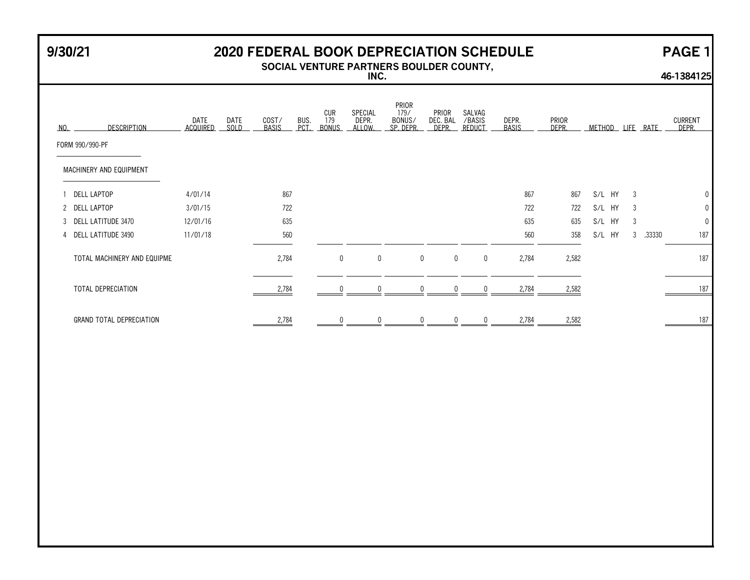# 2020 FEDERAL BOOK DEPRECIATION SCHEDULE

**SOCIAL VENTURE PARTNERS BOULDER COUNTY, INC.**

9/30/21

PAGE 1

46-1384125

| NO. | DESCRIPTION | DATE ACQUIRED | DATE SOLD | COST/ BASIS | BUS. PCT. | CUR 179 BONUS | SPECIAL DEPR. ALLOW. | PRIOR 179/ BONUS/ SP. DEPR. | PRIOR DEC. BAL DEPR. | SALVAG /BASIS REDUCT | DEPR. BASIS | PRIOR DEPR. | METHOD | LIFE | RATE | CURRENT DEPR. |
|---|---|---|---|---|---|---|---|---|---|---|---|---|---|---|---|---|
| | FORM 990/990-PF | | | | | | | | | | | | | | | |
| | MACHINERY AND EQUIPMENT | | | | | | | | | | | | | | | |
| 1 | DELL LAPTOP | 4/01/14 | | 867 | | | | | | | 867 | 867 | S/L HY | 3 | | 0 |
| 2 | DELL LAPTOP | 3/01/15 | | 722 | | | | | | | 722 | 722 | S/L HY | 3 | | 0 |
| 3 | DELL LATITUDE 3470 | 12/01/16 | | 635 | | | | | | | 635 | 635 | S/L HY | 3 | | 0 |
| 4 | DELL LATITUDE 3490 | 11/01/18 | | 560 | | | | | | | 560 | 358 | S/L HY | 3 | .33330 | 187 |
| | TOTAL MACHINERY AND EQUIPME | | | 2,784 | | 0 | 0 | 0 | 0 | 0 | 2,784 | 2,582 | | | | 187 |
| | TOTAL DEPRECIATION | | | 2,784 | | 0 | 0 | 0 | 0 | 0 | 2,784 | 2,582 | | | | 187 |
| | GRAND TOTAL DEPRECIATION | | | 2,784 | | 0 | 0 | 0 | 0 | 0 | 2,784 | 2,582 | | | | 187 |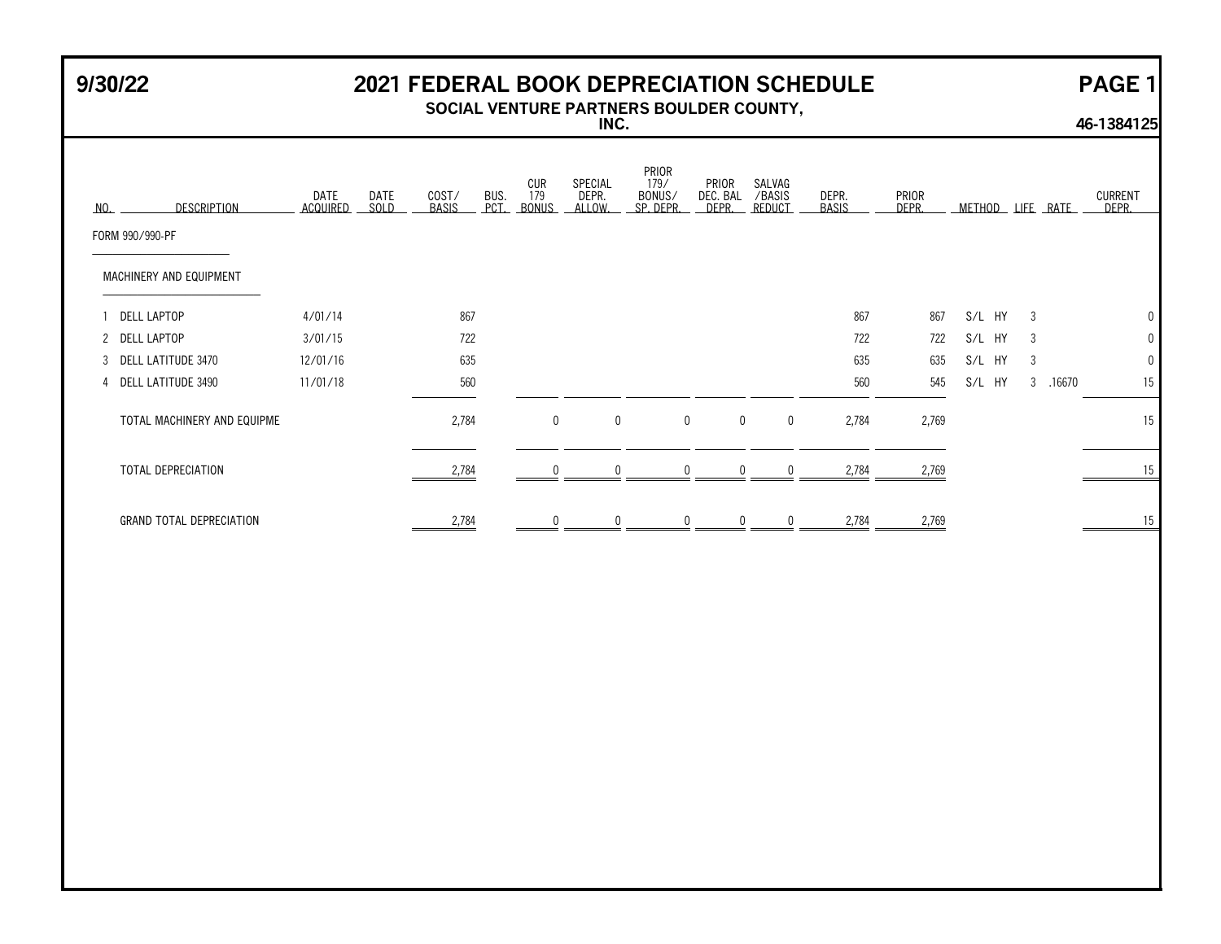9/30/22

# 2021 FEDERAL BOOK DEPRECIATION SCHEDULE

PAGE 1

**SOCIAL VENTURE PARTNERS BOULDER COUNTY, INC.**

46-1384125

| NO. | DESCRIPTION | DATE ACQUIRED | DATE SOLD | COST/ BASIS | BUS. PCT. | CUR 179 BONUS | SPECIAL DEPR. ALLOW. | PRIOR 179/ BONUS/ SP. DEPR. | PRIOR DEC. BAL DEPR. | SALVAG /BASIS REDUCT | DEPR. BASIS | PRIOR DEPR. | METHOD | LIFE | RATE | CURRENT DEPR. |
|---|---|---|---|---|---|---|---|---|---|---|---|---|---|---|---|---|
| | FORM 990/990-PF | | | | | | | | | | | | | | | |
| | MACHINERY AND EQUIPMENT | | | | | | | | | | | | | | | |
| 1 | DELL LAPTOP | 4/01/14 | | 867 | | | | | | | 867 | 867 | S/L HY | 3 | | 0 |
| 2 | DELL LAPTOP | 3/01/15 | | 722 | | | | | | | 722 | 722 | S/L HY | 3 | | 0 |
| 3 | DELL LATITUDE 3470 | 12/01/16 | | 635 | | | | | | | 635 | 635 | S/L HY | 3 | | 0 |
| 4 | DELL LATITUDE 3490 | 11/01/18 | | 560 | | | | | | | 560 | 545 | S/L HY | 3 | .16670 | 15 |
| | TOTAL MACHINERY AND EQUIPME | | | 2,784 | | 0 | 0 | 0 | 0 | 0 | 2,784 | 2,769 | | | | 15 |
| | TOTAL DEPRECIATION | | | 2,784 | | 0 | 0 | 0 | 0 | 0 | 2,784 | 2,769 | | | | 15 |
| | GRAND TOTAL DEPRECIATION | | | 2,784 | | 0 | 0 | 0 | 0 | 0 | 2,784 | 2,769 | | | | 15 |